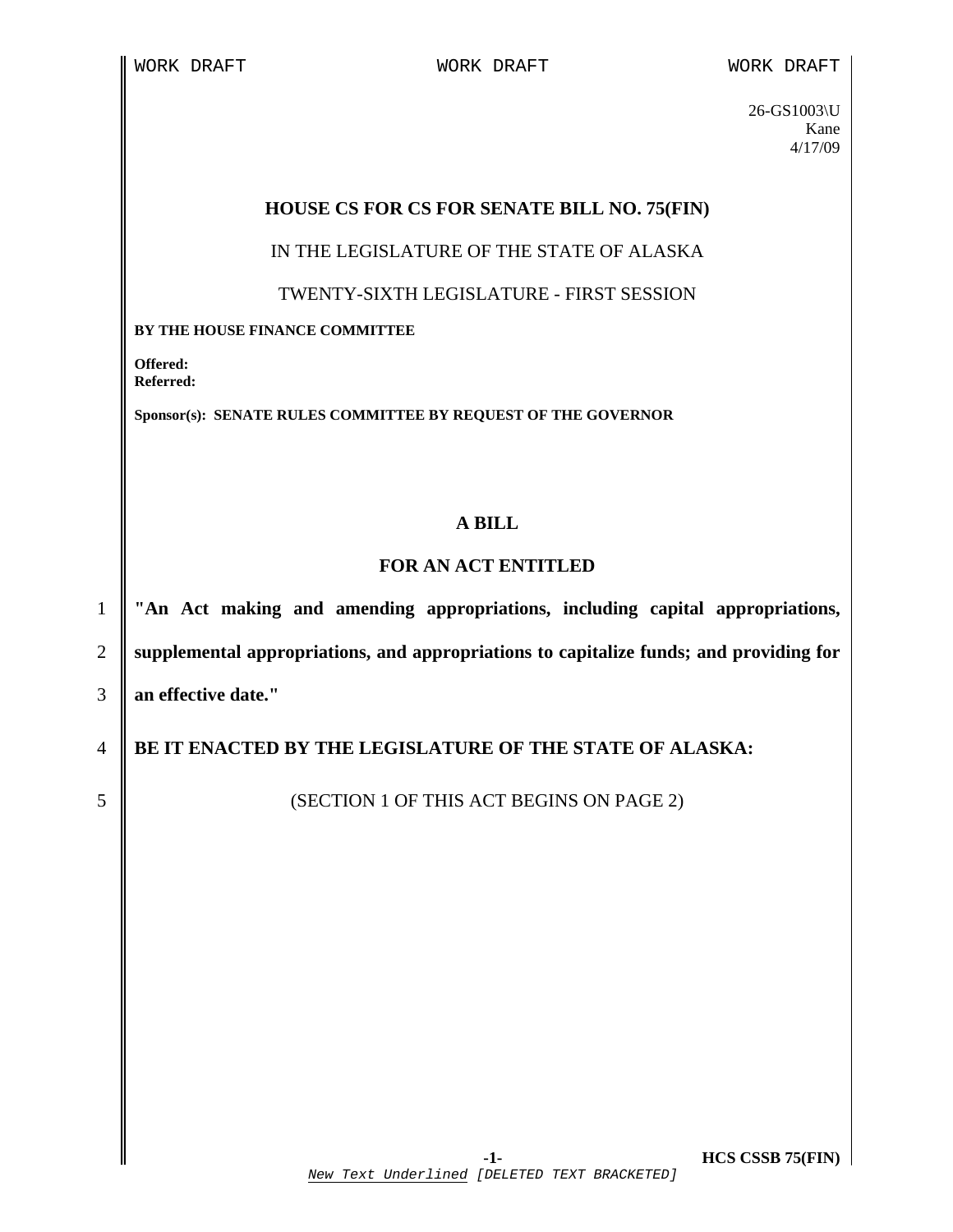WORK DRAFT WORK DRAFT WORK DRAFT

26-GS1003\U
Kane
4/17/09

## HOUSE CS FOR CS FOR SENATE BILL NO. 75(FIN)

IN THE LEGISLATURE OF THE STATE OF ALASKA

TWENTY-SIXTH LEGISLATURE - FIRST SESSION

**BY THE HOUSE FINANCE COMMITTEE**

**Offered:**
**Referred:**

**Sponsor(s): SENATE RULES COMMITTEE BY REQUEST OF THE GOVERNOR**

## A BILL

## FOR AN ACT ENTITLED

1 **"An Act making and amending appropriations, including capital appropriations,**
2 **supplemental appropriations, and appropriations to capitalize funds; and providing for**
3 **an effective date."**

4 **BE IT ENACTED BY THE LEGISLATURE OF THE STATE OF ALASKA:**

5 (SECTION 1 OF THIS ACT BEGINS ON PAGE 2)

*New Text Underlined* [DELETED TEXT BRACKETED]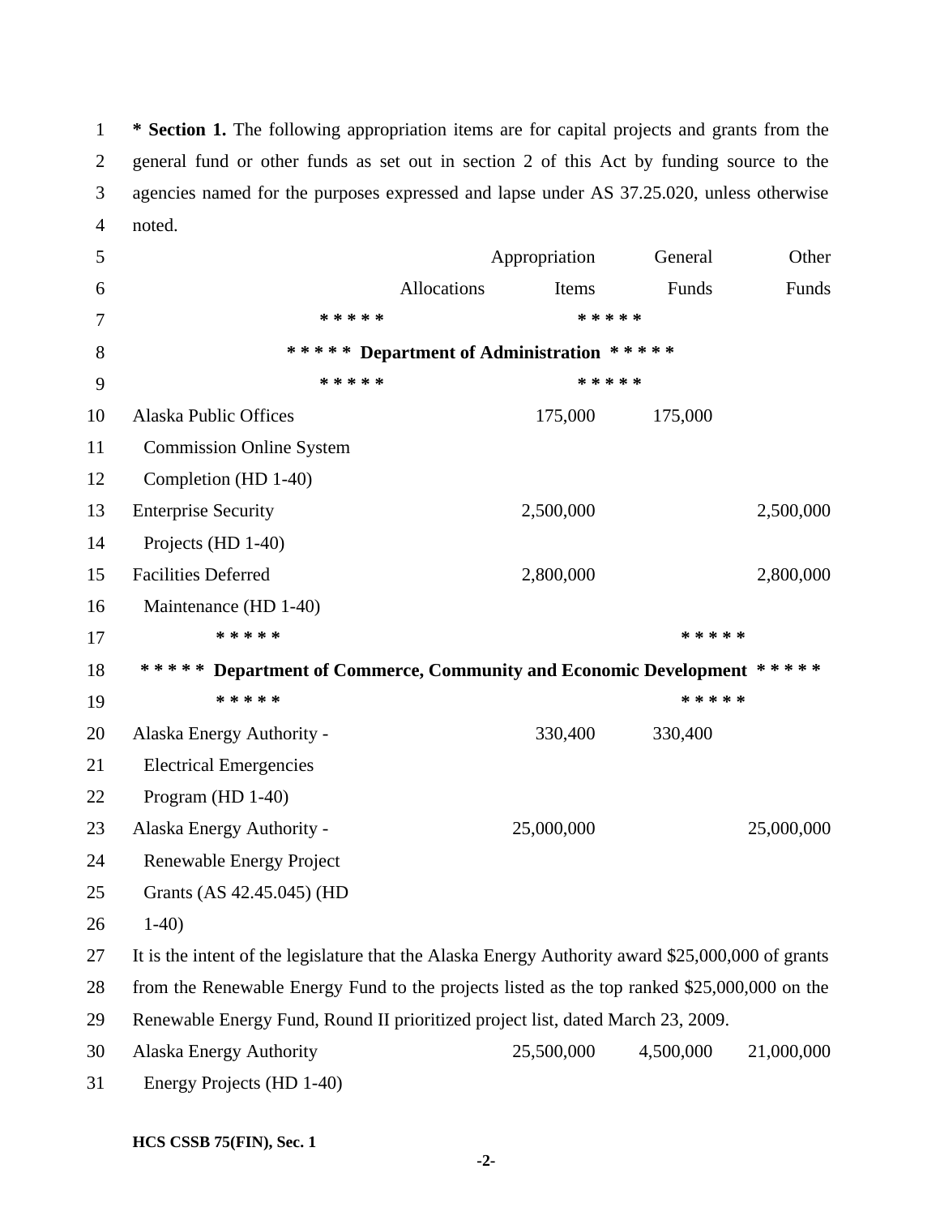**\* Section 1.** The following appropriation items are for capital projects and grants from the general fund or other funds as set out in section 2 of this Act by funding source to the agencies named for the purposes expressed and lapse under AS 37.25.020, unless otherwise noted.

| | Allocations | Appropriation Items | General Funds | Other Funds |
|---|---|---|---|---|
| **\* \* \* \* \* Department of Administration \* \* \* \* \*** | | | | |
| Alaska Public Offices Commission Online System Completion (HD 1-40) | | 175,000 | 175,000 | |
| Enterprise Security Projects (HD 1-40) | | 2,500,000 | | 2,500,000 |
| Facilities Deferred Maintenance (HD 1-40) | | 2,800,000 | | 2,800,000 |
| **\* \* \* \* \* Department of Commerce, Community and Economic Development \* \* \* \* \*** | | | | |
| Alaska Energy Authority - Electrical Emergencies Program (HD 1-40) | | 330,400 | 330,400 | |
| Alaska Energy Authority - Renewable Energy Project Grants (AS 42.45.045) (HD 1-40) | | 25,000,000 | | 25,000,000 |

It is the intent of the legislature that the Alaska Energy Authority award $25,000,000 of grants from the Renewable Energy Fund to the projects listed as the top ranked $25,000,000 on the Renewable Energy Fund, Round II prioritized project list, dated March 23, 2009.

| | Allocations | Appropriation Items | General Funds | Other Funds |
|---|---|---|---|---|
| Alaska Energy Authority Energy Projects (HD 1-40) | | 25,500,000 | 4,500,000 | 21,000,000 |

HCS CSSB 75(FIN), Sec. 1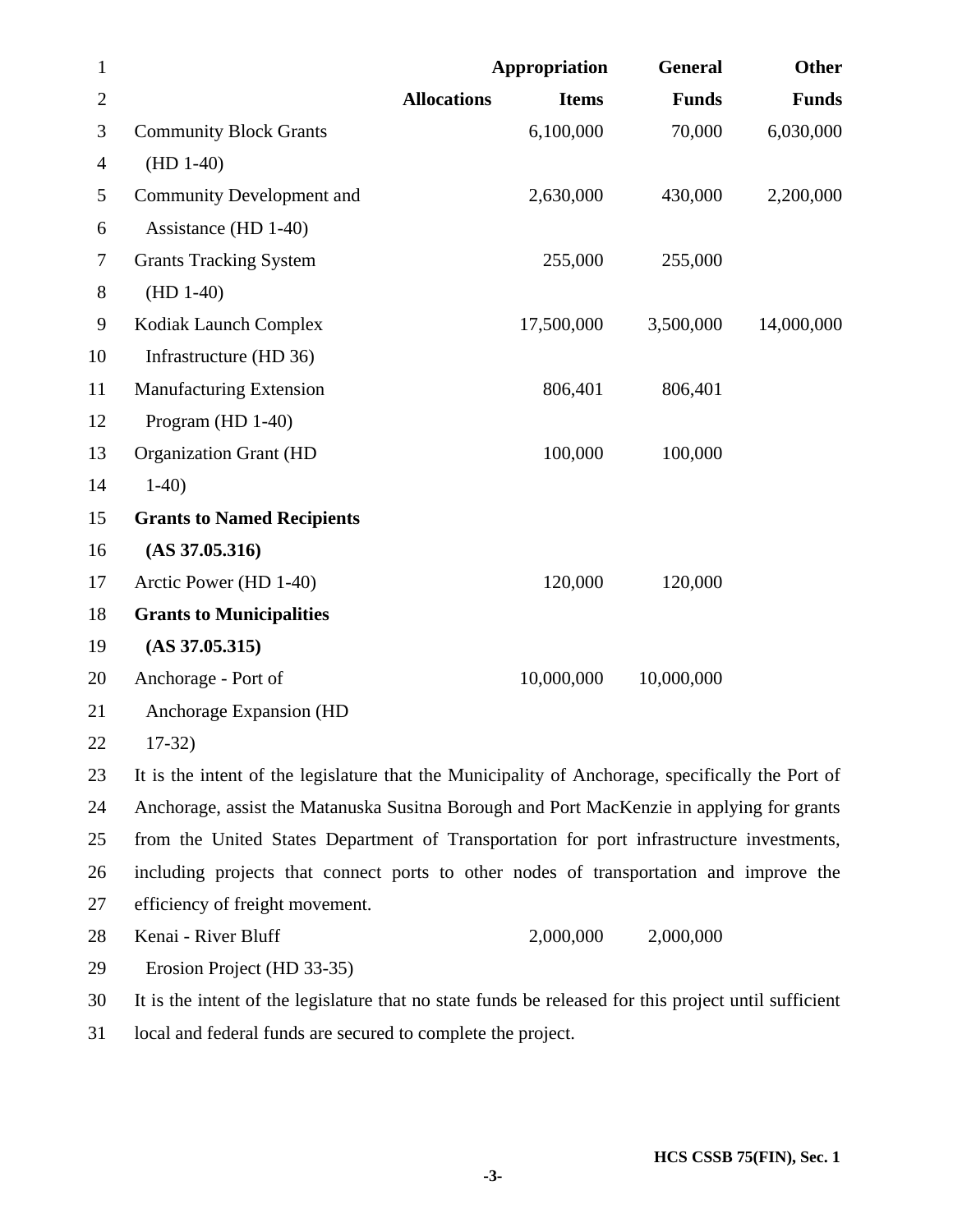| | Allocations | Appropriation Items | General Funds | Other Funds |
|---|---|---|---|---|
| Community Block Grants (HD 1-40) | | 6,100,000 | 70,000 | 6,030,000 |
| Community Development and Assistance (HD 1-40) | | 2,630,000 | 430,000 | 2,200,000 |
| Grants Tracking System (HD 1-40) | | 255,000 | 255,000 | |
| Kodiak Launch Complex Infrastructure (HD 36) | | 17,500,000 | 3,500,000 | 14,000,000 |
| Manufacturing Extension Program (HD 1-40) | | 806,401 | 806,401 | |
| Organization Grant (HD 1-40) | | 100,000 | 100,000 | |
| **Grants to Named Recipients (AS 37.05.316)** | | | | |
| Arctic Power (HD 1-40) | | 120,000 | 120,000 | |
| **Grants to Municipalities (AS 37.05.315)** | | | | |
| Anchorage - Port of Anchorage Expansion (HD 17-32) | | 10,000,000 | 10,000,000 | |

It is the intent of the legislature that the Municipality of Anchorage, specifically the Port of Anchorage, assist the Matanuska Susitna Borough and Port MacKenzie in applying for grants from the United States Department of Transportation for port infrastructure investments, including projects that connect ports to other nodes of transportation and improve the efficiency of freight movement.

| | Allocations | Appropriation Items | General Funds | Other Funds |
|---|---|---|---|---|
| Kenai - River Bluff Erosion Project (HD 33-35) | | 2,000,000 | 2,000,000 | |

It is the intent of the legislature that no state funds be released for this project until sufficient local and federal funds are secured to complete the project.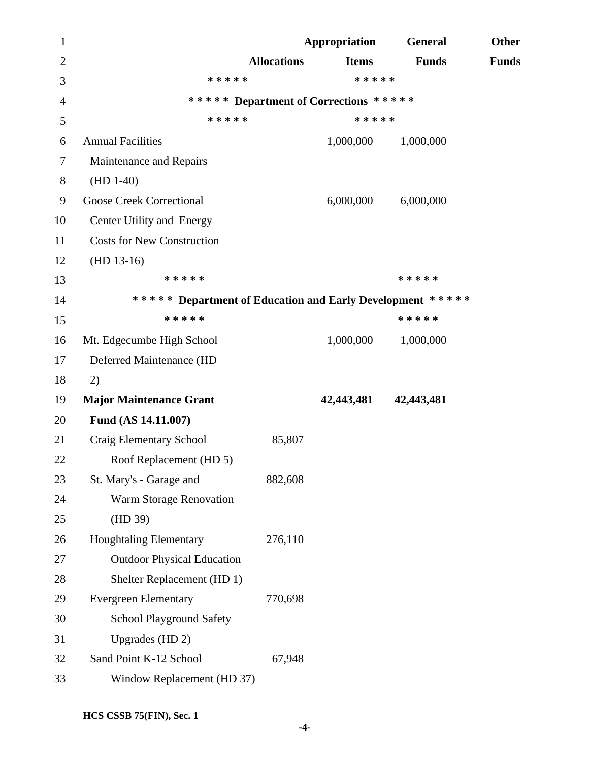| | Allocations | Appropriation Items | General Funds | Other Funds |
|---|---|---|---|---|
| ***** | | ***** | | |
| ***** Department of Corrections ***** | | | | |
| ***** | | ***** | | |
| Annual Facilities Maintenance and Repairs (HD 1-40) | | 1,000,000 | 1,000,000 | |
| Goose Creek Correctional Center Utility and Energy Costs for New Construction (HD 13-16) | | 6,000,000 | 6,000,000 | |
| ***** | | | ***** | |
| ***** Department of Education and Early Development ***** | | | | |
| ***** | | | ***** | |
| Mt. Edgecumbe High School Deferred Maintenance (HD 2) | | 1,000,000 | 1,000,000 | |
| **Major Maintenance Grant Fund (AS 14.11.007)** | | **42,443,481** | **42,443,481** | |
| Craig Elementary School Roof Replacement (HD 5) | 85,807 | | | |
| St. Mary's - Garage and Warm Storage Renovation (HD 39) | 882,608 | | | |
| Houghtaling Elementary Outdoor Physical Education Shelter Replacement (HD 1) | 276,110 | | | |
| Evergreen Elementary School Playground Safety Upgrades (HD 2) | 770,698 | | | |
| Sand Point K-12 School Window Replacement (HD 37) | 67,948 | | | |

HCS CSSB 75(FIN), Sec. 1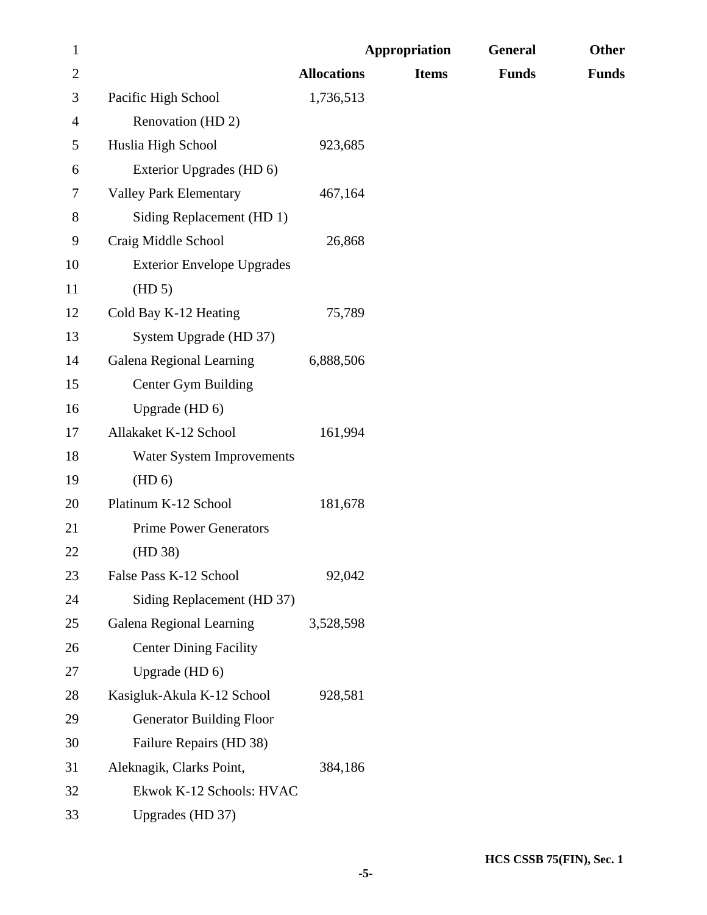| | Allocations | Appropriation Items | General Funds | Other Funds |
|---|---|---|---|---|
| Pacific High School Renovation (HD 2) | 1,736,513 | | | |
| Huslia High School Exterior Upgrades (HD 6) | 923,685 | | | |
| Valley Park Elementary Siding Replacement (HD 1) | 467,164 | | | |
| Craig Middle School Exterior Envelope Upgrades (HD 5) | 26,868 | | | |
| Cold Bay K-12 Heating System Upgrade (HD 37) | 75,789 | | | |
| Galena Regional Learning Center Gym Building Upgrade (HD 6) | 6,888,506 | | | |
| Allakaket K-12 School Water System Improvements (HD 6) | 161,994 | | | |
| Platinum K-12 School Prime Power Generators (HD 38) | 181,678 | | | |
| False Pass K-12 School Siding Replacement (HD 37) | 92,042 | | | |
| Galena Regional Learning Center Dining Facility Upgrade (HD 6) | 3,528,598 | | | |
| Kasigluk-Akula K-12 School Generator Building Floor Failure Repairs (HD 38) | 928,581 | | | |
| Aleknagik, Clarks Point, Ekwok K-12 Schools: HVAC Upgrades (HD 37) | 384,186 | | | |

HCS CSSB 75(FIN), Sec. 1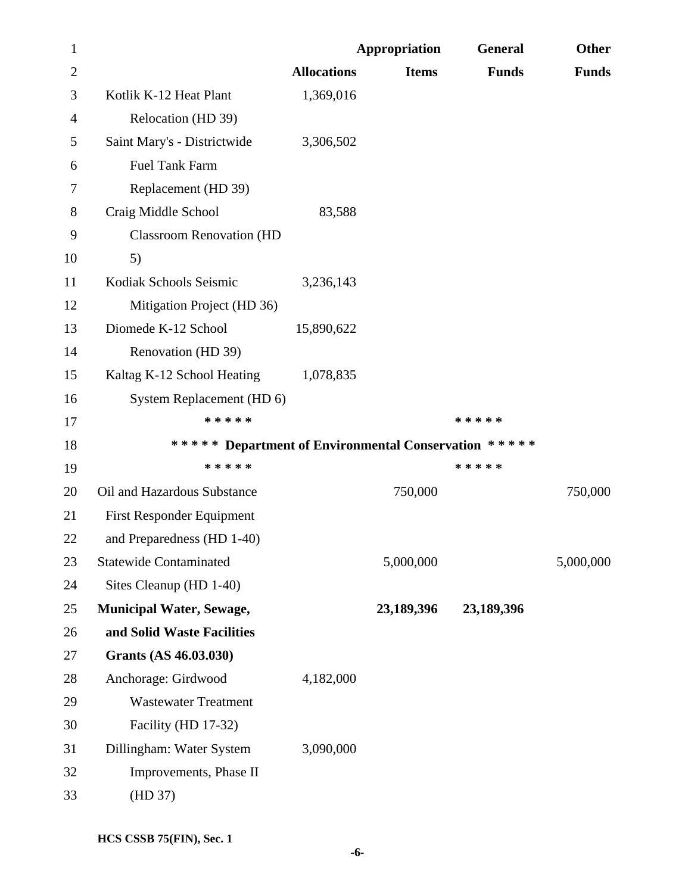| | Allocations | Appropriation Items | General Funds | Other Funds |
|---|---|---|---|---|
| Kotlik K-12 Heat Plant Relocation (HD 39) | 1,369,016 | | | |
| Saint Mary's - Districtwide Fuel Tank Farm Replacement (HD 39) | 3,306,502 | | | |
| Craig Middle School Classroom Renovation (HD 5) | 83,588 | | | |
| Kodiak Schools Seismic Mitigation Project (HD 36) | 3,236,143 | | | |
| Diomede K-12 School Renovation (HD 39) | 15,890,622 | | | |
| Kaltag K-12 School Heating System Replacement (HD 6) | 1,078,835 | | | |

***** *****

***** Department of Environmental Conservation *****

***** *****

| | Allocations | Appropriation Items | General Funds | Other Funds |
|---|---|---|---|---|
| Oil and Hazardous Substance First Responder Equipment and Preparedness (HD 1-40) | | 750,000 | | 750,000 |
| Statewide Contaminated Sites Cleanup (HD 1-40) | | 5,000,000 | | 5,000,000 |
| **Municipal Water, Sewage, and Solid Waste Facilities Grants (AS 46.03.030)** | | **23,189,396** | **23,189,396** | |
| Anchorage: Girdwood Wastewater Treatment Facility (HD 17-32) | 4,182,000 | | | |
| Dillingham: Water System Improvements, Phase II (HD 37) | 3,090,000 | | | |

HCS CSSB 75(FIN), Sec. 1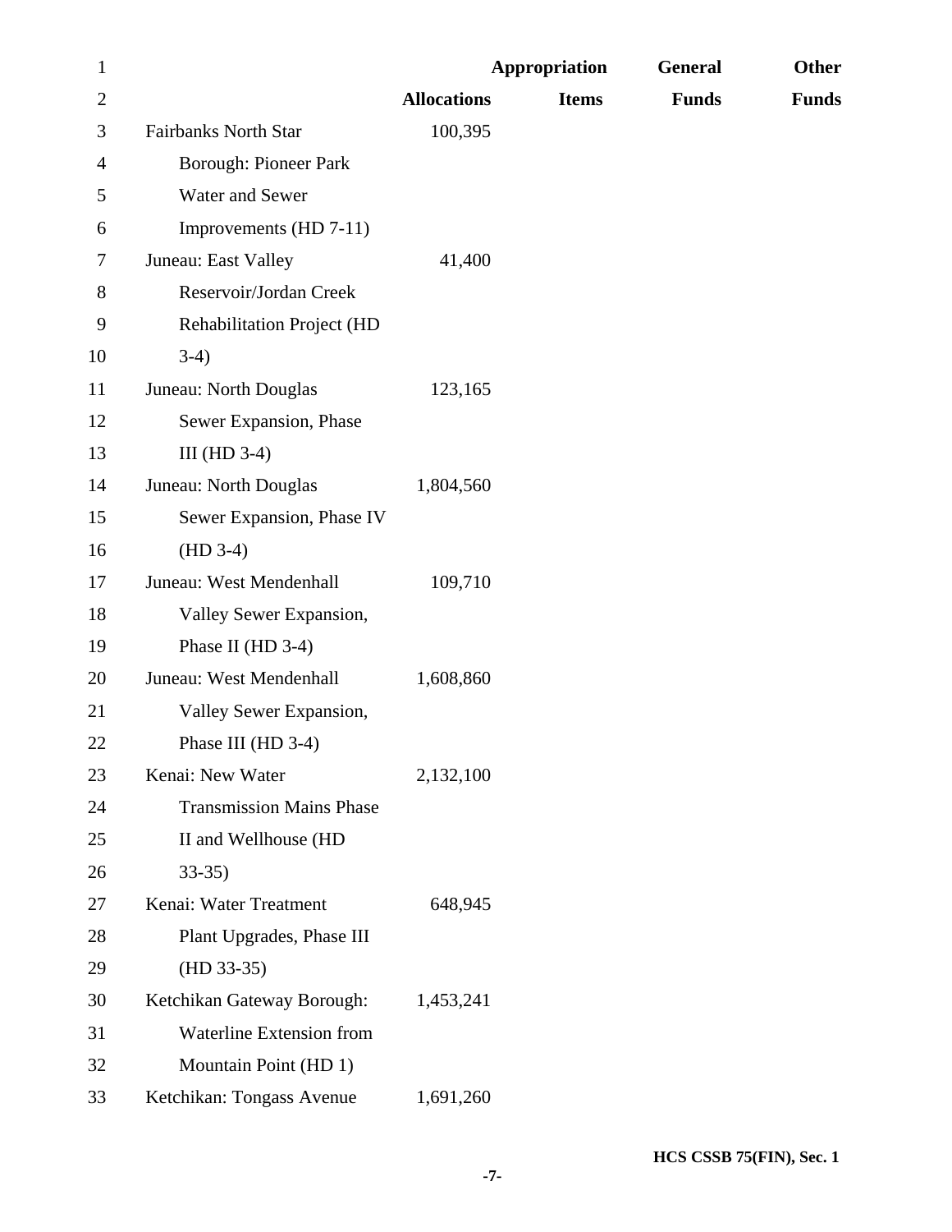| | Allocations | Appropriation Items | General Funds | Other Funds |
|---|---|---|---|---|
| Fairbanks North Star Borough: Pioneer Park Water and Sewer Improvements (HD 7-11) | 100,395 | | | |
| Juneau: East Valley Reservoir/Jordan Creek Rehabilitation Project (HD 3-4) | 41,400 | | | |
| Juneau: North Douglas Sewer Expansion, Phase III (HD 3-4) | 123,165 | | | |
| Juneau: North Douglas Sewer Expansion, Phase IV (HD 3-4) | 1,804,560 | | | |
| Juneau: West Mendenhall Valley Sewer Expansion, Phase II (HD 3-4) | 109,710 | | | |
| Juneau: West Mendenhall Valley Sewer Expansion, Phase III (HD 3-4) | 1,608,860 | | | |
| Kenai: New Water Transmission Mains Phase II and Wellhouse (HD 33-35) | 2,132,100 | | | |
| Kenai: Water Treatment Plant Upgrades, Phase III (HD 33-35) | 648,945 | | | |
| Ketchikan Gateway Borough: Waterline Extension from Mountain Point (HD 1) | 1,453,241 | | | |
| Ketchikan: Tongass Avenue | 1,691,260 | | | |

HCS CSSB 75(FIN), Sec. 1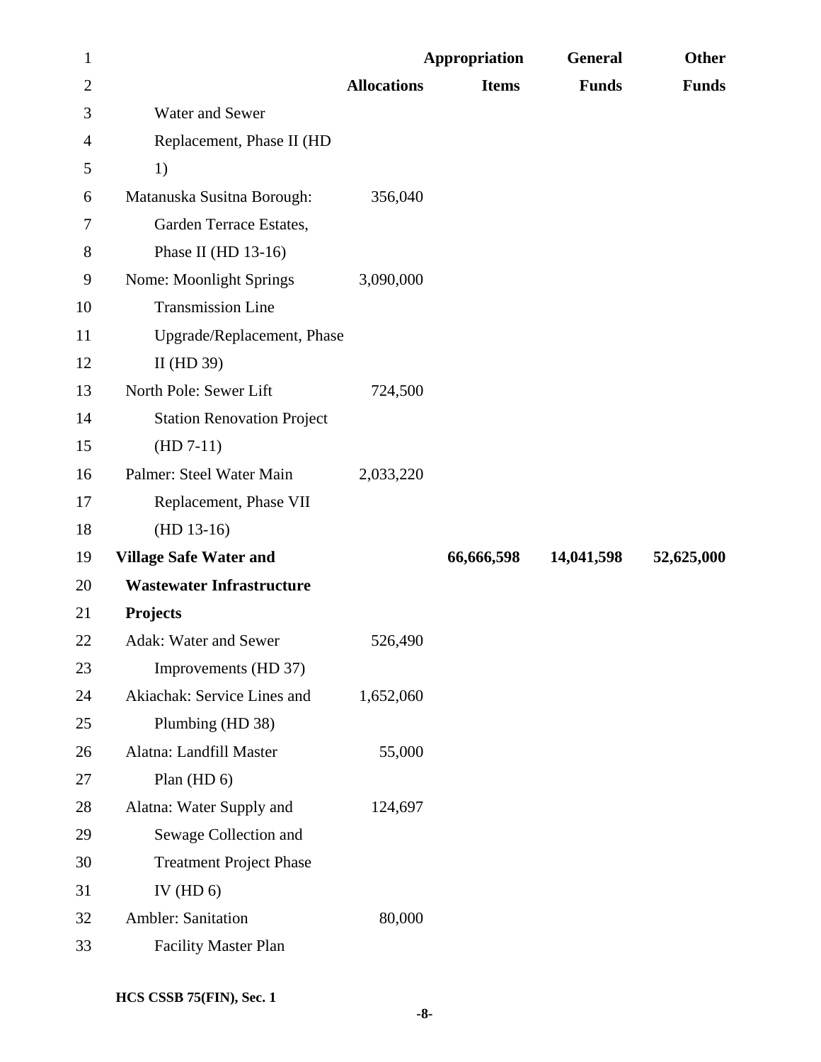| | Allocations | Appropriation Items | General Funds | Other Funds |
|---|---|---|---|---|
| Water and Sewer Replacement, Phase II (HD 1) | | | | |
| Matanuska Susitna Borough: Garden Terrace Estates, Phase II (HD 13-16) | 356,040 | | | |
| Nome: Moonlight Springs Transmission Line Upgrade/Replacement, Phase II (HD 39) | 3,090,000 | | | |
| North Pole: Sewer Lift Station Renovation Project (HD 7-11) | 724,500 | | | |
| Palmer: Steel Water Main Replacement, Phase VII (HD 13-16) | 2,033,220 | | | |
| **Village Safe Water and Wastewater Infrastructure Projects** | | **66,666,598** | **14,041,598** | **52,625,000** |
| Adak: Water and Sewer Improvements (HD 37) | 526,490 | | | |
| Akiachak: Service Lines and Plumbing (HD 38) | 1,652,060 | | | |
| Alatna: Landfill Master Plan (HD 6) | 55,000 | | | |
| Alatna: Water Supply and Sewage Collection and Treatment Project Phase IV (HD 6) | 124,697 | | | |
| Ambler: Sanitation Facility Master Plan | 80,000 | | | |

HCS CSSB 75(FIN), Sec. 1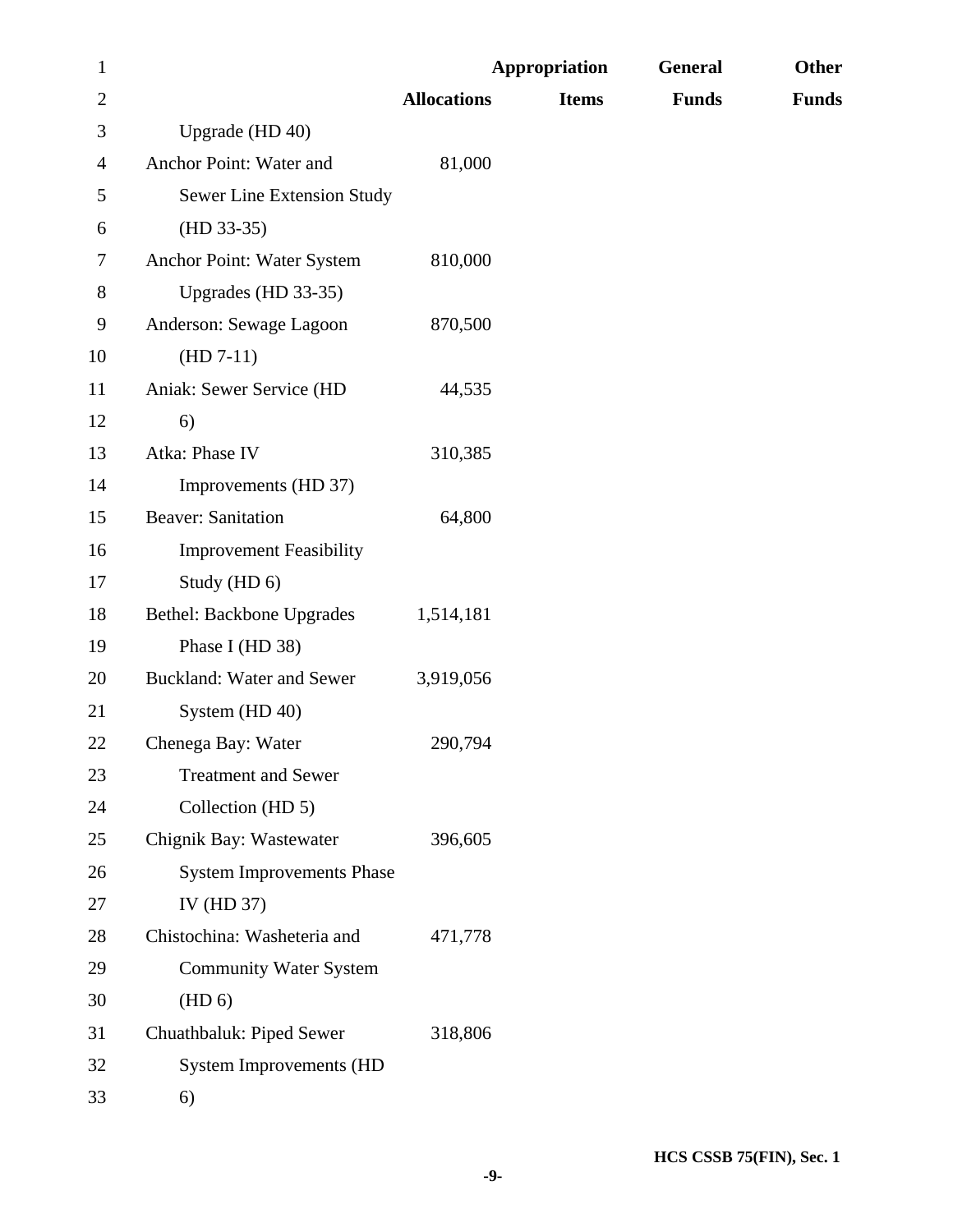| | Allocations | Appropriation Items | General Funds | Other Funds |
|---|---|---|---|---|
| Upgrade (HD 40) | | | | |
| Anchor Point: Water and Sewer Line Extension Study (HD 33-35) | 81,000 | | | |
| Anchor Point: Water System Upgrades (HD 33-35) | 810,000 | | | |
| Anderson: Sewage Lagoon (HD 7-11) | 870,500 | | | |
| Aniak: Sewer Service (HD 6) | 44,535 | | | |
| Atka: Phase IV Improvements (HD 37) | 310,385 | | | |
| Beaver: Sanitation Improvement Feasibility Study (HD 6) | 64,800 | | | |
| Bethel: Backbone Upgrades Phase I (HD 38) | 1,514,181 | | | |
| Buckland: Water and Sewer System (HD 40) | 3,919,056 | | | |
| Chenega Bay: Water Treatment and Sewer Collection (HD 5) | 290,794 | | | |
| Chignik Bay: Wastewater System Improvements Phase IV (HD 37) | 396,605 | | | |
| Chistochina: Washeteria and Community Water System (HD 6) | 471,778 | | | |
| Chuathbaluk: Piped Sewer System Improvements (HD 6) | 318,806 | | | |

HCS CSSB 75(FIN), Sec. 1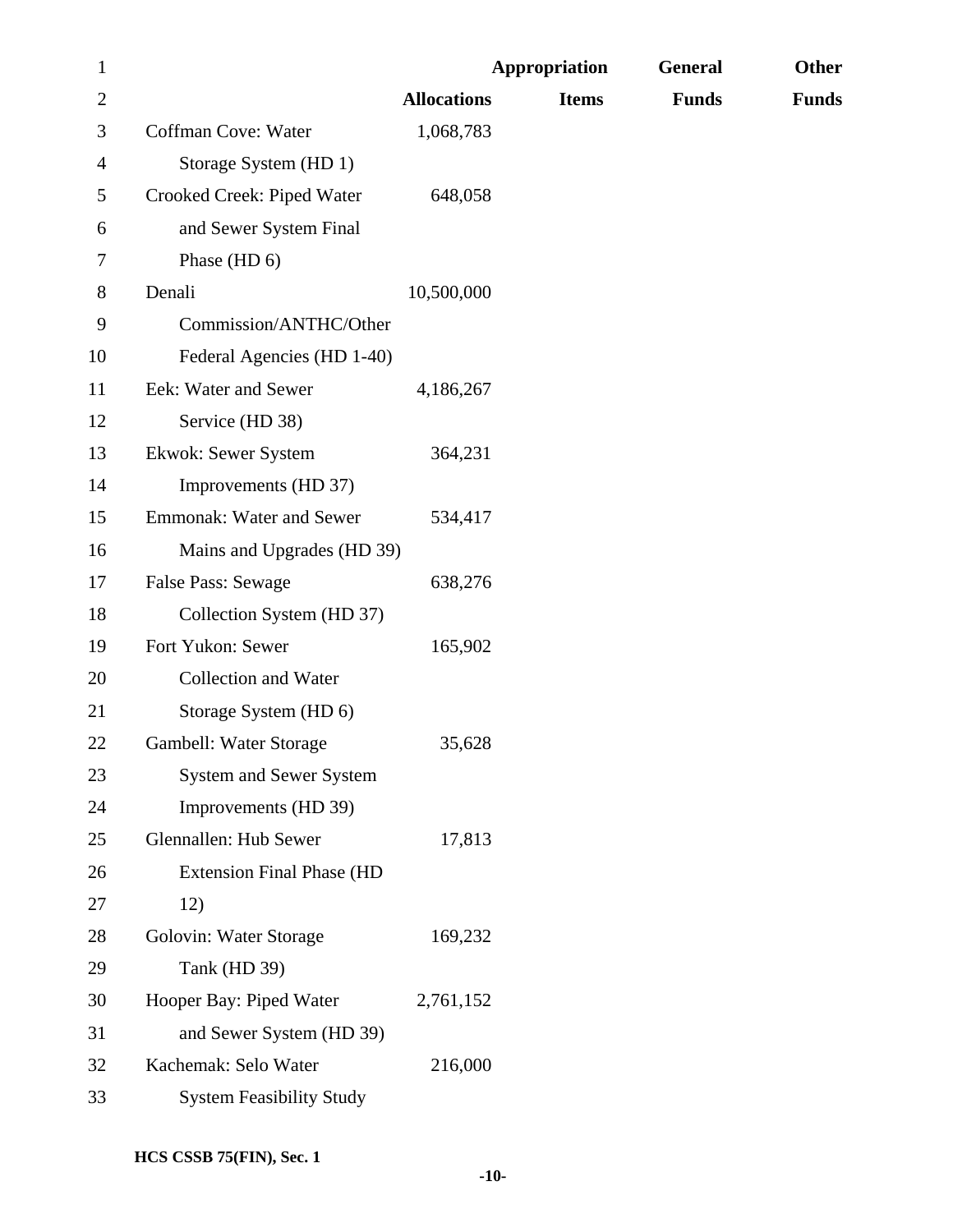| | Allocations | Appropriation Items | General Funds | Other Funds |
|---|---|---|---|---|
| Coffman Cove: Water Storage System (HD 1) | 1,068,783 | | | |
| Crooked Creek: Piped Water and Sewer System Final Phase (HD 6) | 648,058 | | | |
| Denali Commission/ANTHC/Other Federal Agencies (HD 1-40) | 10,500,000 | | | |
| Eek: Water and Sewer Service (HD 38) | 4,186,267 | | | |
| Ekwok: Sewer System Improvements (HD 37) | 364,231 | | | |
| Emmonak: Water and Sewer Mains and Upgrades (HD 39) | 534,417 | | | |
| False Pass: Sewage Collection System (HD 37) | 638,276 | | | |
| Fort Yukon: Sewer Collection and Water Storage System (HD 6) | 165,902 | | | |
| Gambell: Water Storage System and Sewer System Improvements (HD 39) | 35,628 | | | |
| Glennallen: Hub Sewer Extension Final Phase (HD 12) | 17,813 | | | |
| Golovin: Water Storage Tank (HD 39) | 169,232 | | | |
| Hooper Bay: Piped Water and Sewer System (HD 39) | 2,761,152 | | | |
| Kachemak: Selo Water System Feasibility Study | 216,000 | | | |

HCS CSSB 75(FIN), Sec. 1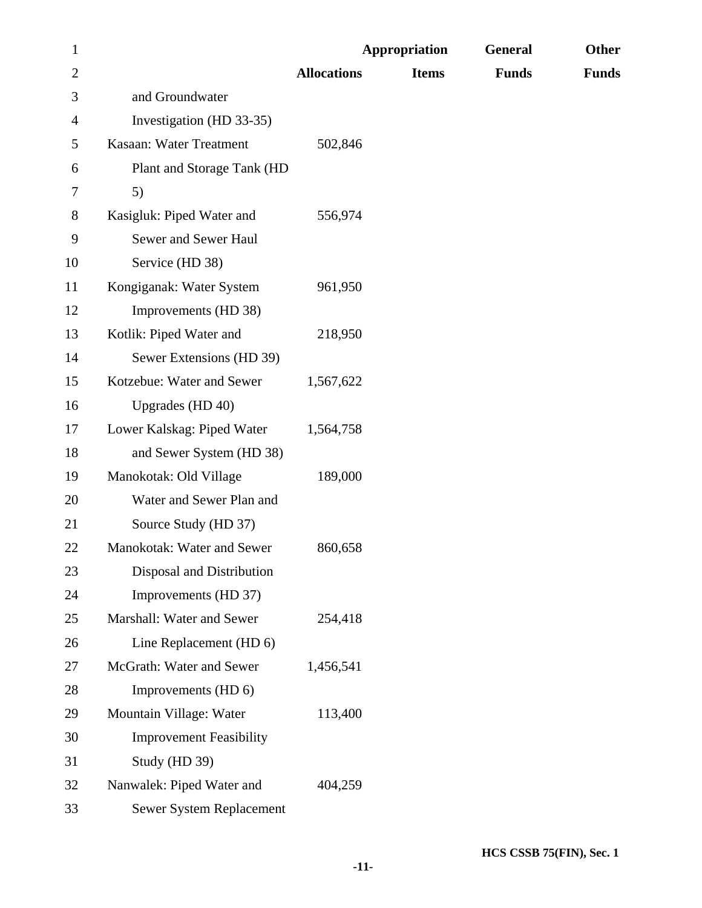| | Allocations | Appropriation Items | General Funds | Other Funds |
|---|---|---|---|---|
| and Groundwater Investigation (HD 33-35) | | | | |
| Kasaan: Water Treatment Plant and Storage Tank (HD 5) | 502,846 | | | |
| Kasigluk: Piped Water and Sewer and Sewer Haul Service (HD 38) | 556,974 | | | |
| Kongiganak: Water System Improvements (HD 38) | 961,950 | | | |
| Kotlik: Piped Water and Sewer Extensions (HD 39) | 218,950 | | | |
| Kotzebue: Water and Sewer Upgrades (HD 40) | 1,567,622 | | | |
| Lower Kalskag: Piped Water and Sewer System (HD 38) | 1,564,758 | | | |
| Manokotak: Old Village Water and Sewer Plan and Source Study (HD 37) | 189,000 | | | |
| Manokotak: Water and Sewer Disposal and Distribution Improvements (HD 37) | 860,658 | | | |
| Marshall: Water and Sewer Line Replacement (HD 6) | 254,418 | | | |
| McGrath: Water and Sewer Improvements (HD 6) | 1,456,541 | | | |
| Mountain Village: Water Improvement Feasibility Study (HD 39) | 113,400 | | | |
| Nanwalek: Piped Water and Sewer System Replacement | 404,259 | | | |

HCS CSSB 75(FIN), Sec. 1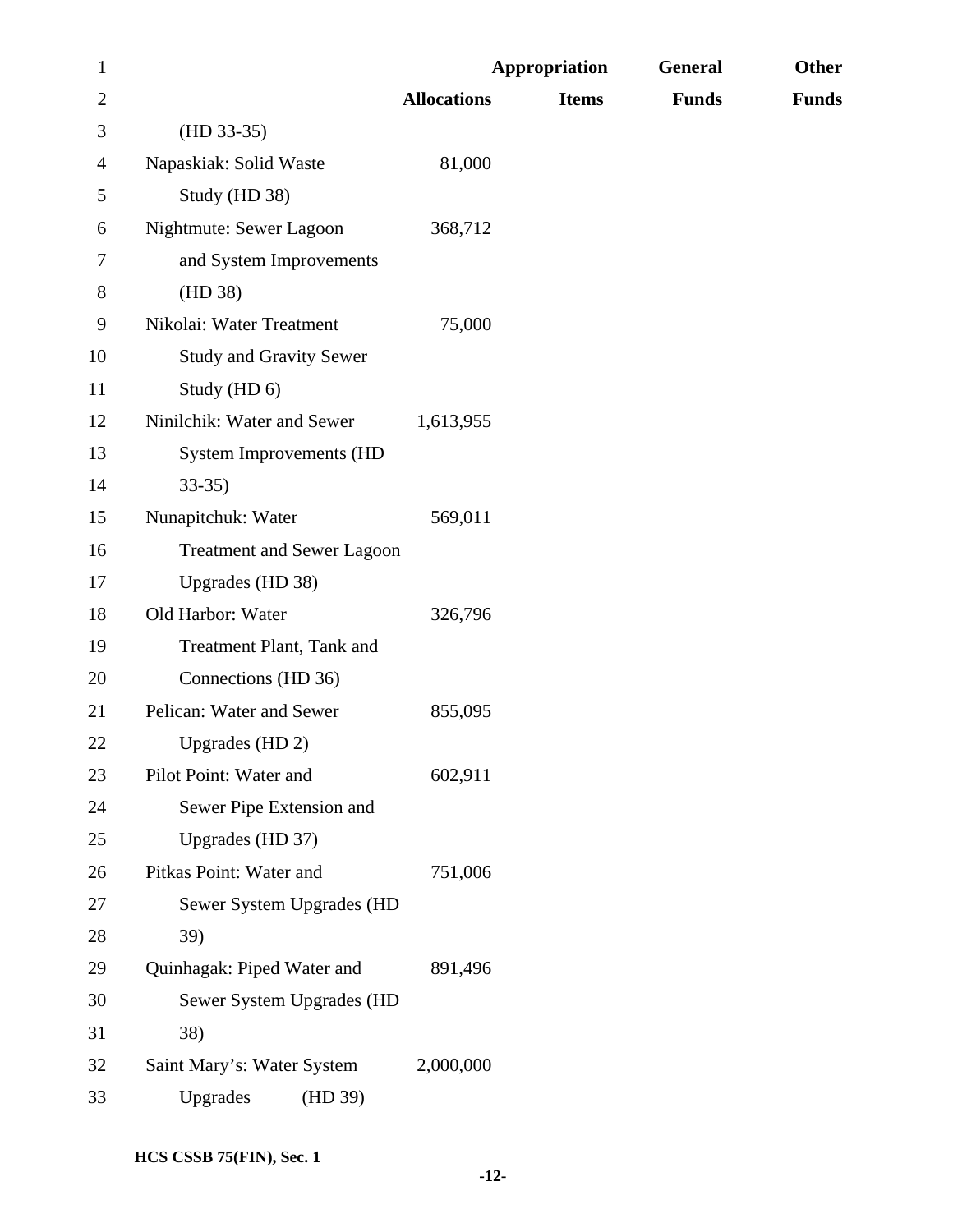| | Allocations | Appropriation Items | General Funds | Other Funds |
|---|---|---|---|---|
| (HD 33-35) | | | | |
| Napaskiak: Solid Waste Study (HD 38) | 81,000 | | | |
| Nightmute: Sewer Lagoon and System Improvements (HD 38) | 368,712 | | | |
| Nikolai: Water Treatment Study and Gravity Sewer Study (HD 6) | 75,000 | | | |
| Ninilchik: Water and Sewer System Improvements (HD 33-35) | 1,613,955 | | | |
| Nunapitchuk: Water Treatment and Sewer Lagoon Upgrades (HD 38) | 569,011 | | | |
| Old Harbor: Water Treatment Plant, Tank and Connections (HD 36) | 326,796 | | | |
| Pelican: Water and Sewer Upgrades (HD 2) | 855,095 | | | |
| Pilot Point: Water and Sewer Pipe Extension and Upgrades (HD 37) | 602,911 | | | |
| Pitkas Point: Water and Sewer System Upgrades (HD 39) | 751,006 | | | |
| Quinhagak: Piped Water and Sewer System Upgrades (HD 38) | 891,496 | | | |
| Saint Mary's: Water System Upgrades (HD 39) | 2,000,000 | | | |

HCS CSSB 75(FIN), Sec. 1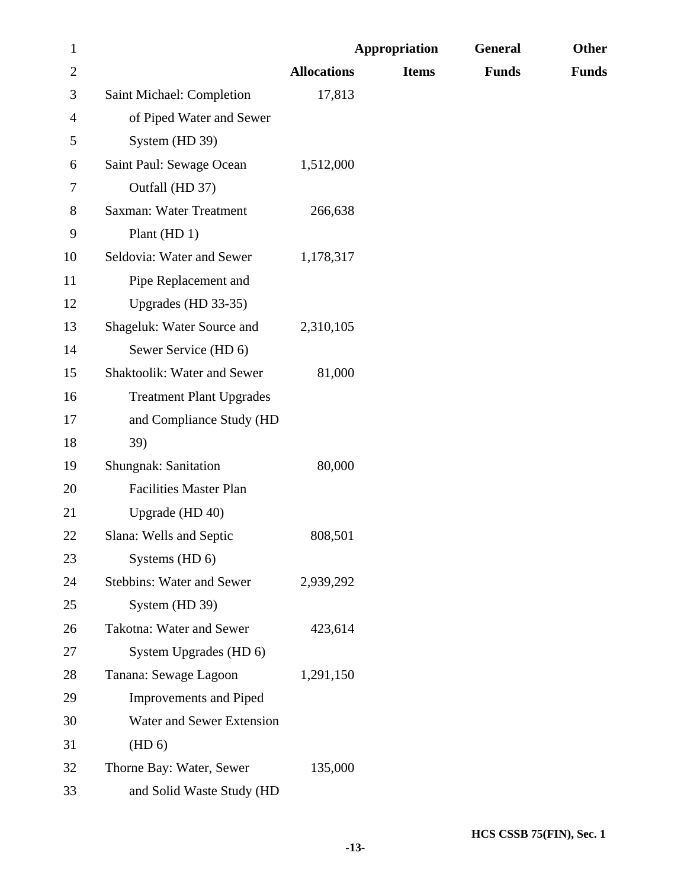| | Allocations | Appropriation Items | General Funds | Other Funds |
|---|---|---|---|---|
| Saint Michael: Completion of Piped Water and Sewer System (HD 39) | 17,813 | | | |
| Saint Paul: Sewage Ocean Outfall (HD 37) | 1,512,000 | | | |
| Saxman: Water Treatment Plant (HD 1) | 266,638 | | | |
| Seldovia: Water and Sewer Pipe Replacement and Upgrades (HD 33-35) | 1,178,317 | | | |
| Shageluk: Water Source and Sewer Service (HD 6) | 2,310,105 | | | |
| Shaktoolik: Water and Sewer Treatment Plant Upgrades and Compliance Study (HD 39) | 81,000 | | | |
| Shungnak: Sanitation Facilities Master Plan Upgrade (HD 40) | 80,000 | | | |
| Slana: Wells and Septic Systems (HD 6) | 808,501 | | | |
| Stebbins: Water and Sewer System (HD 39) | 2,939,292 | | | |
| Takotna: Water and Sewer System Upgrades (HD 6) | 423,614 | | | |
| Tanana: Sewage Lagoon Improvements and Piped Water and Sewer Extension (HD 6) | 1,291,150 | | | |
| Thorne Bay: Water, Sewer and Solid Waste Study (HD | 135,000 | | | |

HCS CSSB 75(FIN), Sec. 1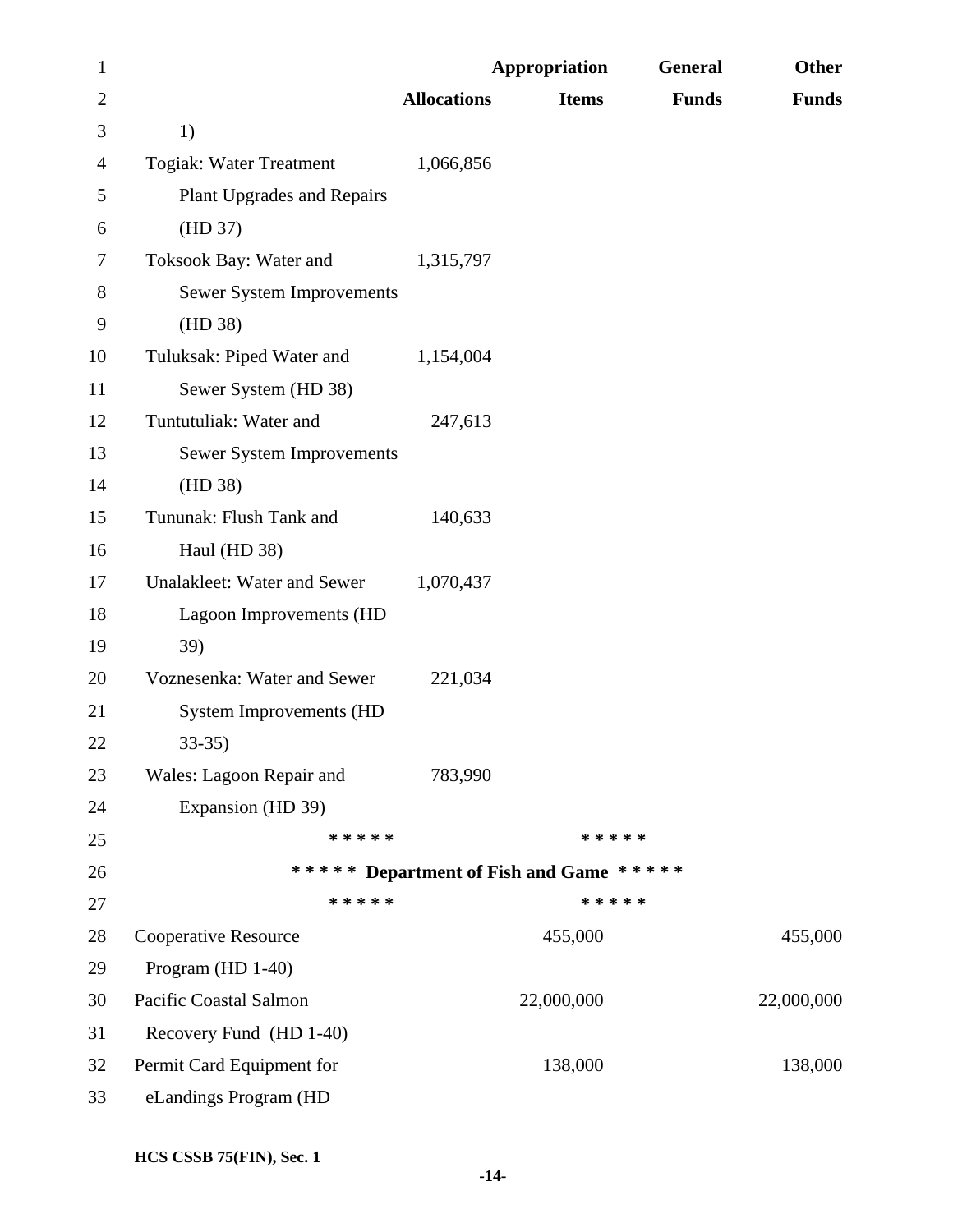| | Allocations | Appropriation Items | General Funds | Other Funds |
|---|---|---|---|---|
| 1) | | | | |
| Togiak: Water Treatment Plant Upgrades and Repairs (HD 37) | 1,066,856 | | | |
| Toksook Bay: Water and Sewer System Improvements (HD 38) | 1,315,797 | | | |
| Tuluksak: Piped Water and Sewer System (HD 38) | 1,154,004 | | | |
| Tuntutuliak: Water and Sewer System Improvements (HD 38) | 247,613 | | | |
| Tununak: Flush Tank and Haul (HD 38) | 140,633 | | | |
| Unalakleet: Water and Sewer Lagoon Improvements (HD 39) | 1,070,437 | | | |
| Voznesenka: Water and Sewer System Improvements (HD 33-35) | 221,034 | | | |
| Wales: Lagoon Repair and Expansion (HD 39) | 783,990 | | | |

***** *****

***** Department of Fish and Game *****

***** *****

| | Allocations | Appropriation Items | General Funds | Other Funds |
|---|---|---|---|---|
| Cooperative Resource Program (HD 1-40) | | 455,000 | | 455,000 |
| Pacific Coastal Salmon Recovery Fund (HD 1-40) | | 22,000,000 | | 22,000,000 |
| Permit Card Equipment for eLandings Program (HD | | 138,000 | | 138,000 |

HCS CSSB 75(FIN), Sec. 1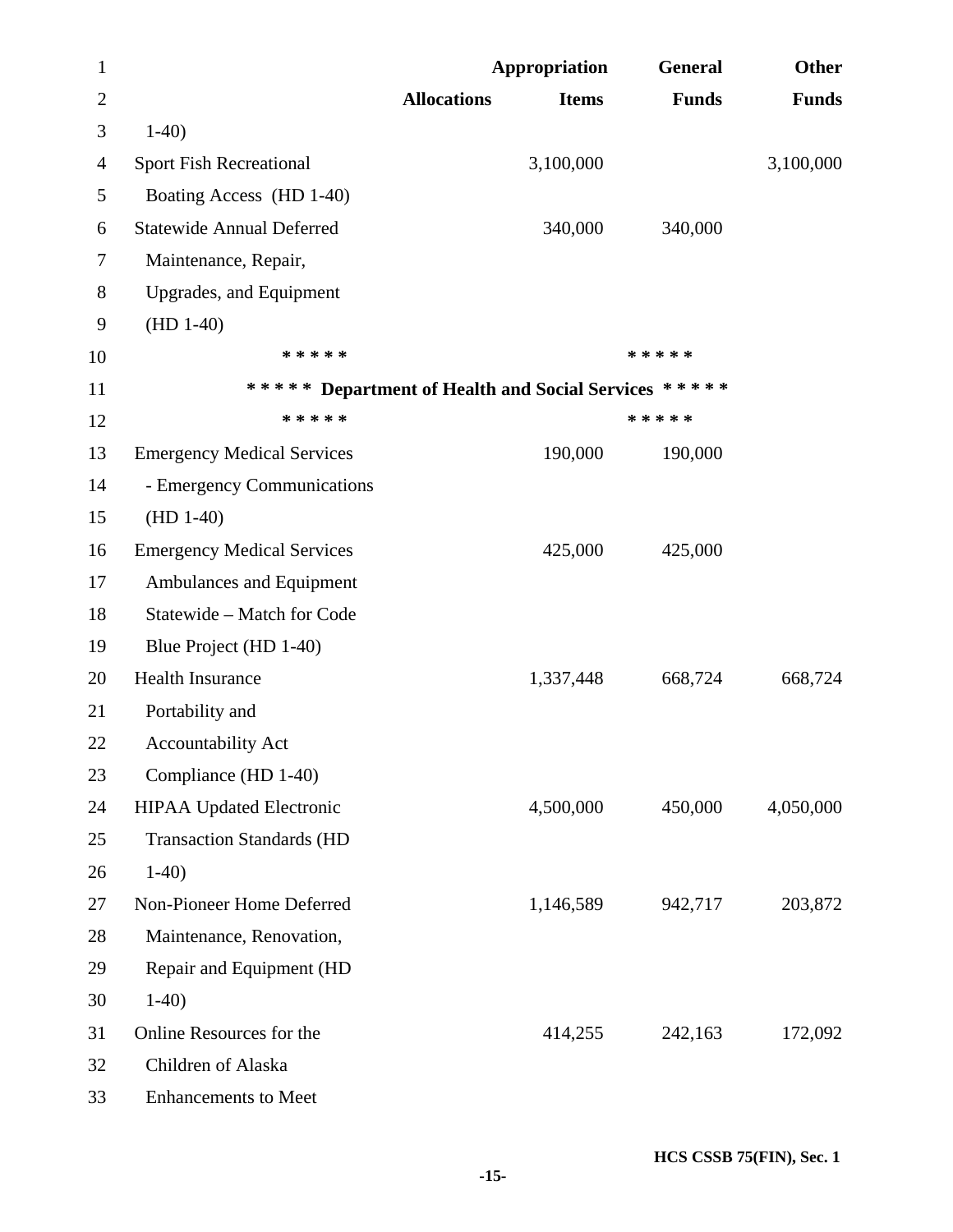| | Allocations | Appropriation Items | General Funds | Other Funds |
|---|---|---|---|---|
| 1-40) | | | | |
| Sport Fish Recreational Boating Access (HD 1-40) | | 3,100,000 | | 3,100,000 |
| Statewide Annual Deferred Maintenance, Repair, Upgrades, and Equipment (HD 1-40) | | 340,000 | 340,000 | |

***** *****
***** Department of Health and Social Services *****
***** *****

| | Allocations | Appropriation Items | General Funds | Other Funds |
|---|---|---|---|---|
| Emergency Medical Services - Emergency Communications (HD 1-40) | | 190,000 | 190,000 | |
| Emergency Medical Services Ambulances and Equipment Statewide – Match for Code Blue Project (HD 1-40) | | 425,000 | 425,000 | |
| Health Insurance Portability and Accountability Act Compliance (HD 1-40) | | 1,337,448 | 668,724 | 668,724 |
| HIPAA Updated Electronic Transaction Standards (HD 1-40) | | 4,500,000 | 450,000 | 4,050,000 |
| Non-Pioneer Home Deferred Maintenance, Renovation, Repair and Equipment (HD 1-40) | | 1,146,589 | 942,717 | 203,872 |
| Online Resources for the Children of Alaska Enhancements to Meet | | 414,255 | 242,163 | 172,092 |

HCS CSSB 75(FIN), Sec. 1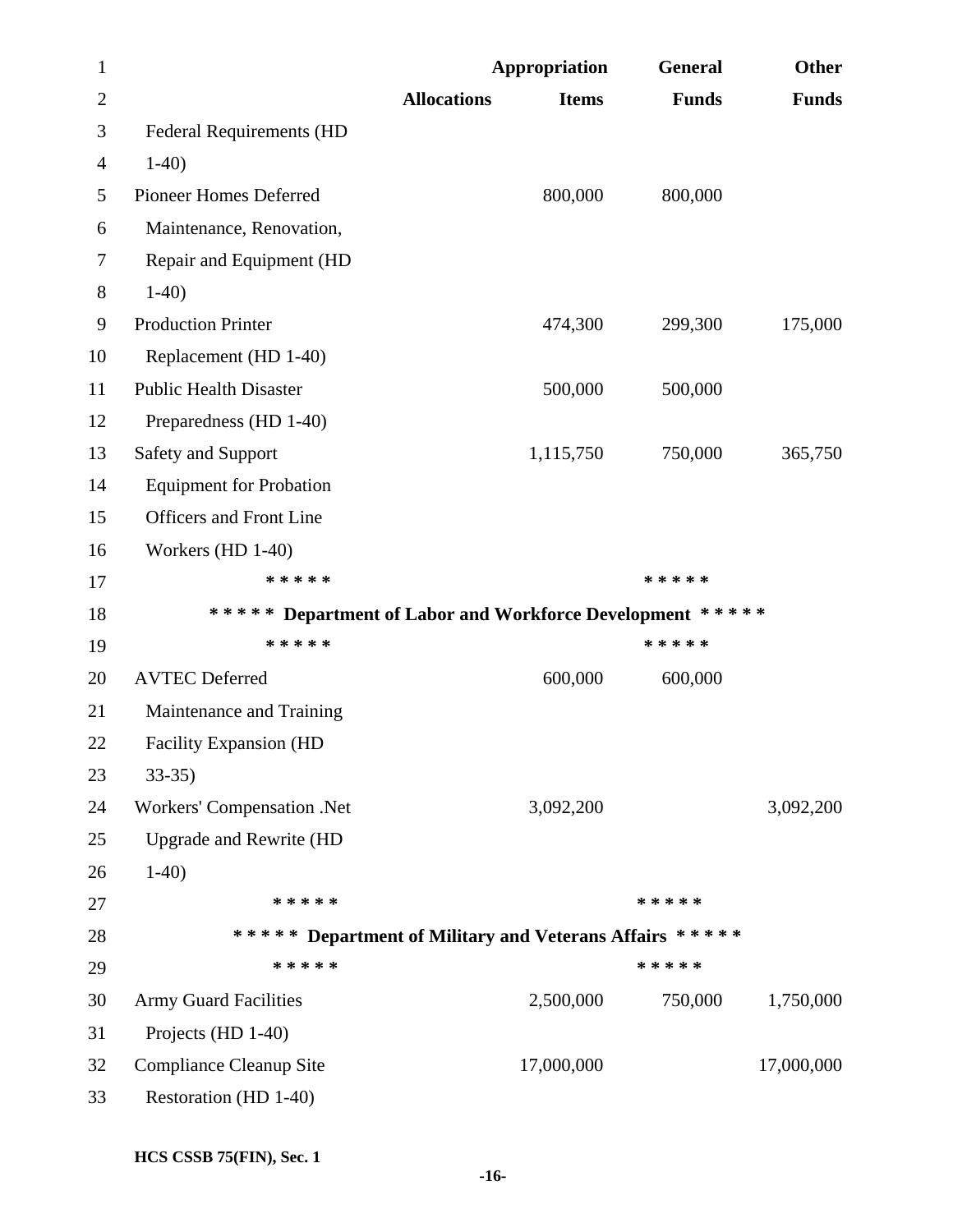| | Allocations | Appropriation Items | General Funds | Other Funds |
|---|---|---|---|---|
| Federal Requirements (HD 1-40) | | | | |
| Pioneer Homes Deferred Maintenance, Renovation, Repair and Equipment (HD 1-40) | | 800,000 | 800,000 | |
| Production Printer Replacement (HD 1-40) | | 474,300 | 299,300 | 175,000 |
| Public Health Disaster Preparedness (HD 1-40) | | 500,000 | 500,000 | |
| Safety and Support Equipment for Probation Officers and Front Line Workers (HD 1-40) | | 1,115,750 | 750,000 | 365,750 |

***** *****

**\*\*\*\*\* Department of Labor and Workforce Development \*\*\*\*\***

***** *****

| | Allocations | Appropriation Items | General Funds | Other Funds |
|---|---|---|---|---|
| AVTEC Deferred Maintenance and Training Facility Expansion (HD 33-35) | | 600,000 | 600,000 | |
| Workers' Compensation .Net Upgrade and Rewrite (HD 1-40) | | 3,092,200 | | 3,092,200 |

***** *****

**\*\*\*\*\* Department of Military and Veterans Affairs \*\*\*\*\***

***** *****

| | Allocations | Appropriation Items | General Funds | Other Funds |
|---|---|---|---|---|
| Army Guard Facilities Projects (HD 1-40) | | 2,500,000 | 750,000 | 1,750,000 |
| Compliance Cleanup Site Restoration (HD 1-40) | | 17,000,000 | | 17,000,000 |

HCS CSSB 75(FIN), Sec. 1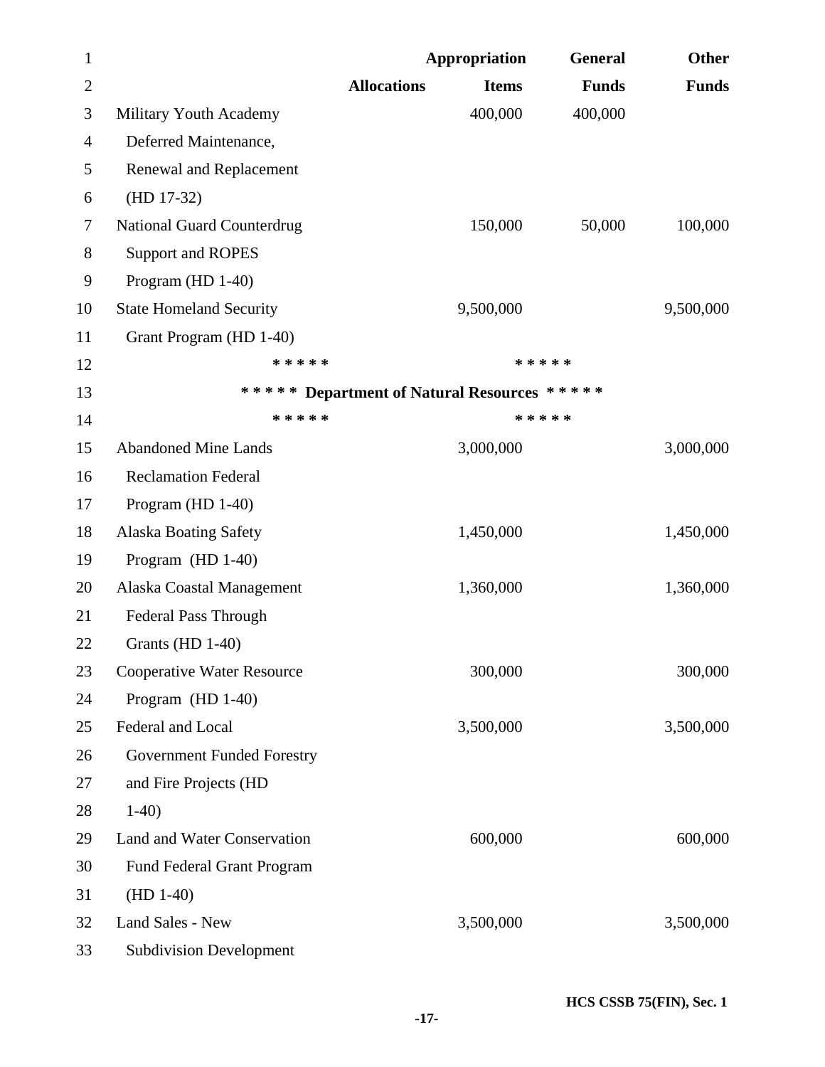| | Allocations | Appropriation Items | General Funds | Other Funds |
|---|---|---|---|---|
| Military Youth Academy Deferred Maintenance, Renewal and Replacement (HD 17-32) | | 400,000 | 400,000 | |
| National Guard Counterdrug Support and ROPES Program (HD 1-40) | | 150,000 | 50,000 | 100,000 |
| State Homeland Security Grant Program (HD 1-40) | | 9,500,000 | | 9,500,000 |

***** *****

***** Department of Natural Resources *****

***** *****

| | Allocations | Appropriation Items | General Funds | Other Funds |
|---|---|---|---|---|
| Abandoned Mine Lands Reclamation Federal Program (HD 1-40) | | 3,000,000 | | 3,000,000 |
| Alaska Boating Safety Program (HD 1-40) | | 1,450,000 | | 1,450,000 |
| Alaska Coastal Management Federal Pass Through Grants (HD 1-40) | | 1,360,000 | | 1,360,000 |
| Cooperative Water Resource Program (HD 1-40) | | 300,000 | | 300,000 |
| Federal and Local Government Funded Forestry and Fire Projects (HD 1-40) | | 3,500,000 | | 3,500,000 |
| Land and Water Conservation Fund Federal Grant Program (HD 1-40) | | 600,000 | | 600,000 |
| Land Sales - New Subdivision Development | | 3,500,000 | | 3,500,000 |

HCS CSSB 75(FIN), Sec. 1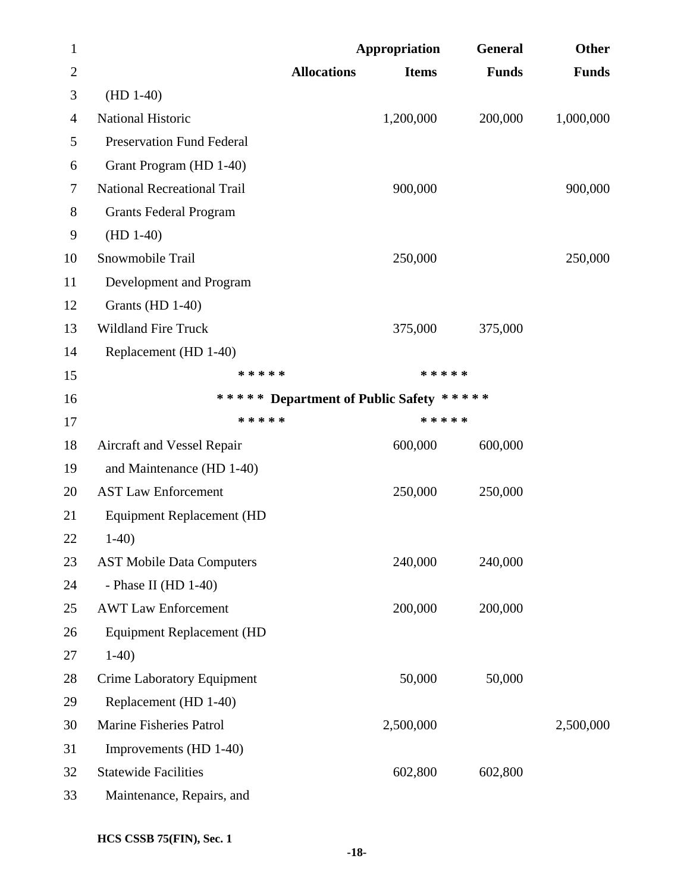| | Allocations | Appropriation Items | General Funds | Other Funds |
|---|---|---|---|---|
| (HD 1-40) | | | | |
| National Historic Preservation Fund Federal Grant Program (HD 1-40) | | 1,200,000 | 200,000 | 1,000,000 |
| National Recreational Trail Grants Federal Program (HD 1-40) | | 900,000 | | 900,000 |
| Snowmobile Trail Development and Program Grants (HD 1-40) | | 250,000 | | 250,000 |
| Wildland Fire Truck Replacement (HD 1-40) | | 375,000 | 375,000 | |

***** *****

***** Department of Public Safety *****

***** *****

| | Allocations | Appropriation Items | General Funds | Other Funds |
|---|---|---|---|---|
| Aircraft and Vessel Repair and Maintenance (HD 1-40) | | 600,000 | 600,000 | |
| AST Law Enforcement Equipment Replacement (HD 1-40) | | 250,000 | 250,000 | |
| AST Mobile Data Computers - Phase II (HD 1-40) | | 240,000 | 240,000 | |
| AWT Law Enforcement Equipment Replacement (HD 1-40) | | 200,000 | 200,000 | |
| Crime Laboratory Equipment Replacement (HD 1-40) | | 50,000 | 50,000 | |
| Marine Fisheries Patrol Improvements (HD 1-40) | | 2,500,000 | | 2,500,000 |
| Statewide Facilities Maintenance, Repairs, and | | 602,800 | 602,800 | |

HCS CSSB 75(FIN), Sec. 1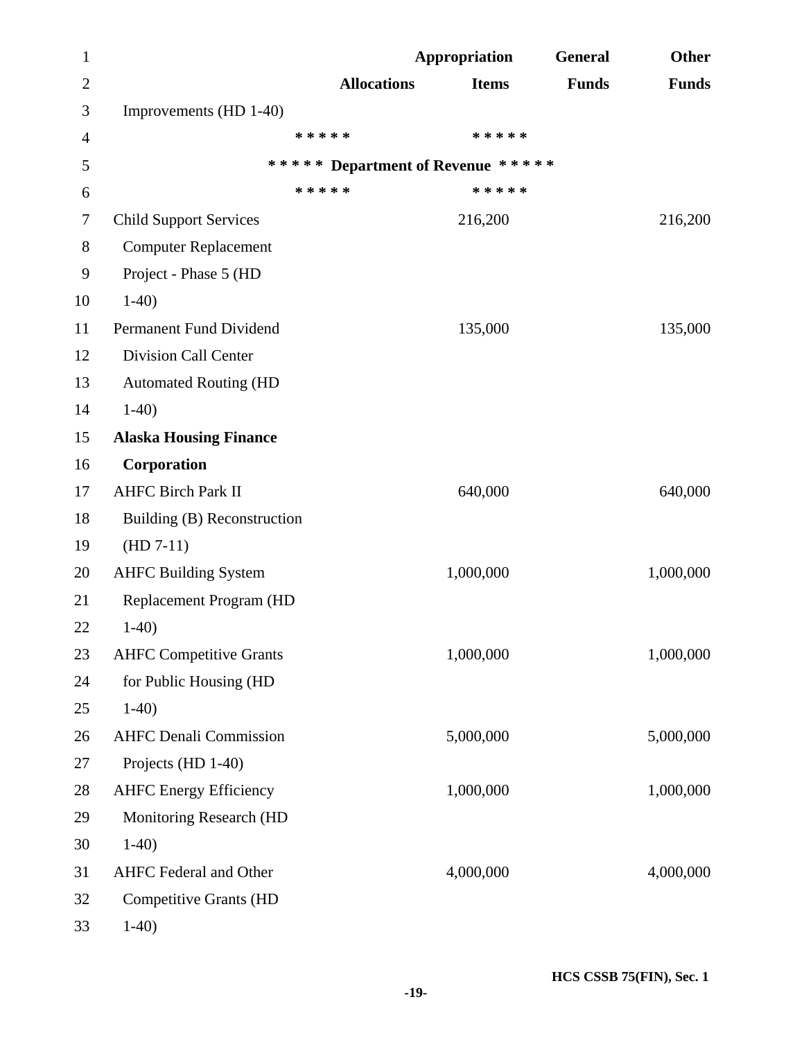| | Allocations | Appropriation Items | General Funds | Other Funds |
|---|---|---|---|---|
| Improvements (HD 1-40) | | | | |
| | * * * * * | * * * * * | | |
| | * * * * * Department of Revenue * * * * * | | | |
| | * * * * * | * * * * * | | |
| Child Support Services Computer Replacement Project - Phase 5 (HD 1-40) | | 216,200 | | 216,200 |
| Permanent Fund Dividend Division Call Center Automated Routing (HD 1-40) | | 135,000 | | 135,000 |
| **Alaska Housing Finance Corporation** | | | | |
| AHFC Birch Park II Building (B) Reconstruction (HD 7-11) | | 640,000 | | 640,000 |
| AHFC Building System Replacement Program (HD 1-40) | | 1,000,000 | | 1,000,000 |
| AHFC Competitive Grants for Public Housing (HD 1-40) | | 1,000,000 | | 1,000,000 |
| AHFC Denali Commission Projects (HD 1-40) | | 5,000,000 | | 5,000,000 |
| AHFC Energy Efficiency Monitoring Research (HD 1-40) | | 1,000,000 | | 1,000,000 |
| AHFC Federal and Other Competitive Grants (HD 1-40) | | 4,000,000 | | 4,000,000 |

HCS CSSB 75(FIN), Sec. 1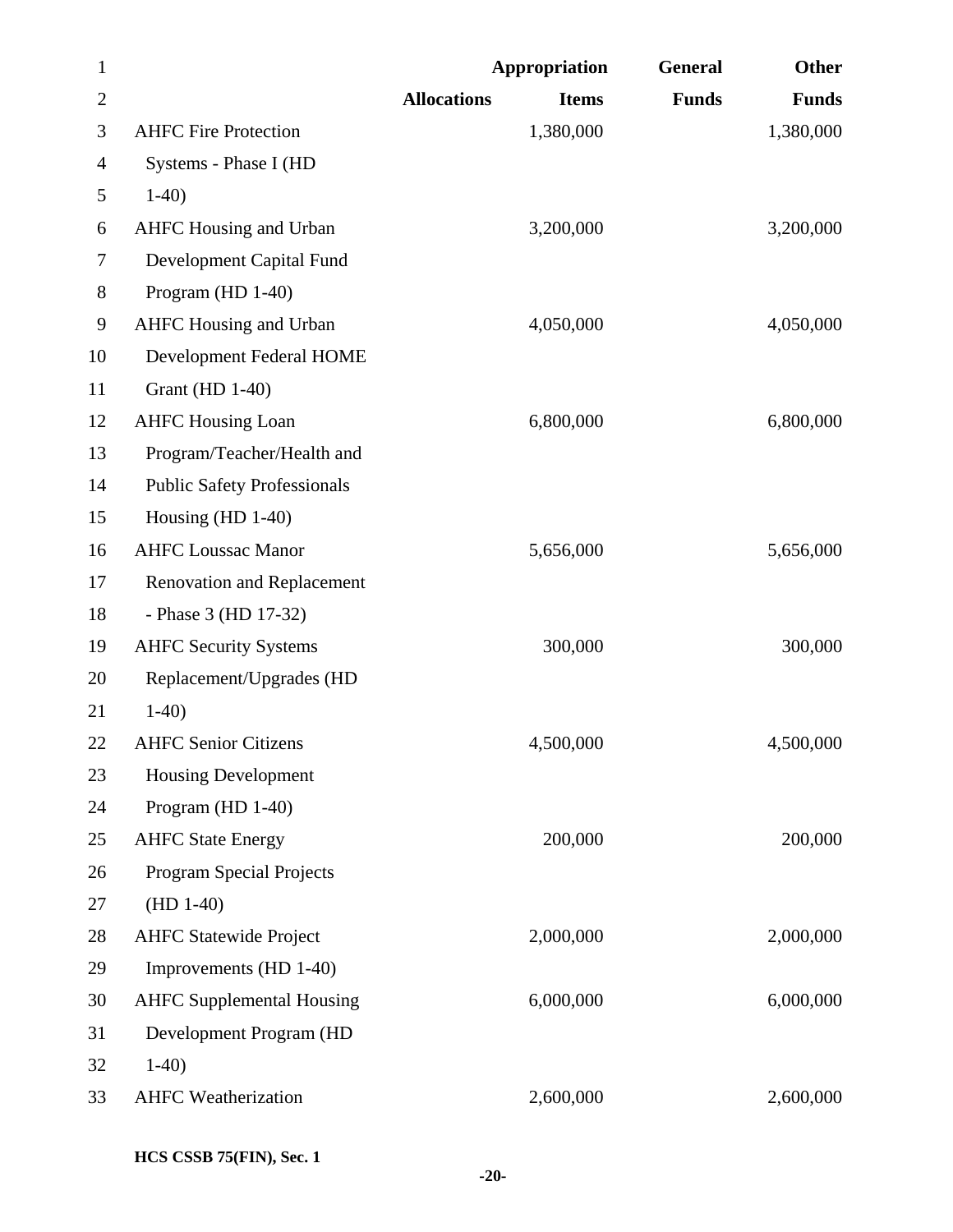| | Allocations | Appropriation Items | General Funds | Other Funds |
|---|---|---|---|---|
| AHFC Fire Protection Systems - Phase I (HD 1-40) | | 1,380,000 | | 1,380,000 |
| AHFC Housing and Urban Development Capital Fund Program (HD 1-40) | | 3,200,000 | | 3,200,000 |
| AHFC Housing and Urban Development Federal HOME Grant (HD 1-40) | | 4,050,000 | | 4,050,000 |
| AHFC Housing Loan Program/Teacher/Health and Public Safety Professionals Housing (HD 1-40) | | 6,800,000 | | 6,800,000 |
| AHFC Loussac Manor Renovation and Replacement - Phase 3 (HD 17-32) | | 5,656,000 | | 5,656,000 |
| AHFC Security Systems Replacement/Upgrades (HD 1-40) | | 300,000 | | 300,000 |
| AHFC Senior Citizens Housing Development Program (HD 1-40) | | 4,500,000 | | 4,500,000 |
| AHFC State Energy Program Special Projects (HD 1-40) | | 200,000 | | 200,000 |
| AHFC Statewide Project Improvements (HD 1-40) | | 2,000,000 | | 2,000,000 |
| AHFC Supplemental Housing Development Program (HD 1-40) | | 6,000,000 | | 6,000,000 |
| AHFC Weatherization | | 2,600,000 | | 2,600,000 |

HCS CSSB 75(FIN), Sec. 1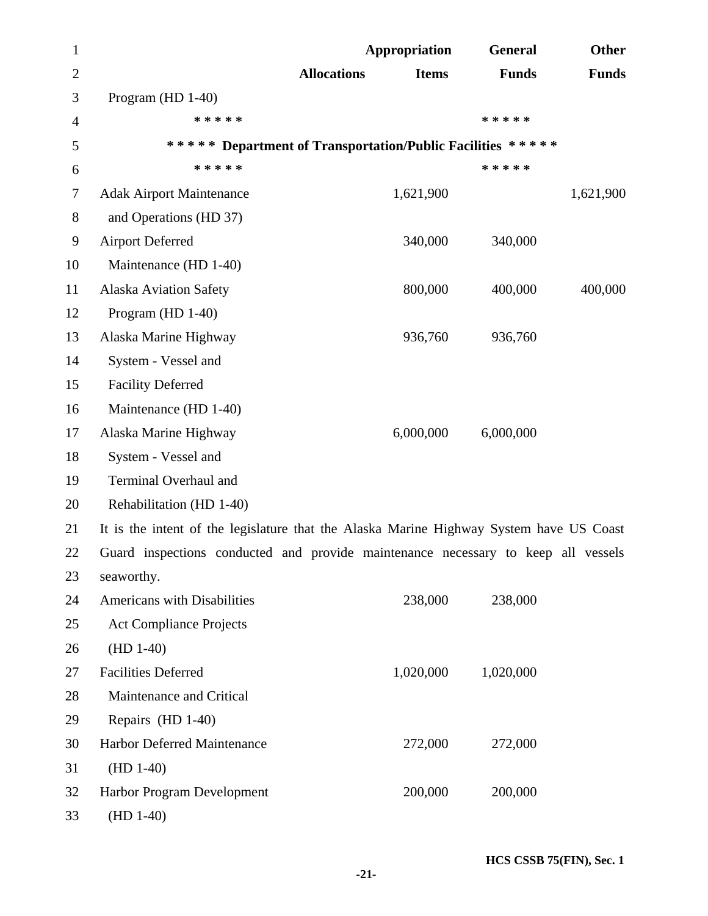| | Allocations | Appropriation Items | General Funds | Other Funds |
|---|---|---|---|---|
| Program (HD 1-40) | | | | |

***** *****

***** Department of Transportation/Public Facilities *****

***** *****

| | Allocations | Appropriation Items | General Funds | Other Funds |
|---|---|---|---|---|
| Adak Airport Maintenance and Operations (HD 37) | | 1,621,900 | | 1,621,900 |
| Airport Deferred Maintenance (HD 1-40) | | 340,000 | 340,000 | |
| Alaska Aviation Safety Program (HD 1-40) | | 800,000 | 400,000 | 400,000 |
| Alaska Marine Highway System - Vessel and Facility Deferred Maintenance (HD 1-40) | | 936,760 | 936,760 | |
| Alaska Marine Highway System - Vessel and Terminal Overhaul and Rehabilitation (HD 1-40) | | 6,000,000 | 6,000,000 | |

It is the intent of the legislature that the Alaska Marine Highway System have US Coast Guard inspections conducted and provide maintenance necessary to keep all vessels seaworthy.

| | Allocations | Appropriation Items | General Funds | Other Funds |
|---|---|---|---|---|
| Americans with Disabilities Act Compliance Projects (HD 1-40) | | 238,000 | 238,000 | |
| Facilities Deferred Maintenance and Critical Repairs (HD 1-40) | | 1,020,000 | 1,020,000 | |
| Harbor Deferred Maintenance (HD 1-40) | | 272,000 | 272,000 | |
| Harbor Program Development (HD 1-40) | | 200,000 | 200,000 | |

HCS CSSB 75(FIN), Sec. 1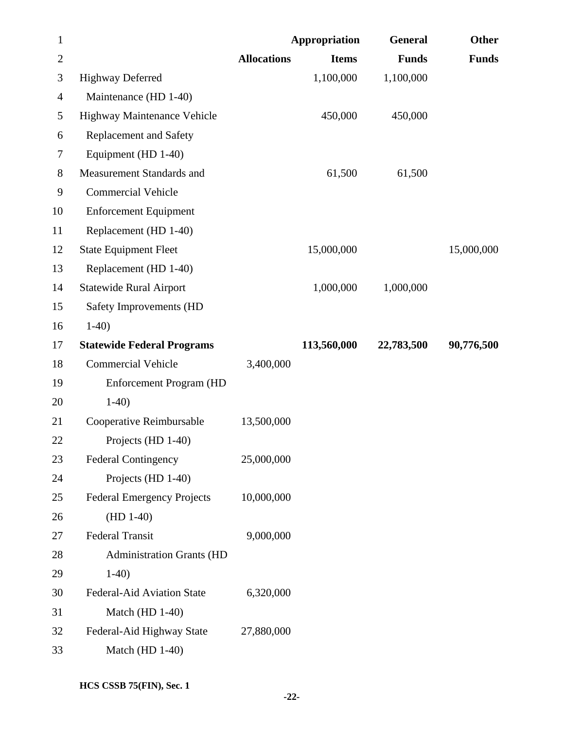| | Allocations | Appropriation Items | General Funds | Other Funds |
|---|---|---|---|---|
| Highway Deferred Maintenance (HD 1-40) | | 1,100,000 | 1,100,000 | |
| Highway Maintenance Vehicle Replacement and Safety Equipment (HD 1-40) | | 450,000 | 450,000 | |
| Measurement Standards and Commercial Vehicle Enforcement Equipment Replacement (HD 1-40) | | 61,500 | 61,500 | |
| State Equipment Fleet Replacement (HD 1-40) | | 15,000,000 | | 15,000,000 |
| Statewide Rural Airport Safety Improvements (HD 1-40) | | 1,000,000 | 1,000,000 | |
| **Statewide Federal Programs** | | **113,560,000** | **22,783,500** | **90,776,500** |
| Commercial Vehicle Enforcement Program (HD 1-40) | 3,400,000 | | | |
| Cooperative Reimbursable Projects (HD 1-40) | 13,500,000 | | | |
| Federal Contingency Projects (HD 1-40) | 25,000,000 | | | |
| Federal Emergency Projects (HD 1-40) | 10,000,000 | | | |
| Federal Transit Administration Grants (HD 1-40) | 9,000,000 | | | |
| Federal-Aid Aviation State Match (HD 1-40) | 6,320,000 | | | |
| Federal-Aid Highway State Match (HD 1-40) | 27,880,000 | | | |

HCS CSSB 75(FIN), Sec. 1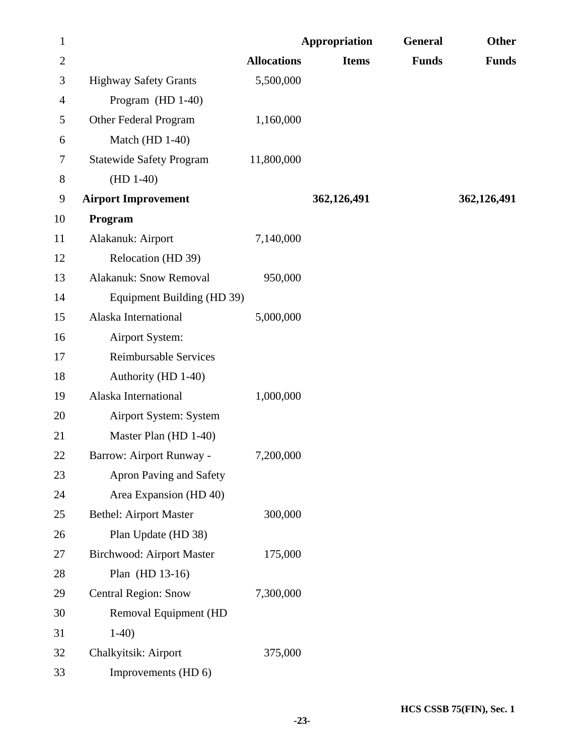| | Allocations | Appropriation Items | General Funds | Other Funds |
|---|---|---|---|---|
| Highway Safety Grants Program (HD 1-40) | 5,500,000 | | | |
| Other Federal Program Match (HD 1-40) | 1,160,000 | | | |
| Statewide Safety Program (HD 1-40) | 11,800,000 | | | |
| **Airport Improvement Program** | | **362,126,491** | | **362,126,491** |
| Alakanuk: Airport Relocation (HD 39) | 7,140,000 | | | |
| Alakanuk: Snow Removal Equipment Building (HD 39) | 950,000 | | | |
| Alaska International Airport System: Reimbursable Services Authority (HD 1-40) | 5,000,000 | | | |
| Alaska International Airport System: System Master Plan (HD 1-40) | 1,000,000 | | | |
| Barrow: Airport Runway - Apron Paving and Safety Area Expansion (HD 40) | 7,200,000 | | | |
| Bethel: Airport Master Plan Update (HD 38) | 300,000 | | | |
| Birchwood: Airport Master Plan (HD 13-16) | 175,000 | | | |
| Central Region: Snow Removal Equipment (HD 1-40) | 7,300,000 | | | |
| Chalkyitsik: Airport Improvements (HD 6) | 375,000 | | | |

HCS CSSB 75(FIN), Sec. 1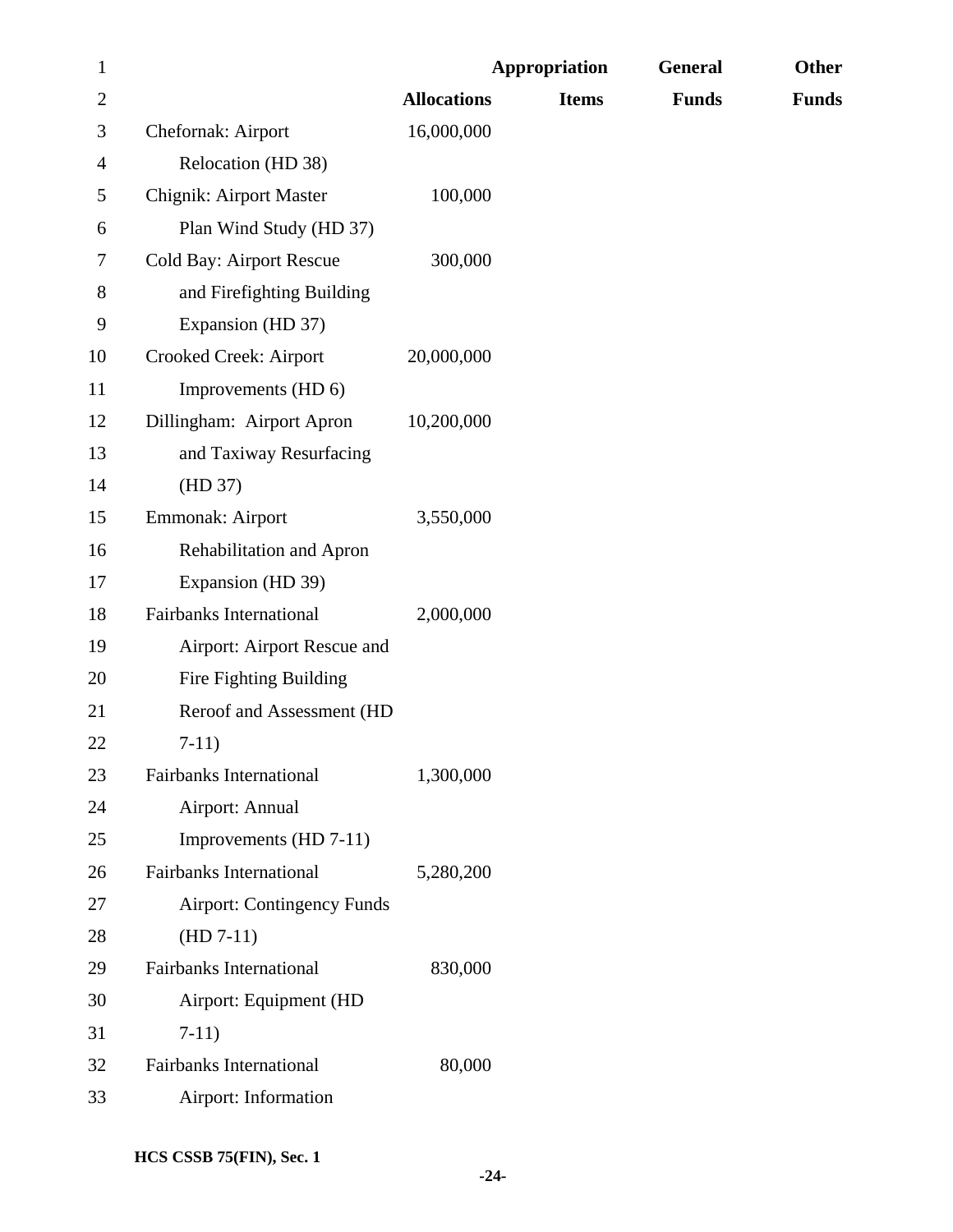| | Allocations | Appropriation Items | General Funds | Other Funds |
|---|---|---|---|---|
| Chefornak: Airport Relocation (HD 38) | 16,000,000 | | | |
| Chignik: Airport Master Plan Wind Study (HD 37) | 100,000 | | | |
| Cold Bay: Airport Rescue and Firefighting Building Expansion (HD 37) | 300,000 | | | |
| Crooked Creek: Airport Improvements (HD 6) | 20,000,000 | | | |
| Dillingham: Airport Apron and Taxiway Resurfacing (HD 37) | 10,200,000 | | | |
| Emmonak: Airport Rehabilitation and Apron Expansion (HD 39) | 3,550,000 | | | |
| Fairbanks International Airport: Airport Rescue and Fire Fighting Building Reroof and Assessment (HD 7-11) | 2,000,000 | | | |
| Fairbanks International Airport: Annual Improvements (HD 7-11) | 1,300,000 | | | |
| Fairbanks International Airport: Contingency Funds (HD 7-11) | 5,280,200 | | | |
| Fairbanks International Airport: Equipment (HD 7-11) | 830,000 | | | |
| Fairbanks International Airport: Information | 80,000 | | | |

HCS CSSB 75(FIN), Sec. 1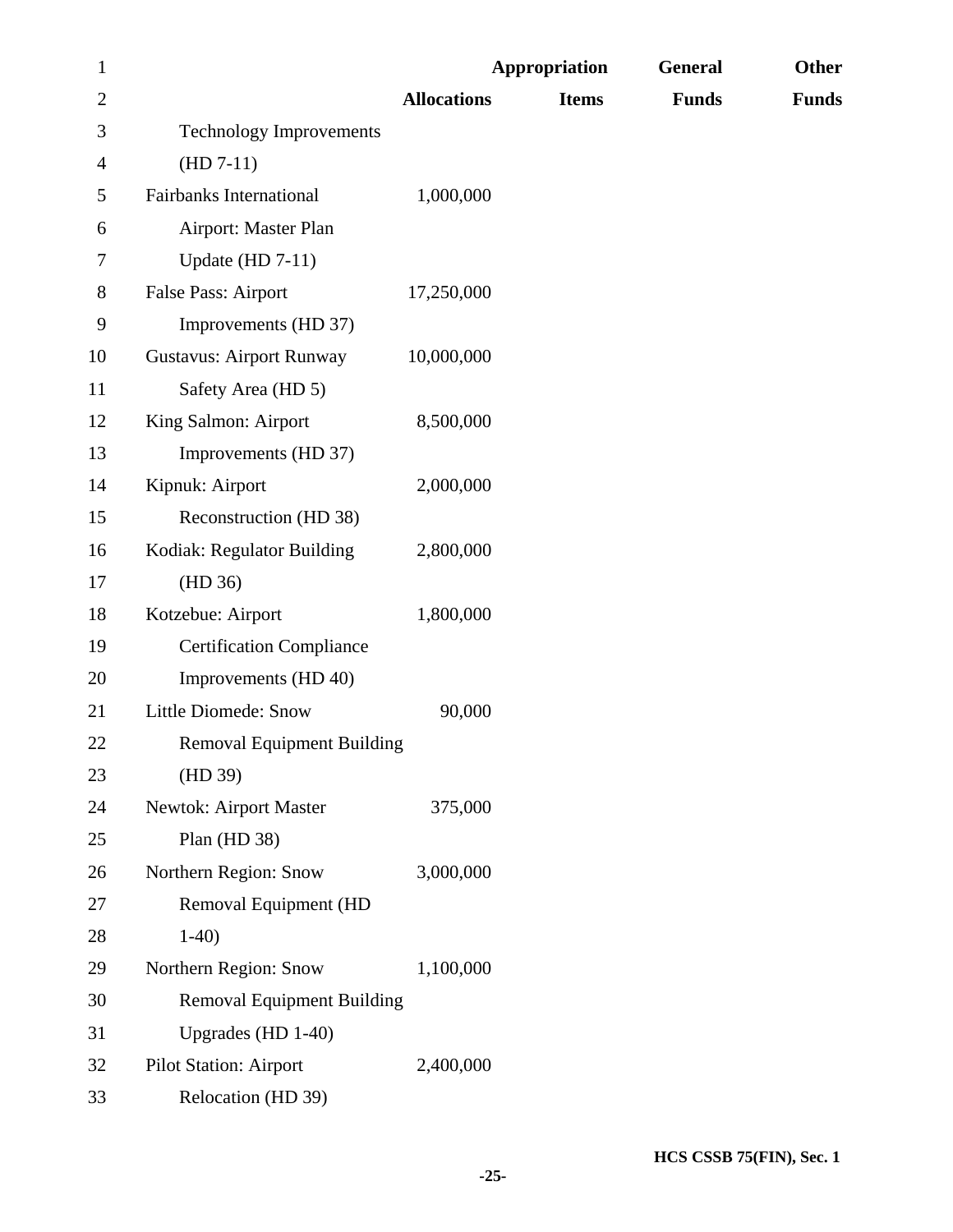| | Allocations | Appropriation Items | General Funds | Other Funds |
|---|---|---|---|---|
| Technology Improvements (HD 7-11) | | | | |
| Fairbanks International Airport: Master Plan Update (HD 7-11) | 1,000,000 | | | |
| False Pass: Airport Improvements (HD 37) | 17,250,000 | | | |
| Gustavus: Airport Runway Safety Area (HD 5) | 10,000,000 | | | |
| King Salmon: Airport Improvements (HD 37) | 8,500,000 | | | |
| Kipnuk: Airport Reconstruction (HD 38) | 2,000,000 | | | |
| Kodiak: Regulator Building (HD 36) | 2,800,000 | | | |
| Kotzebue: Airport Certification Compliance Improvements (HD 40) | 1,800,000 | | | |
| Little Diomede: Snow Removal Equipment Building (HD 39) | 90,000 | | | |
| Newtok: Airport Master Plan (HD 38) | 375,000 | | | |
| Northern Region: Snow Removal Equipment (HD 1-40) | 3,000,000 | | | |
| Northern Region: Snow Removal Equipment Building Upgrades (HD 1-40) | 1,100,000 | | | |
| Pilot Station: Airport Relocation (HD 39) | 2,400,000 | | | |

HCS CSSB 75(FIN), Sec. 1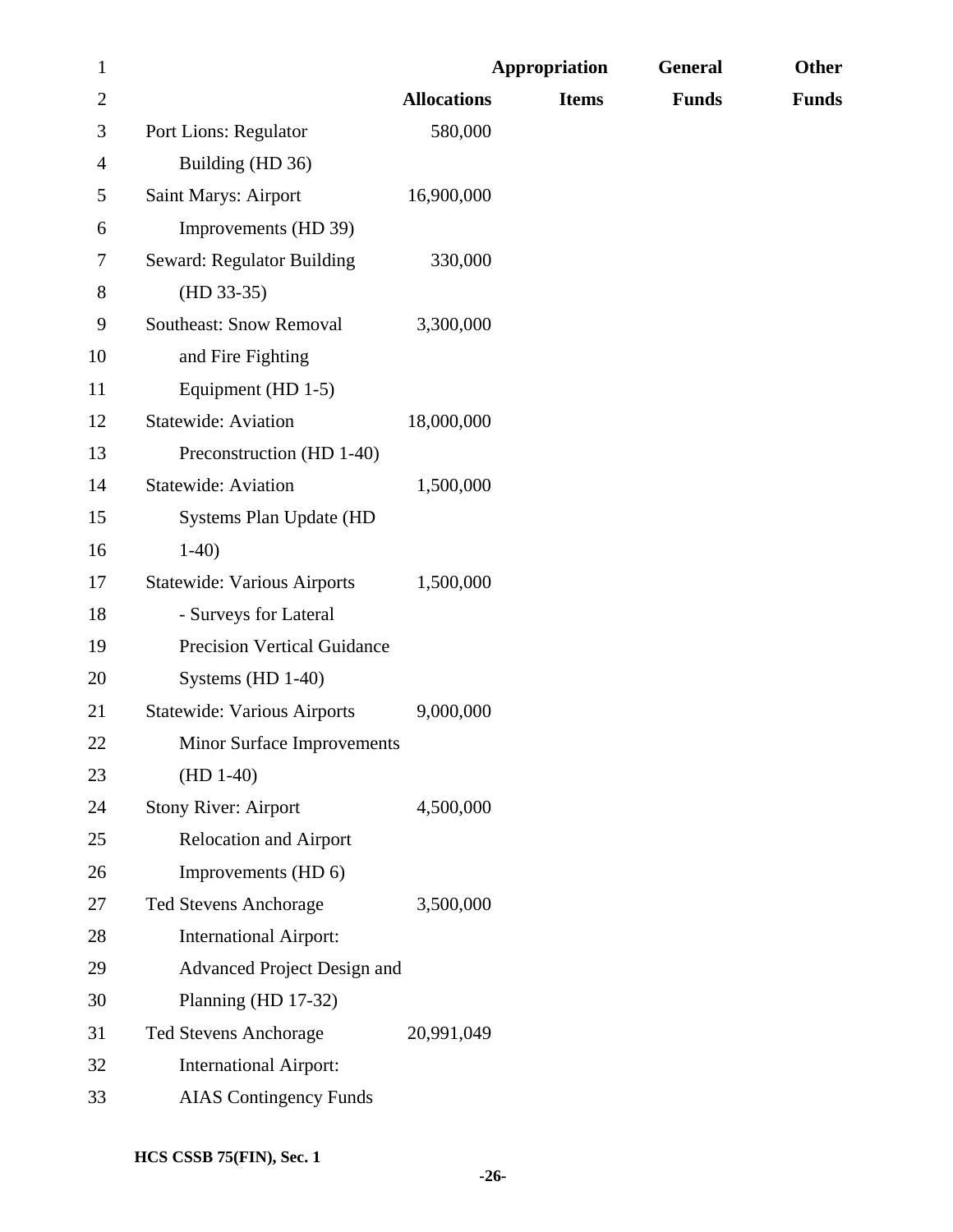| | Allocations | Appropriation Items | General Funds | Other Funds |
|---|---|---|---|---|
| Port Lions: Regulator Building (HD 36) | 580,000 | | | |
| Saint Marys: Airport Improvements (HD 39) | 16,900,000 | | | |
| Seward: Regulator Building (HD 33-35) | 330,000 | | | |
| Southeast: Snow Removal and Fire Fighting Equipment (HD 1-5) | 3,300,000 | | | |
| Statewide: Aviation Preconstruction (HD 1-40) | 18,000,000 | | | |
| Statewide: Aviation Systems Plan Update (HD 1-40) | 1,500,000 | | | |
| Statewide: Various Airports - Surveys for Lateral Precision Vertical Guidance Systems (HD 1-40) | 1,500,000 | | | |
| Statewide: Various Airports Minor Surface Improvements (HD 1-40) | 9,000,000 | | | |
| Stony River: Airport Relocation and Airport Improvements (HD 6) | 4,500,000 | | | |
| Ted Stevens Anchorage International Airport: Advanced Project Design and Planning (HD 17-32) | 3,500,000 | | | |
| Ted Stevens Anchorage International Airport: AIAS Contingency Funds | 20,991,049 | | | |

HCS CSSB 75(FIN), Sec. 1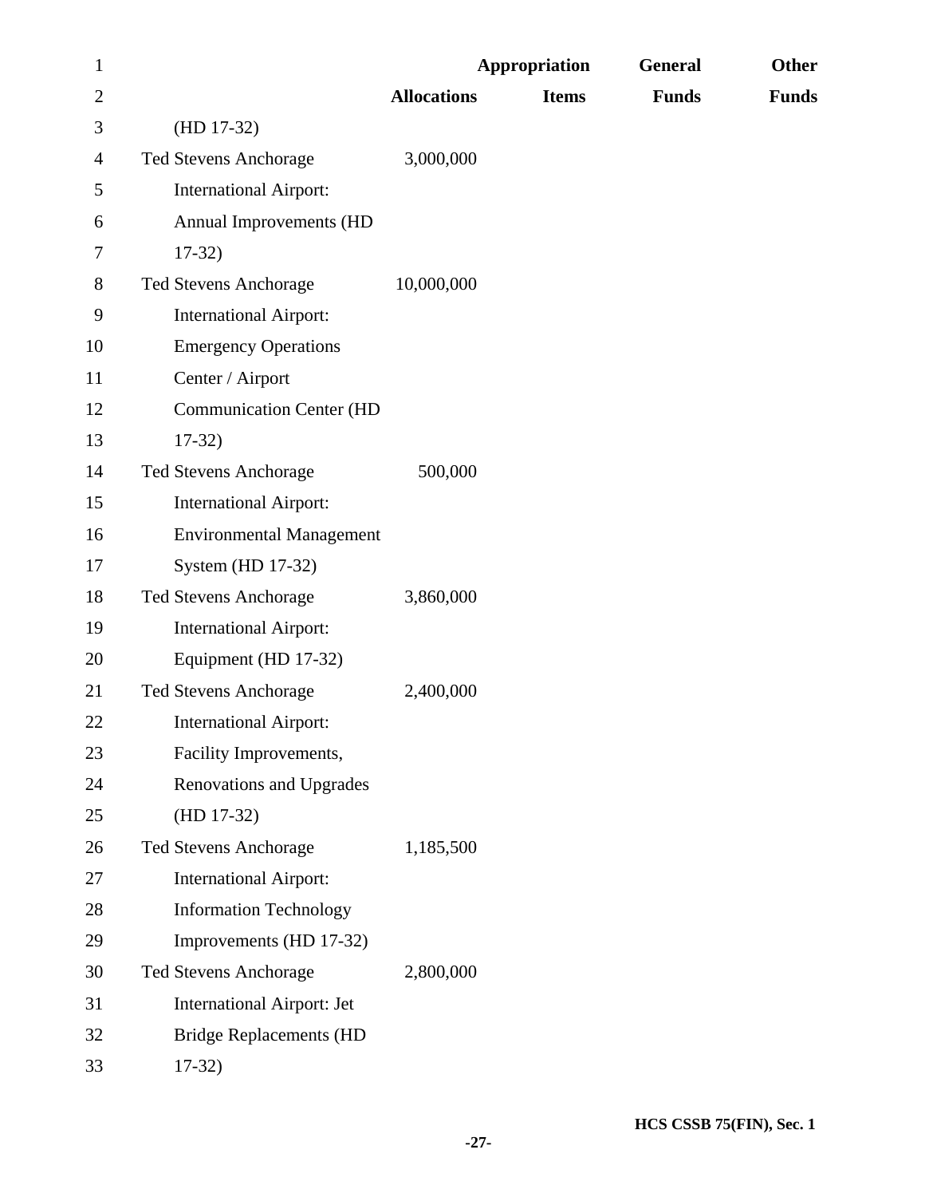| | Allocations | Appropriation Items | General Funds | Other Funds |
|---|---|---|---|---|
| (HD 17-32) | | | | |
| Ted Stevens Anchorage International Airport: Annual Improvements (HD 17-32) | 3,000,000 | | | |
| Ted Stevens Anchorage International Airport: Emergency Operations Center / Airport Communication Center (HD 17-32) | 10,000,000 | | | |
| Ted Stevens Anchorage International Airport: Environmental Management System (HD 17-32) | 500,000 | | | |
| Ted Stevens Anchorage International Airport: Equipment (HD 17-32) | 3,860,000 | | | |
| Ted Stevens Anchorage International Airport: Facility Improvements, Renovations and Upgrades (HD 17-32) | 2,400,000 | | | |
| Ted Stevens Anchorage International Airport: Information Technology Improvements (HD 17-32) | 1,185,500 | | | |
| Ted Stevens Anchorage International Airport: Jet Bridge Replacements (HD 17-32) | 2,800,000 | | | |

HCS CSSB 75(FIN), Sec. 1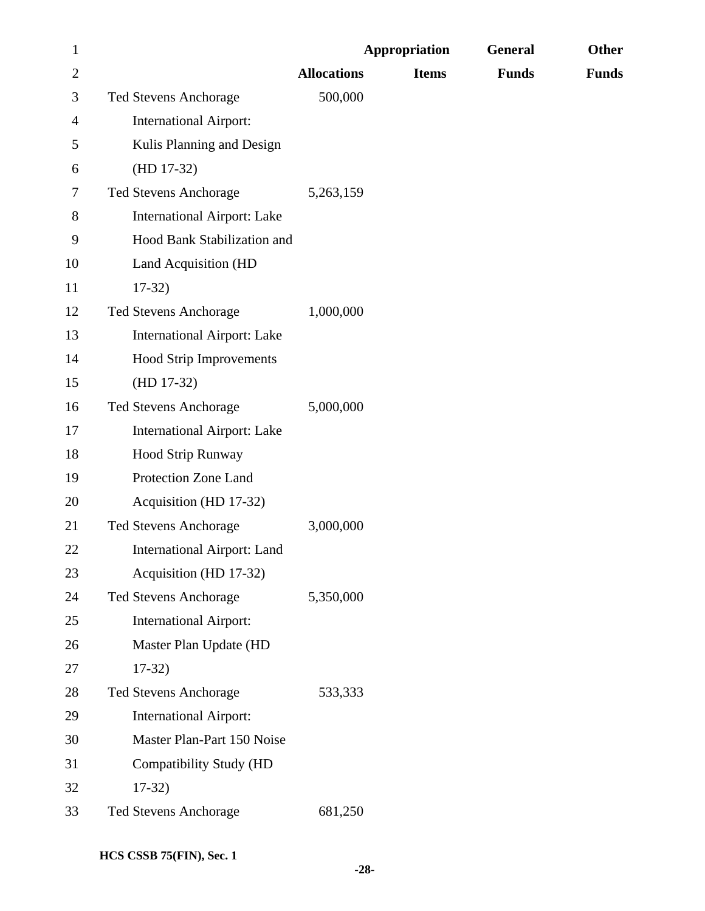| | Allocations | Appropriation Items | General Funds | Other Funds |
|---|---|---|---|---|
| Ted Stevens Anchorage International Airport: Kulis Planning and Design (HD 17-32) | 500,000 | | | |
| Ted Stevens Anchorage International Airport: Lake Hood Bank Stabilization and Land Acquisition (HD 17-32) | 5,263,159 | | | |
| Ted Stevens Anchorage International Airport: Lake Hood Strip Improvements (HD 17-32) | 1,000,000 | | | |
| Ted Stevens Anchorage International Airport: Lake Hood Strip Runway Protection Zone Land Acquisition (HD 17-32) | 5,000,000 | | | |
| Ted Stevens Anchorage International Airport: Land Acquisition (HD 17-32) | 3,000,000 | | | |
| Ted Stevens Anchorage International Airport: Master Plan Update (HD 17-32) | 5,350,000 | | | |
| Ted Stevens Anchorage International Airport: Master Plan-Part 150 Noise Compatibility Study (HD 17-32) | 533,333 | | | |
| Ted Stevens Anchorage | 681,250 | | | |

HCS CSSB 75(FIN), Sec. 1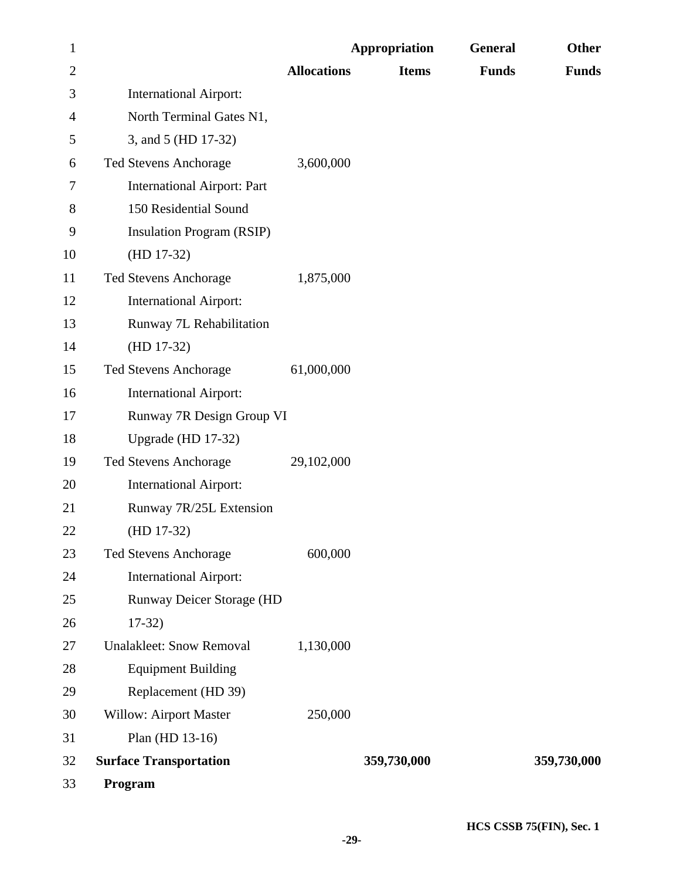| | Allocations | Appropriation Items | General Funds | Other Funds |
|---|---|---|---|---|
| International Airport: North Terminal Gates N1, 3, and 5 (HD 17-32) | | | | |
| Ted Stevens Anchorage International Airport: Part 150 Residential Sound Insulation Program (RSIP) (HD 17-32) | 3,600,000 | | | |
| Ted Stevens Anchorage International Airport: Runway 7L Rehabilitation (HD 17-32) | 1,875,000 | | | |
| Ted Stevens Anchorage International Airport: Runway 7R Design Group VI Upgrade (HD 17-32) | 61,000,000 | | | |
| Ted Stevens Anchorage International Airport: Runway 7R/25L Extension (HD 17-32) | 29,102,000 | | | |
| Ted Stevens Anchorage International Airport: Runway Deicer Storage (HD 17-32) | 600,000 | | | |
| Unalakleet: Snow Removal Equipment Building Replacement (HD 39) | 1,130,000 | | | |
| Willow: Airport Master Plan (HD 13-16) | 250,000 | | | |
| **Surface Transportation Program** | | **359,730,000** | | **359,730,000** |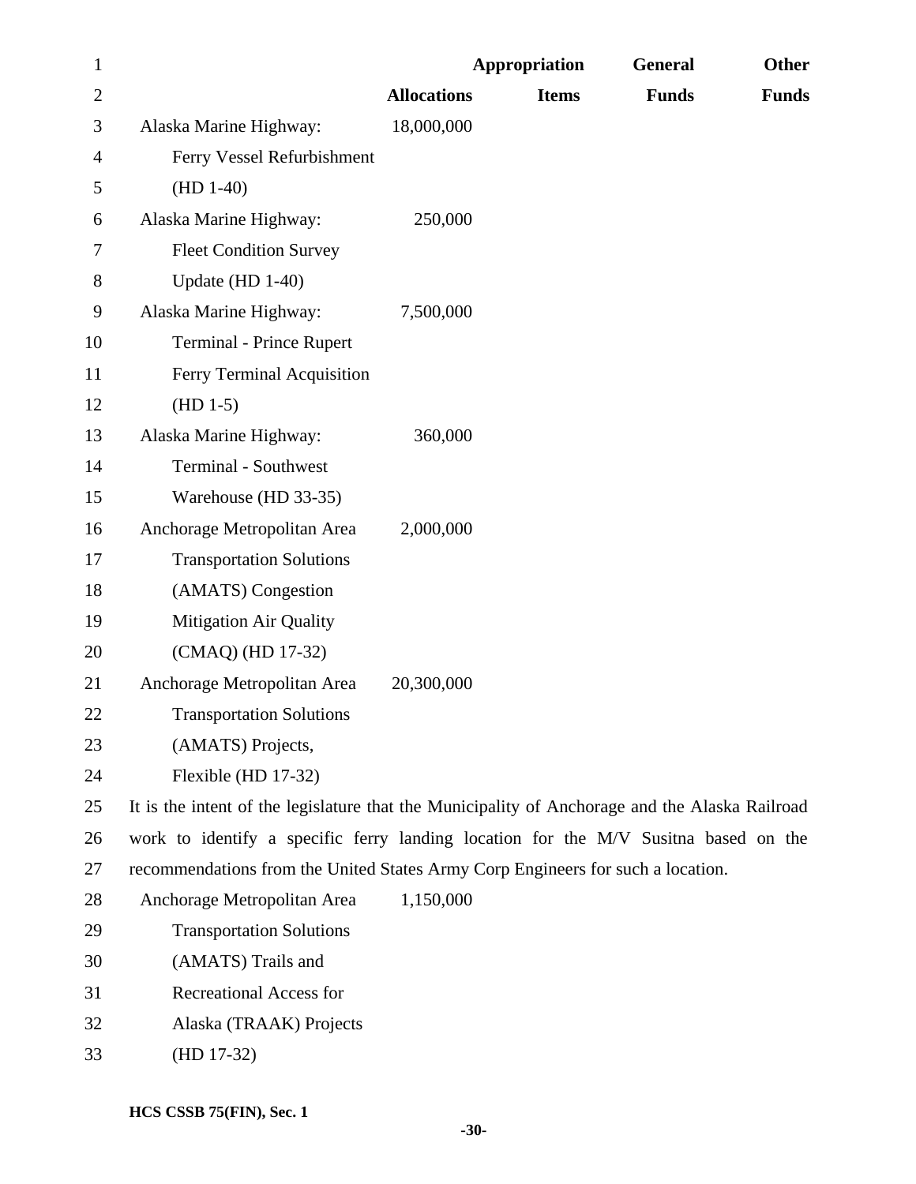| | Allocations | Appropriation Items | General Funds | Other Funds |
|---|---|---|---|---|
| Alaska Marine Highway: Ferry Vessel Refurbishment (HD 1-40) | 18,000,000 | | | |
| Alaska Marine Highway: Fleet Condition Survey Update (HD 1-40) | 250,000 | | | |
| Alaska Marine Highway: Terminal - Prince Rupert Ferry Terminal Acquisition (HD 1-5) | 7,500,000 | | | |
| Alaska Marine Highway: Terminal - Southwest Warehouse (HD 33-35) | 360,000 | | | |
| Anchorage Metropolitan Area Transportation Solutions (AMATS) Congestion Mitigation Air Quality (CMAQ) (HD 17-32) | 2,000,000 | | | |
| Anchorage Metropolitan Area Transportation Solutions (AMATS) Projects, Flexible (HD 17-32) | 20,300,000 | | | |

It is the intent of the legislature that the Municipality of Anchorage and the Alaska Railroad work to identify a specific ferry landing location for the M/V Susitna based on the recommendations from the United States Army Corp Engineers for such a location.

| | Allocations | Appropriation Items | General Funds | Other Funds |
|---|---|---|---|---|
| Anchorage Metropolitan Area Transportation Solutions (AMATS) Trails and Recreational Access for Alaska (TRAAK) Projects (HD 17-32) | 1,150,000 | | | |

HCS CSSB 75(FIN), Sec. 1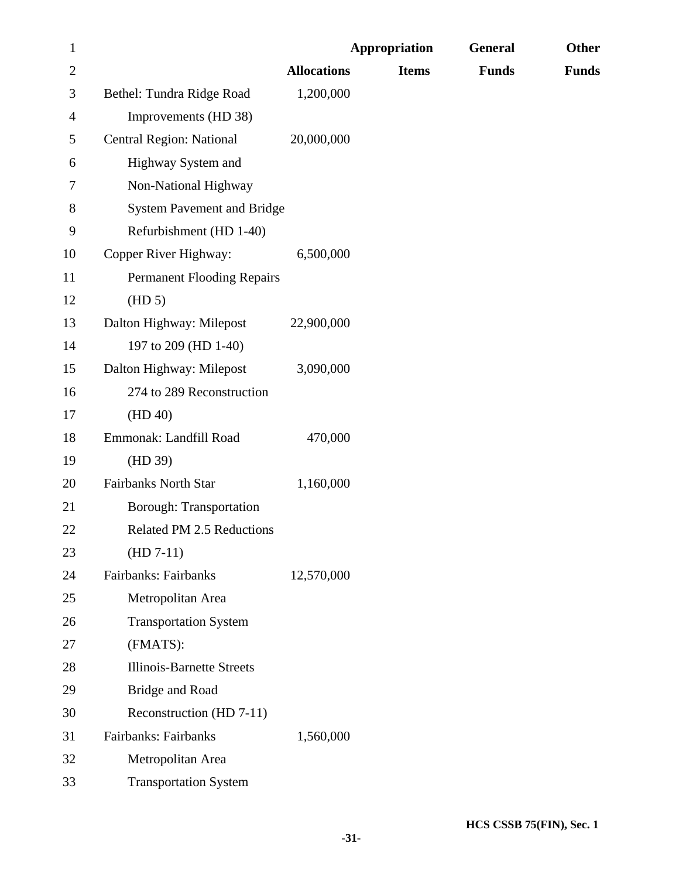| | Allocations | Appropriation Items | General Funds | Other Funds |
|---|---|---|---|---|
| Bethel: Tundra Ridge Road Improvements (HD 38) | 1,200,000 | | | |
| Central Region: National Highway System and Non-National Highway System Pavement and Bridge Refurbishment (HD 1-40) | 20,000,000 | | | |
| Copper River Highway: Permanent Flooding Repairs (HD 5) | 6,500,000 | | | |
| Dalton Highway: Milepost 197 to 209 (HD 1-40) | 22,900,000 | | | |
| Dalton Highway: Milepost 274 to 289 Reconstruction (HD 40) | 3,090,000 | | | |
| Emmonak: Landfill Road (HD 39) | 470,000 | | | |
| Fairbanks North Star Borough: Transportation Related PM 2.5 Reductions (HD 7-11) | 1,160,000 | | | |
| Fairbanks: Fairbanks Metropolitan Area Transportation System (FMATS): Illinois-Barnette Streets Bridge and Road Reconstruction (HD 7-11) | 12,570,000 | | | |
| Fairbanks: Fairbanks Metropolitan Area Transportation System | 1,560,000 | | | |

HCS CSSB 75(FIN), Sec. 1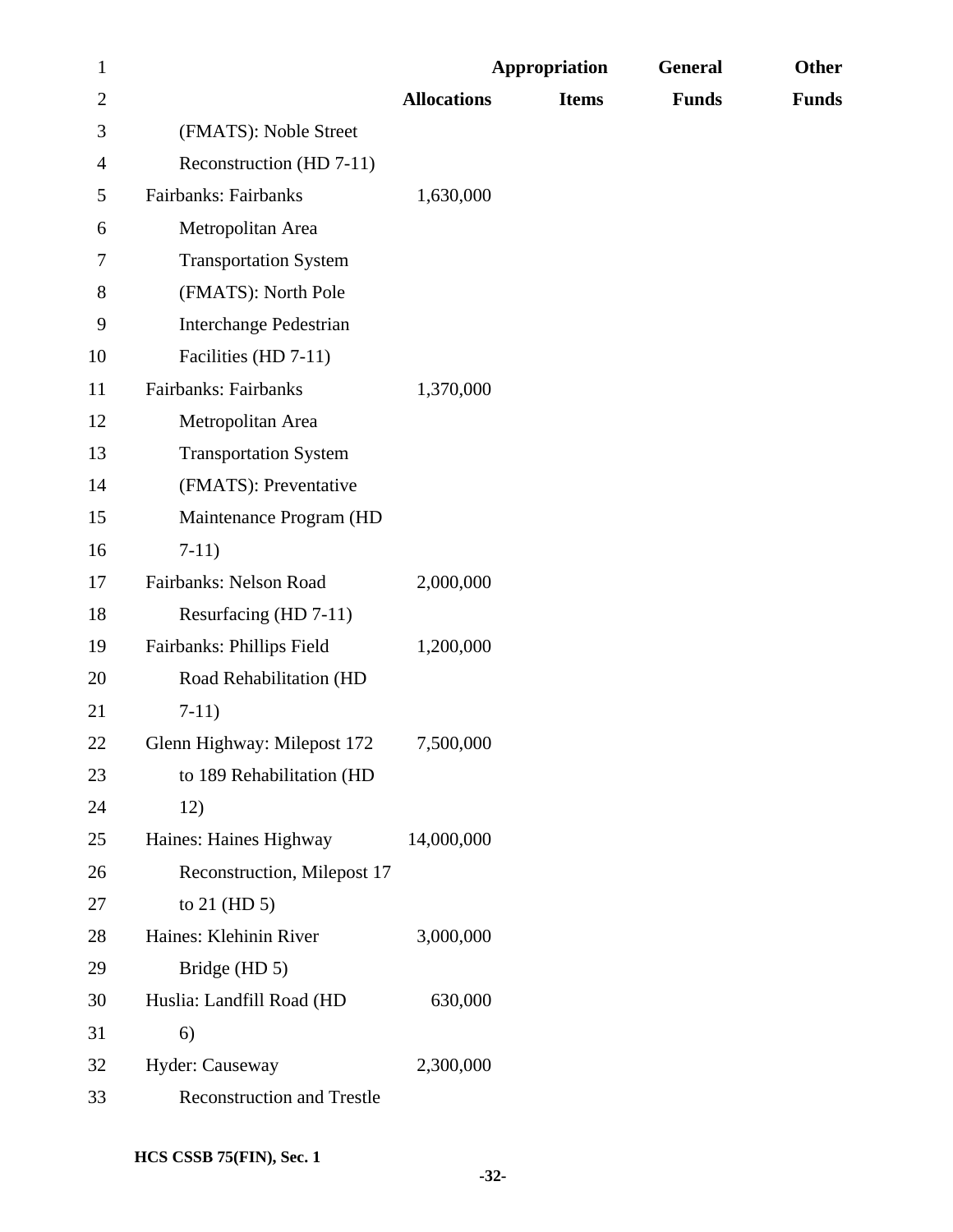| | Allocations | Appropriation Items | General Funds | Other Funds |
|---|---|---|---|---|
| (FMATS): Noble Street Reconstruction (HD 7-11) | | | | |
| Fairbanks: Fairbanks Metropolitan Area Transportation System (FMATS): North Pole Interchange Pedestrian Facilities (HD 7-11) | 1,630,000 | | | |
| Fairbanks: Fairbanks Metropolitan Area Transportation System (FMATS): Preventative Maintenance Program (HD 7-11) | 1,370,000 | | | |
| Fairbanks: Nelson Road Resurfacing (HD 7-11) | 2,000,000 | | | |
| Fairbanks: Phillips Field Road Rehabilitation (HD 7-11) | 1,200,000 | | | |
| Glenn Highway: Milepost 172 to 189 Rehabilitation (HD 12) | 7,500,000 | | | |
| Haines: Haines Highway Reconstruction, Milepost 17 to 21 (HD 5) | 14,000,000 | | | |
| Haines: Klehinin River Bridge (HD 5) | 3,000,000 | | | |
| Huslia: Landfill Road (HD 6) | 630,000 | | | |
| Hyder: Causeway Reconstruction and Trestle | 2,300,000 | | | |

HCS CSSB 75(FIN), Sec. 1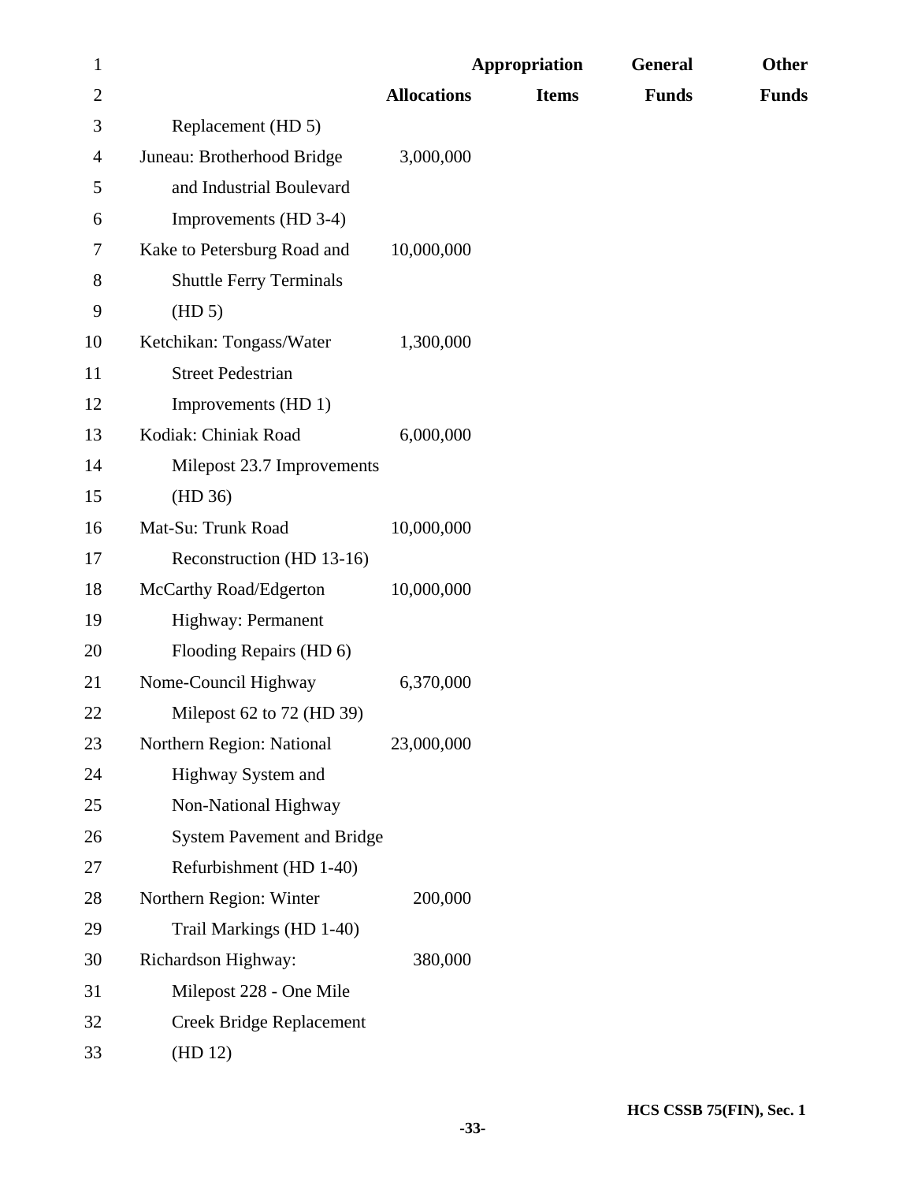| | Allocations | Appropriation Items | General Funds | Other Funds |
|---|---|---|---|---|
| Replacement (HD 5) | | | | |
| Juneau: Brotherhood Bridge and Industrial Boulevard Improvements (HD 3-4) | 3,000,000 | | | |
| Kake to Petersburg Road and Shuttle Ferry Terminals (HD 5) | 10,000,000 | | | |
| Ketchikan: Tongass/Water Street Pedestrian Improvements (HD 1) | 1,300,000 | | | |
| Kodiak: Chiniak Road Milepost 23.7 Improvements (HD 36) | 6,000,000 | | | |
| Mat-Su: Trunk Road Reconstruction (HD 13-16) | 10,000,000 | | | |
| McCarthy Road/Edgerton Highway: Permanent Flooding Repairs (HD 6) | 10,000,000 | | | |
| Nome-Council Highway Milepost 62 to 72 (HD 39) | 6,370,000 | | | |
| Northern Region: National Highway System and Non-National Highway System Pavement and Bridge Refurbishment (HD 1-40) | 23,000,000 | | | |
| Northern Region: Winter Trail Markings (HD 1-40) | 200,000 | | | |
| Richardson Highway: Milepost 228 - One Mile Creek Bridge Replacement (HD 12) | 380,000 | | | |

HCS CSSB 75(FIN), Sec. 1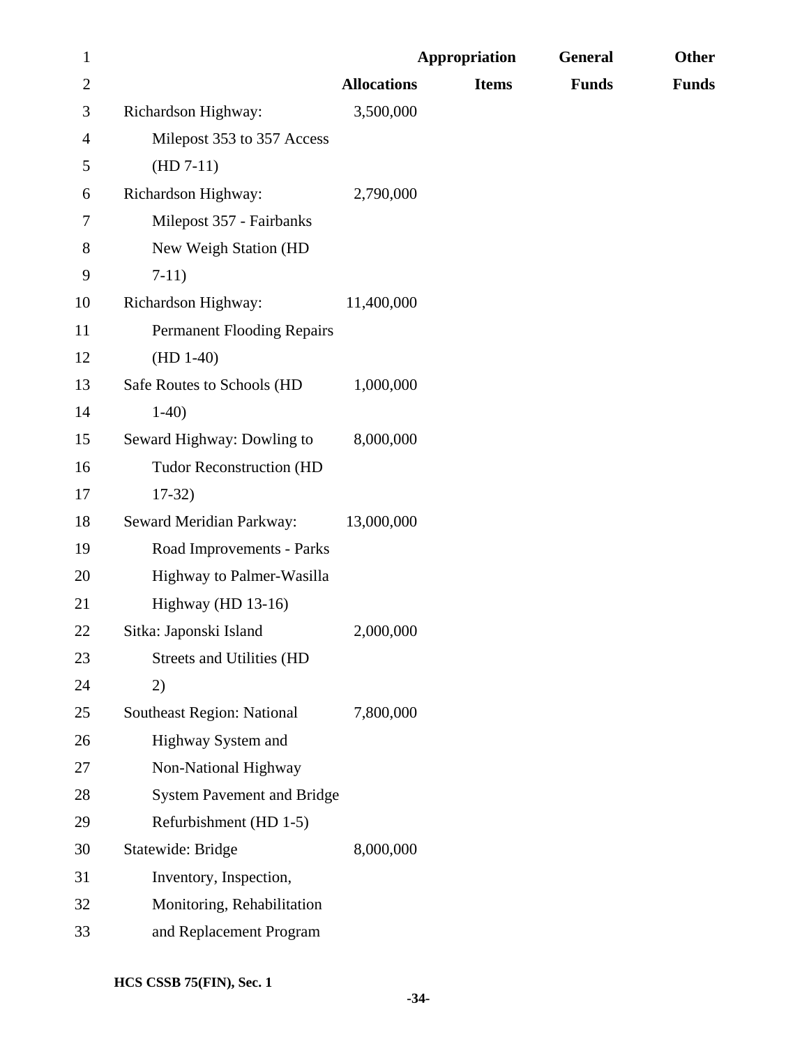| | Allocations | Appropriation Items | General Funds | Other Funds |
|---|---|---|---|---|
| Richardson Highway: Milepost 353 to 357 Access (HD 7-11) | 3,500,000 | | | |
| Richardson Highway: Milepost 357 - Fairbanks New Weigh Station (HD 7-11) | 2,790,000 | | | |
| Richardson Highway: Permanent Flooding Repairs (HD 1-40) | 11,400,000 | | | |
| Safe Routes to Schools (HD 1-40) | 1,000,000 | | | |
| Seward Highway: Dowling to Tudor Reconstruction (HD 17-32) | 8,000,000 | | | |
| Seward Meridian Parkway: Road Improvements - Parks Highway to Palmer-Wasilla Highway (HD 13-16) | 13,000,000 | | | |
| Sitka: Japonski Island Streets and Utilities (HD 2) | 2,000,000 | | | |
| Southeast Region: National Highway System and Non-National Highway System Pavement and Bridge Refurbishment (HD 1-5) | 7,800,000 | | | |
| Statewide: Bridge Inventory, Inspection, Monitoring, Rehabilitation and Replacement Program | 8,000,000 | | | |

HCS CSSB 75(FIN), Sec. 1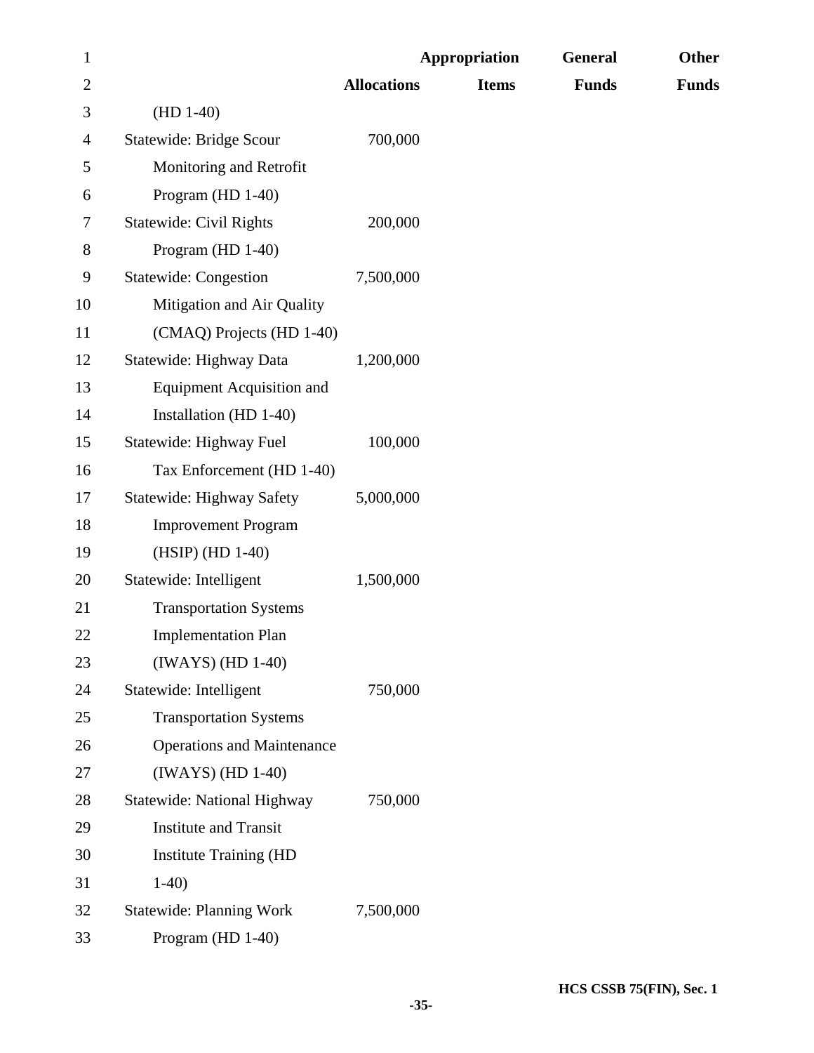| | Allocations | Appropriation Items | General Funds | Other Funds |
|---|---|---|---|---|
| (HD 1-40) | | | | |
| Statewide: Bridge Scour Monitoring and Retrofit Program (HD 1-40) | 700,000 | | | |
| Statewide: Civil Rights Program (HD 1-40) | 200,000 | | | |
| Statewide: Congestion Mitigation and Air Quality (CMAQ) Projects (HD 1-40) | 7,500,000 | | | |
| Statewide: Highway Data Equipment Acquisition and Installation (HD 1-40) | 1,200,000 | | | |
| Statewide: Highway Fuel Tax Enforcement (HD 1-40) | 100,000 | | | |
| Statewide: Highway Safety Improvement Program (HSIP) (HD 1-40) | 5,000,000 | | | |
| Statewide: Intelligent Transportation Systems Implementation Plan (IWAYS) (HD 1-40) | 1,500,000 | | | |
| Statewide: Intelligent Transportation Systems Operations and Maintenance (IWAYS) (HD 1-40) | 750,000 | | | |
| Statewide: National Highway Institute and Transit Institute Training (HD 1-40) | 750,000 | | | |
| Statewide: Planning Work Program (HD 1-40) | 7,500,000 | | | |

HCS CSSB 75(FIN), Sec. 1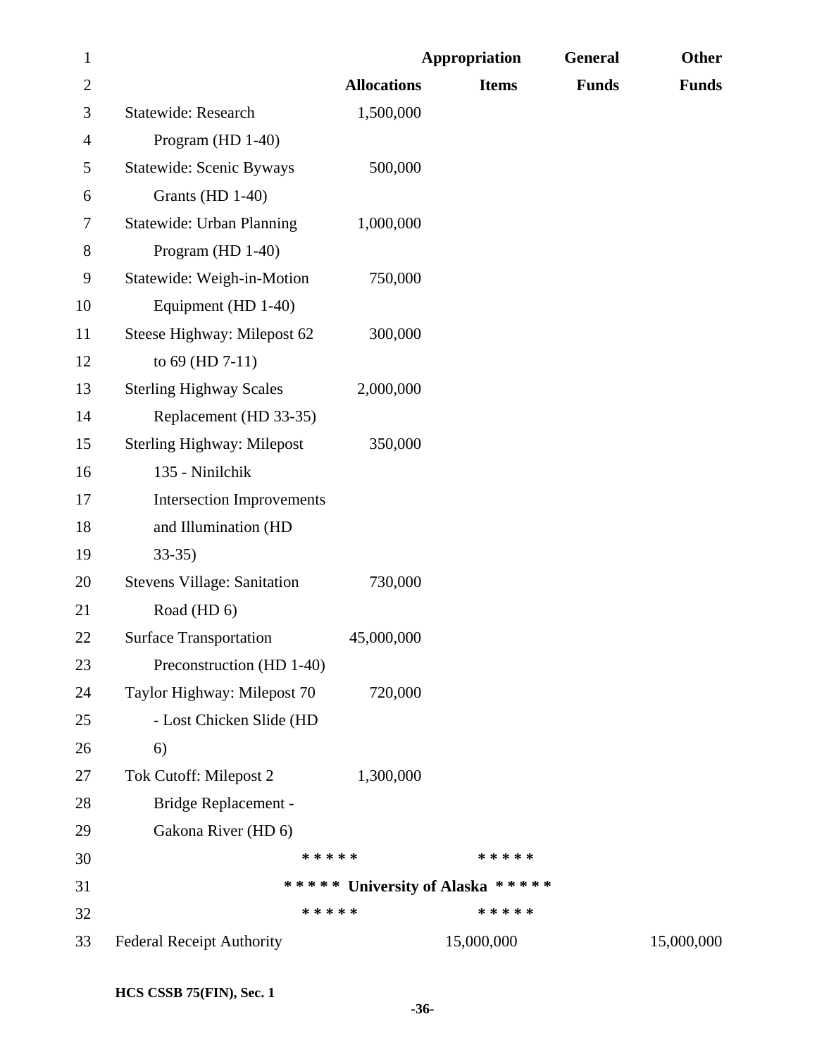| | Allocations | Appropriation Items | General Funds | Other Funds |
|---|---|---|---|---|
| Statewide: Research Program (HD 1-40) | 1,500,000 | | | |
| Statewide: Scenic Byways Grants (HD 1-40) | 500,000 | | | |
| Statewide: Urban Planning Program (HD 1-40) | 1,000,000 | | | |
| Statewide: Weigh-in-Motion Equipment (HD 1-40) | 750,000 | | | |
| Steese Highway: Milepost 62 to 69 (HD 7-11) | 300,000 | | | |
| Sterling Highway Scales Replacement (HD 33-35) | 2,000,000 | | | |
| Sterling Highway: Milepost 135 - Ninilchik Intersection Improvements and Illumination (HD 33-35) | 350,000 | | | |
| Stevens Village: Sanitation Road (HD 6) | 730,000 | | | |
| Surface Transportation Preconstruction (HD 1-40) | 45,000,000 | | | |
| Taylor Highway: Milepost 70 - Lost Chicken Slide (HD 6) | 720,000 | | | |
| Tok Cutoff: Milepost 2 Bridge Replacement - Gakona River (HD 6) | 1,300,000 | | | |

***** *****

***** University of Alaska *****

***** *****

| | Allocations | Appropriation Items | General Funds | Other Funds |
|---|---|---|---|---|
| Federal Receipt Authority | | 15,000,000 | | 15,000,000 |

HCS CSSB 75(FIN), Sec. 1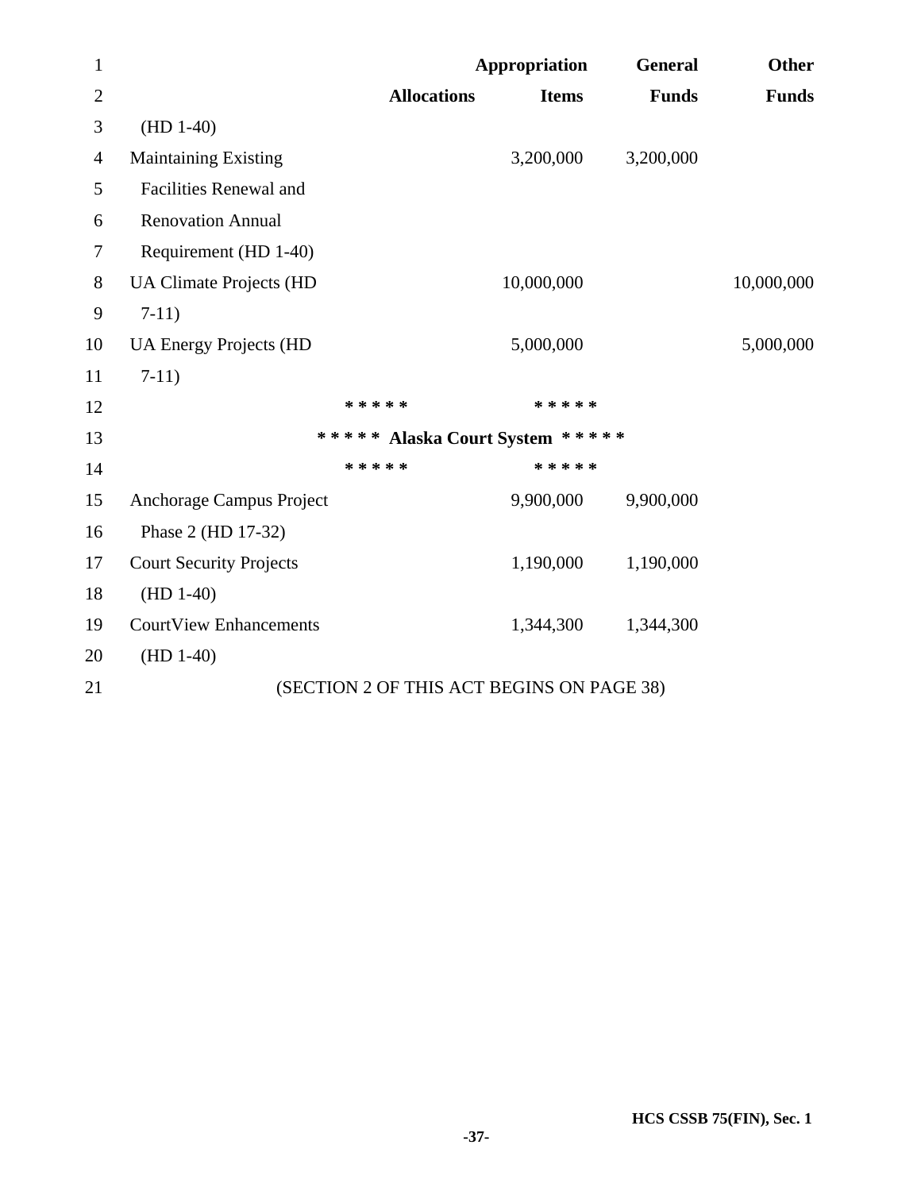| | Allocations | Appropriation Items | General Funds | Other Funds |
|---|---|---|---|---|
| (HD 1-40) | | | | |
| Maintaining Existing Facilities Renewal and Renovation Annual Requirement (HD 1-40) | | 3,200,000 | 3,200,000 | |
| UA Climate Projects (HD 7-11) | | 10,000,000 | | 10,000,000 |
| UA Energy Projects (HD 7-11) | | 5,000,000 | | 5,000,000 |

***** *****

***** Alaska Court System *****

***** *****

| | Allocations | Appropriation Items | General Funds | Other Funds |
|---|---|---|---|---|
| Anchorage Campus Project Phase 2 (HD 17-32) | | 9,900,000 | 9,900,000 | |
| Court Security Projects (HD 1-40) | | 1,190,000 | 1,190,000 | |
| CourtView Enhancements (HD 1-40) | | 1,344,300 | 1,344,300 | |

(SECTION 2 OF THIS ACT BEGINS ON PAGE 38)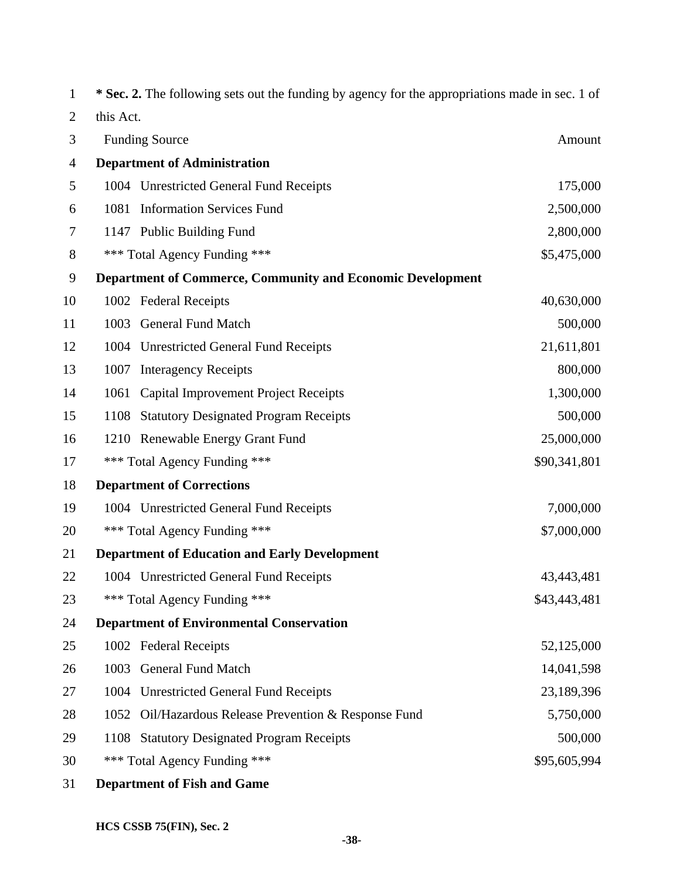**\* Sec. 2.** The following sets out the funding by agency for the appropriations made in sec. 1 of this Act.

| Funding Source | Amount |
|---|---|
| **Department of Administration** | |
| 1004 Unrestricted General Fund Receipts | 175,000 |
| 1081 Information Services Fund | 2,500,000 |
| 1147 Public Building Fund | 2,800,000 |
| *** Total Agency Funding *** | $5,475,000 |
| **Department of Commerce, Community and Economic Development** | |
| 1002 Federal Receipts | 40,630,000 |
| 1003 General Fund Match | 500,000 |
| 1004 Unrestricted General Fund Receipts | 21,611,801 |
| 1007 Interagency Receipts | 800,000 |
| 1061 Capital Improvement Project Receipts | 1,300,000 |
| 1108 Statutory Designated Program Receipts | 500,000 |
| 1210 Renewable Energy Grant Fund | 25,000,000 |
| *** Total Agency Funding *** | $90,341,801 |
| **Department of Corrections** | |
| 1004 Unrestricted General Fund Receipts | 7,000,000 |
| *** Total Agency Funding *** | $7,000,000 |
| **Department of Education and Early Development** | |
| 1004 Unrestricted General Fund Receipts | 43,443,481 |
| *** Total Agency Funding *** | $43,443,481 |
| **Department of Environmental Conservation** | |
| 1002 Federal Receipts | 52,125,000 |
| 1003 General Fund Match | 14,041,598 |
| 1004 Unrestricted General Fund Receipts | 23,189,396 |
| 1052 Oil/Hazardous Release Prevention & Response Fund | 5,750,000 |
| 1108 Statutory Designated Program Receipts | 500,000 |
| *** Total Agency Funding *** | $95,605,994 |
| **Department of Fish and Game** | |

HCS CSSB 75(FIN), Sec. 2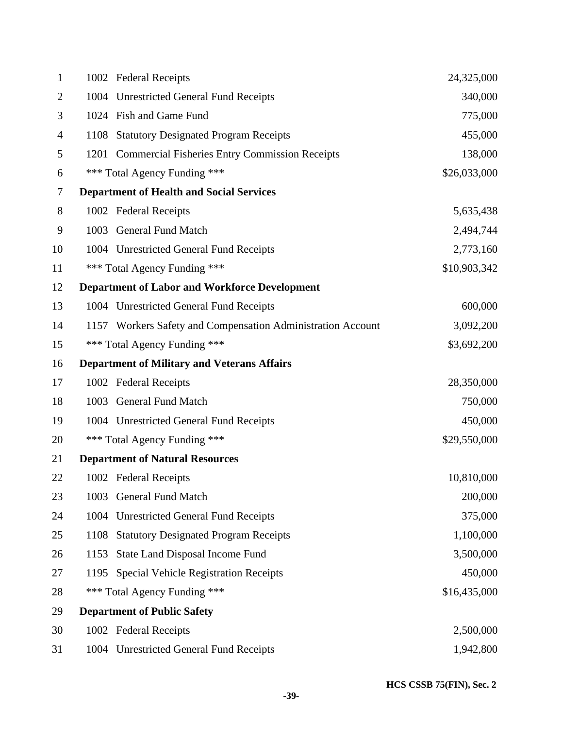| Line | Code | Source | Amount |
|---|---|---|---|
| 1 | 1002 | Federal Receipts | 24,325,000 |
| 2 | 1004 | Unrestricted General Fund Receipts | 340,000 |
| 3 | 1024 | Fish and Game Fund | 775,000 |
| 4 | 1108 | Statutory Designated Program Receipts | 455,000 |
| 5 | 1201 | Commercial Fisheries Entry Commission Receipts | 138,000 |
| 6 | | *** Total Agency Funding *** | $26,033,000 |
| 7 | | **Department of Health and Social Services** | |
| 8 | 1002 | Federal Receipts | 5,635,438 |
| 9 | 1003 | General Fund Match | 2,494,744 |
| 10 | 1004 | Unrestricted General Fund Receipts | 2,773,160 |
| 11 | | *** Total Agency Funding *** | $10,903,342 |
| 12 | | **Department of Labor and Workforce Development** | |
| 13 | 1004 | Unrestricted General Fund Receipts | 600,000 |
| 14 | 1157 | Workers Safety and Compensation Administration Account | 3,092,200 |
| 15 | | *** Total Agency Funding *** | $3,692,200 |
| 16 | | **Department of Military and Veterans Affairs** | |
| 17 | 1002 | Federal Receipts | 28,350,000 |
| 18 | 1003 | General Fund Match | 750,000 |
| 19 | 1004 | Unrestricted General Fund Receipts | 450,000 |
| 20 | | *** Total Agency Funding *** | $29,550,000 |
| 21 | | **Department of Natural Resources** | |
| 22 | 1002 | Federal Receipts | 10,810,000 |
| 23 | 1003 | General Fund Match | 200,000 |
| 24 | 1004 | Unrestricted General Fund Receipts | 375,000 |
| 25 | 1108 | Statutory Designated Program Receipts | 1,100,000 |
| 26 | 1153 | State Land Disposal Income Fund | 3,500,000 |
| 27 | 1195 | Special Vehicle Registration Receipts | 450,000 |
| 28 | | *** Total Agency Funding *** | $16,435,000 |
| 29 | | **Department of Public Safety** | |
| 30 | 1002 | Federal Receipts | 2,500,000 |
| 31 | 1004 | Unrestricted General Fund Receipts | 1,942,800 |

HCS CSSB 75(FIN), Sec. 2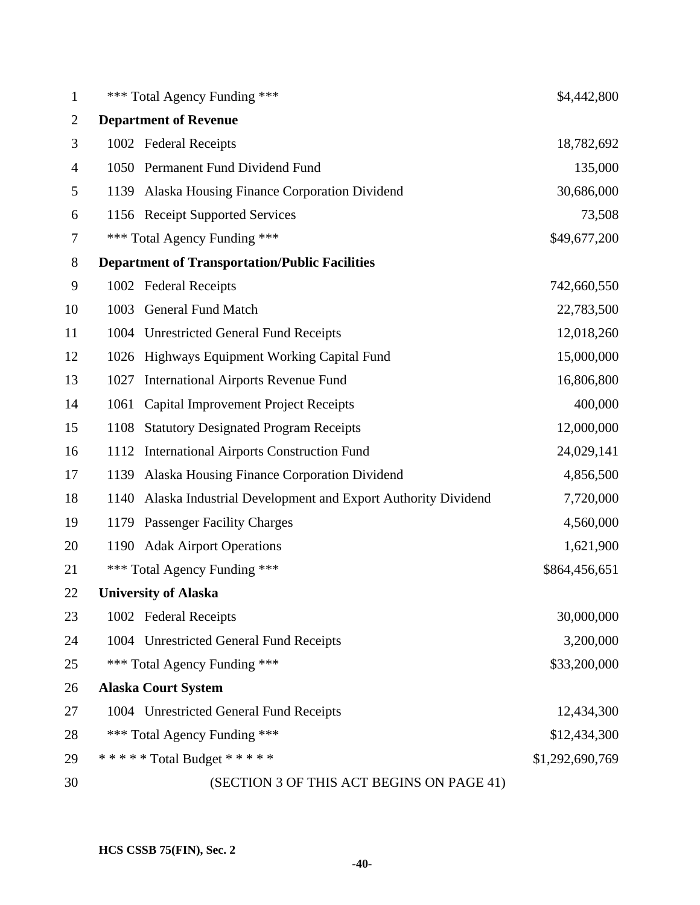| | |
|---|---|
| *** Total Agency Funding *** | $4,442,800 |
| **Department of Revenue** | |
| 1002 Federal Receipts | 18,782,692 |
| 1050 Permanent Fund Dividend Fund | 135,000 |
| 1139 Alaska Housing Finance Corporation Dividend | 30,686,000 |
| 1156 Receipt Supported Services | 73,508 |
| *** Total Agency Funding *** | $49,677,200 |
| **Department of Transportation/Public Facilities** | |
| 1002 Federal Receipts | 742,660,550 |
| 1003 General Fund Match | 22,783,500 |
| 1004 Unrestricted General Fund Receipts | 12,018,260 |
| 1026 Highways Equipment Working Capital Fund | 15,000,000 |
| 1027 International Airports Revenue Fund | 16,806,800 |
| 1061 Capital Improvement Project Receipts | 400,000 |
| 1108 Statutory Designated Program Receipts | 12,000,000 |
| 1112 International Airports Construction Fund | 24,029,141 |
| 1139 Alaska Housing Finance Corporation Dividend | 4,856,500 |
| 1140 Alaska Industrial Development and Export Authority Dividend | 7,720,000 |
| 1179 Passenger Facility Charges | 4,560,000 |
| 1190 Adak Airport Operations | 1,621,900 |
| *** Total Agency Funding *** | $864,456,651 |
| **University of Alaska** | |
| 1002 Federal Receipts | 30,000,000 |
| 1004 Unrestricted General Fund Receipts | 3,200,000 |
| *** Total Agency Funding *** | $33,200,000 |
| **Alaska Court System** | |
| 1004 Unrestricted General Fund Receipts | 12,434,300 |
| *** Total Agency Funding *** | $12,434,300 |
| * * * * * Total Budget * * * * * | $1,292,690,769 |

(SECTION 3 OF THIS ACT BEGINS ON PAGE 41)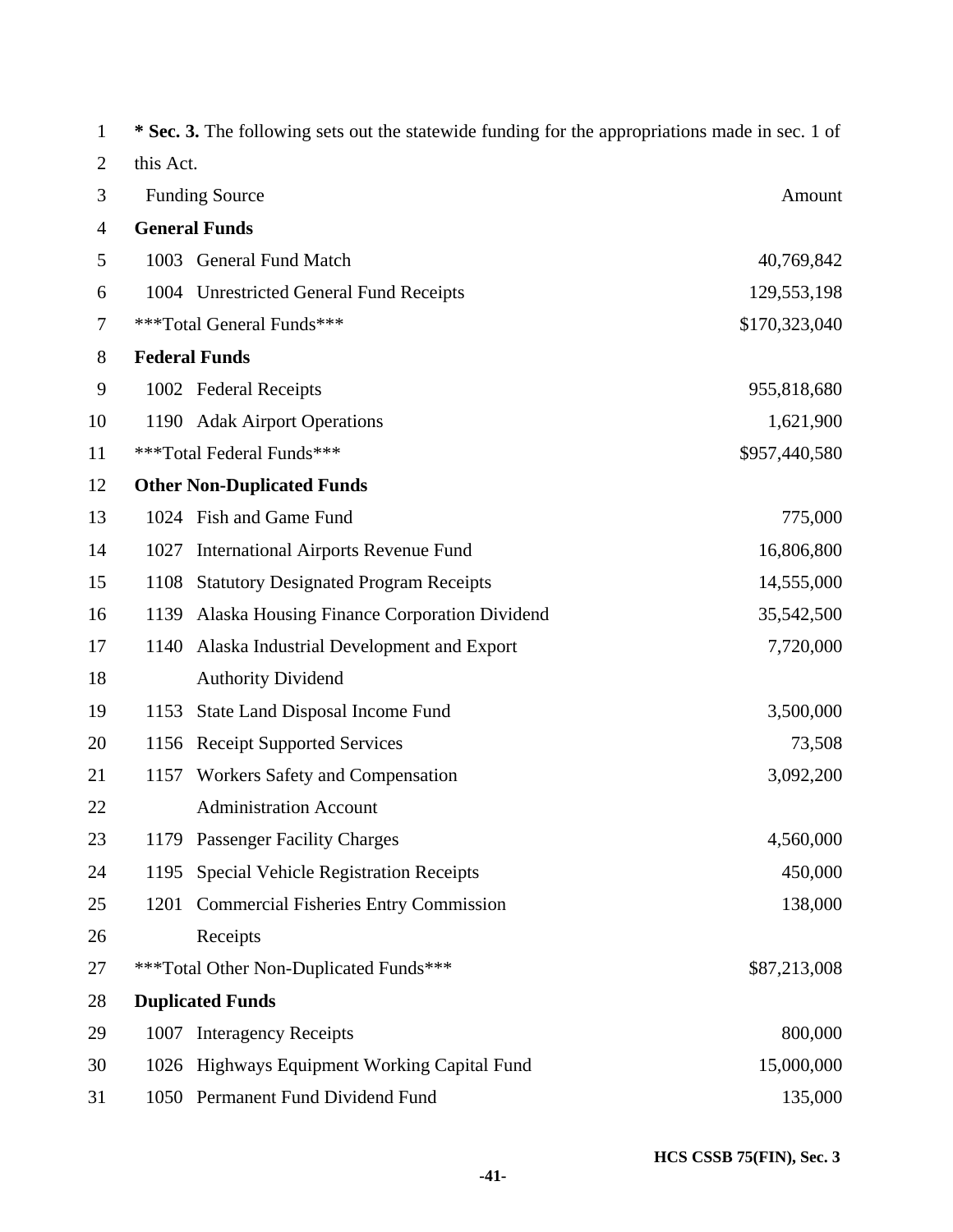**\* Sec. 3.** The following sets out the statewide funding for the appropriations made in sec. 1 of this Act.

| Funding Source | Amount |
|---|---|
| **General Funds** | |
| 1003 General Fund Match | 40,769,842 |
| 1004 Unrestricted General Fund Receipts | 129,553,198 |
| \*\*\*Total General Funds\*\*\* | $170,323,040 |
| **Federal Funds** | |
| 1002 Federal Receipts | 955,818,680 |
| 1190 Adak Airport Operations | 1,621,900 |
| \*\*\*Total Federal Funds\*\*\* | $957,440,580 |
| **Other Non-Duplicated Funds** | |
| 1024 Fish and Game Fund | 775,000 |
| 1027 International Airports Revenue Fund | 16,806,800 |
| 1108 Statutory Designated Program Receipts | 14,555,000 |
| 1139 Alaska Housing Finance Corporation Dividend | 35,542,500 |
| 1140 Alaska Industrial Development and Export Authority Dividend | 7,720,000 |
| 1153 State Land Disposal Income Fund | 3,500,000 |
| 1156 Receipt Supported Services | 73,508 |
| 1157 Workers Safety and Compensation Administration Account | 3,092,200 |
| 1179 Passenger Facility Charges | 4,560,000 |
| 1195 Special Vehicle Registration Receipts | 450,000 |
| 1201 Commercial Fisheries Entry Commission Receipts | 138,000 |
| \*\*\*Total Other Non-Duplicated Funds\*\*\* | $87,213,008 |
| **Duplicated Funds** | |
| 1007 Interagency Receipts | 800,000 |
| 1026 Highways Equipment Working Capital Fund | 15,000,000 |
| 1050 Permanent Fund Dividend Fund | 135,000 |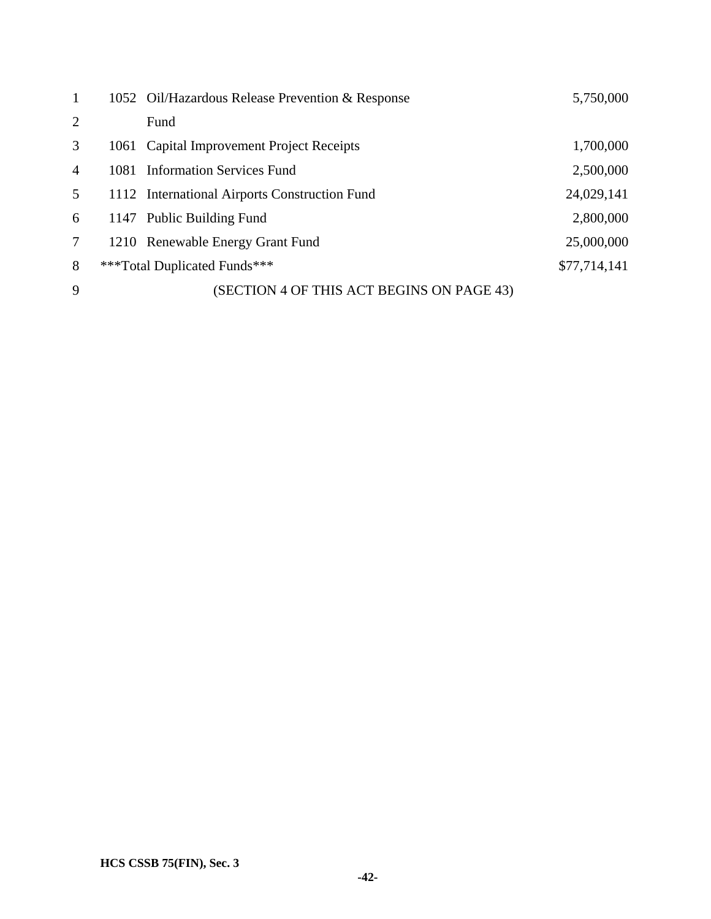| | | |
|---|---|---|
| 1052 | Oil/Hazardous Release Prevention & Response Fund | 5,750,000 |
| 1061 | Capital Improvement Project Receipts | 1,700,000 |
| 1081 | Information Services Fund | 2,500,000 |
| 1112 | International Airports Construction Fund | 24,029,141 |
| 1147 | Public Building Fund | 2,800,000 |
| 1210 | Renewable Energy Grant Fund | 25,000,000 |
| ***Total Duplicated Funds*** | | $77,714,141 |

(SECTION 4 OF THIS ACT BEGINS ON PAGE 43)

HCS CSSB 75(FIN), Sec. 3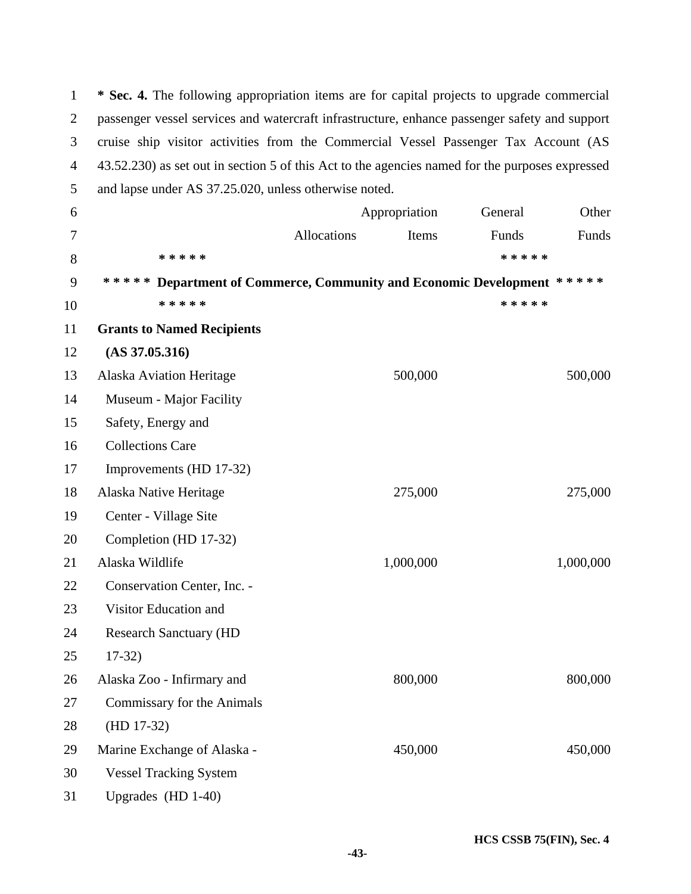**\* Sec. 4.** The following appropriation items are for capital projects to upgrade commercial passenger vessel services and watercraft infrastructure, enhance passenger safety and support cruise ship visitor activities from the Commercial Vessel Passenger Tax Account (AS 43.52.230) as set out in section 5 of this Act to the agencies named for the purposes expressed and lapse under AS 37.25.020, unless otherwise noted.

| | Allocations | Appropriation Items | General Funds | Other Funds |
|---|---|---|---|---|
| **\* \* \* \* \* Department of Commerce, Community and Economic Development \* \* \* \* \*** | | | | |
| **Grants to Named Recipients (AS 37.05.316)** | | | | |
| Alaska Aviation Heritage Museum - Major Facility Safety, Energy and Collections Care Improvements (HD 17-32) | | 500,000 | | 500,000 |
| Alaska Native Heritage Center - Village Site Completion (HD 17-32) | | 275,000 | | 275,000 |
| Alaska Wildlife Conservation Center, Inc. - Visitor Education and Research Sanctuary (HD 17-32) | | 1,000,000 | | 1,000,000 |
| Alaska Zoo - Infirmary and Commissary for the Animals (HD 17-32) | | 800,000 | | 800,000 |
| Marine Exchange of Alaska - Vessel Tracking System Upgrades (HD 1-40) | | 450,000 | | 450,000 |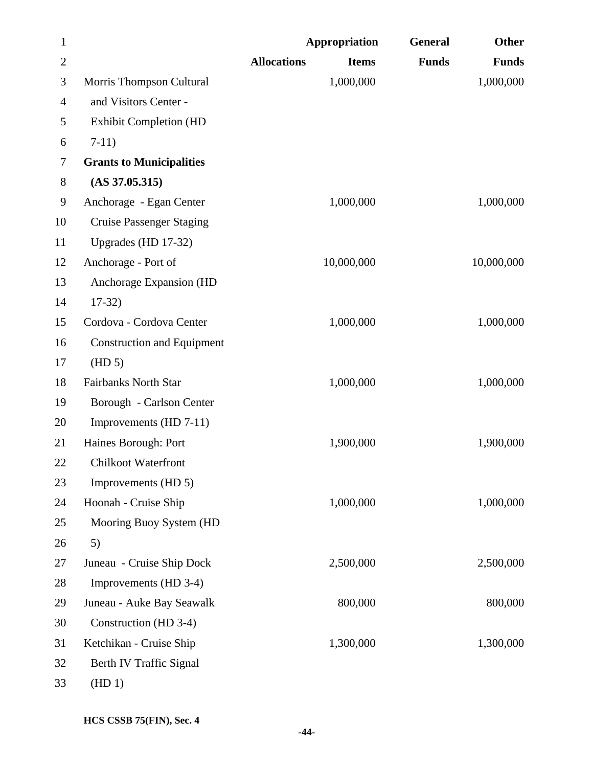| | Allocations | Appropriation Items | General Funds | Other Funds |
|---|---|---|---|---|
| Morris Thompson Cultural and Visitors Center - Exhibit Completion (HD 7-11) | | 1,000,000 | | 1,000,000 |
| **Grants to Municipalities (AS 37.05.315)** | | | | |
| Anchorage - Egan Center Cruise Passenger Staging Upgrades (HD 17-32) | | 1,000,000 | | 1,000,000 |
| Anchorage - Port of Anchorage Expansion (HD 17-32) | | 10,000,000 | | 10,000,000 |
| Cordova - Cordova Center Construction and Equipment (HD 5) | | 1,000,000 | | 1,000,000 |
| Fairbanks North Star Borough - Carlson Center Improvements (HD 7-11) | | 1,000,000 | | 1,000,000 |
| Haines Borough: Port Chilkoot Waterfront Improvements (HD 5) | | 1,900,000 | | 1,900,000 |
| Hoonah - Cruise Ship Mooring Buoy System (HD 5) | | 1,000,000 | | 1,000,000 |
| Juneau - Cruise Ship Dock Improvements (HD 3-4) | | 2,500,000 | | 2,500,000 |
| Juneau - Auke Bay Seawalk Construction (HD 3-4) | | 800,000 | | 800,000 |
| Ketchikan - Cruise Ship Berth IV Traffic Signal (HD 1) | | 1,300,000 | | 1,300,000 |

HCS CSSB 75(FIN), Sec. 4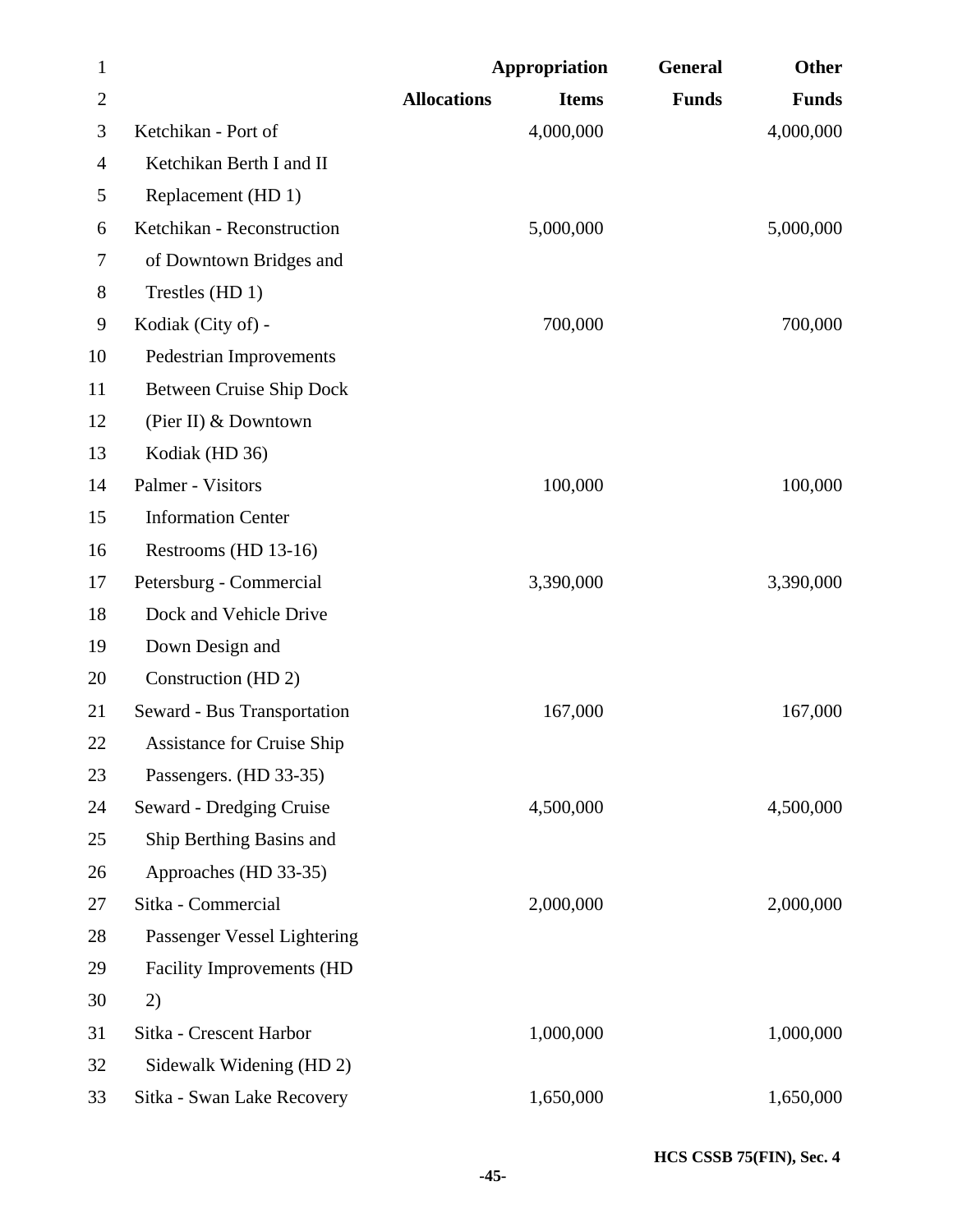| | Allocations | Appropriation Items | General Funds | Other Funds |
|---|---|---|---|---|
| Ketchikan - Port of Ketchikan Berth I and II Replacement (HD 1) | | 4,000,000 | | 4,000,000 |
| Ketchikan - Reconstruction of Downtown Bridges and Trestles (HD 1) | | 5,000,000 | | 5,000,000 |
| Kodiak (City of) - Pedestrian Improvements Between Cruise Ship Dock (Pier II) & Downtown Kodiak (HD 36) | | 700,000 | | 700,000 |
| Palmer - Visitors Information Center Restrooms (HD 13-16) | | 100,000 | | 100,000 |
| Petersburg - Commercial Dock and Vehicle Drive Down Design and Construction (HD 2) | | 3,390,000 | | 3,390,000 |
| Seward - Bus Transportation Assistance for Cruise Ship Passengers. (HD 33-35) | | 167,000 | | 167,000 |
| Seward - Dredging Cruise Ship Berthing Basins and Approaches (HD 33-35) | | 4,500,000 | | 4,500,000 |
| Sitka - Commercial Passenger Vessel Lightering Facility Improvements (HD 2) | | 2,000,000 | | 2,000,000 |
| Sitka - Crescent Harbor Sidewalk Widening (HD 2) | | 1,000,000 | | 1,000,000 |
| Sitka - Swan Lake Recovery | | 1,650,000 | | 1,650,000 |

HCS CSSB 75(FIN), Sec. 4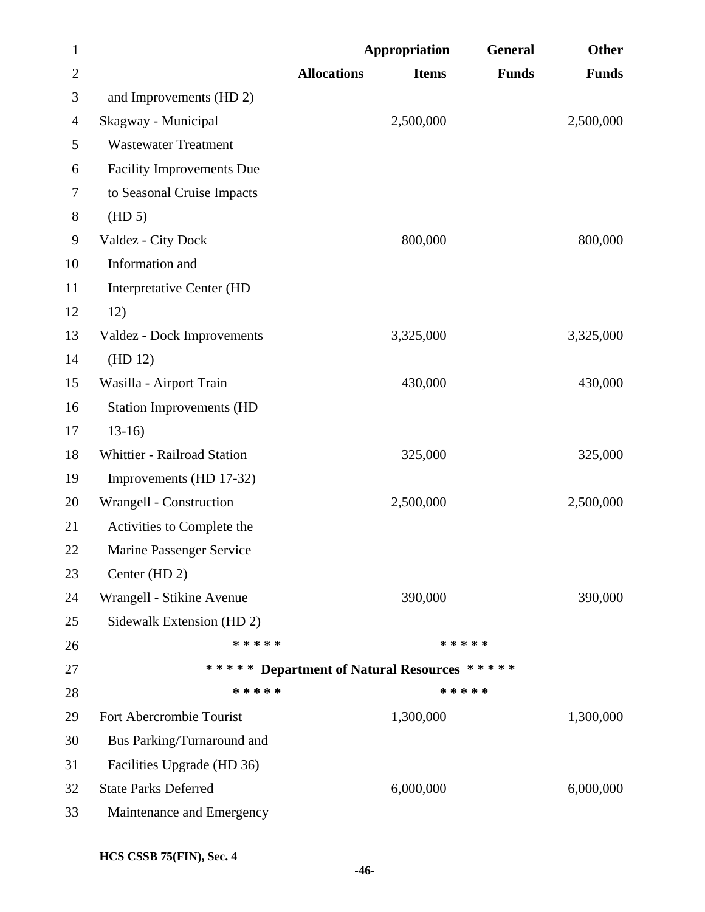| | Allocations | Appropriation Items | General Funds | Other Funds |
|---|---|---|---|---|
| and Improvements (HD 2) | | | | |
| Skagway - Municipal Wastewater Treatment Facility Improvements Due to Seasonal Cruise Impacts (HD 5) | | 2,500,000 | | 2,500,000 |
| Valdez - City Dock Information and Interpretative Center (HD 12) | | 800,000 | | 800,000 |
| Valdez - Dock Improvements (HD 12) | | 3,325,000 | | 3,325,000 |
| Wasilla - Airport Train Station Improvements (HD 13-16) | | 430,000 | | 430,000 |
| Whittier - Railroad Station Improvements (HD 17-32) | | 325,000 | | 325,000 |
| Wrangell - Construction Activities to Complete the Marine Passenger Service Center (HD 2) | | 2,500,000 | | 2,500,000 |
| Wrangell - Stikine Avenue Sidewalk Extension (HD 2) | | 390,000 | | 390,000 |

\* \* \* \* \* \* \* \* \* \*

**\* \* \* \* \* Department of Natural Resources \* \* \* \* \***

\* \* \* \* \* \* \* \* \* \*

| | Allocations | Appropriation Items | General Funds | Other Funds |
|---|---|---|---|---|
| Fort Abercrombie Tourist Bus Parking/Turnaround and Facilities Upgrade (HD 36) | | 1,300,000 | | 1,300,000 |
| State Parks Deferred Maintenance and Emergency | | 6,000,000 | | 6,000,000 |

HCS CSSB 75(FIN), Sec. 4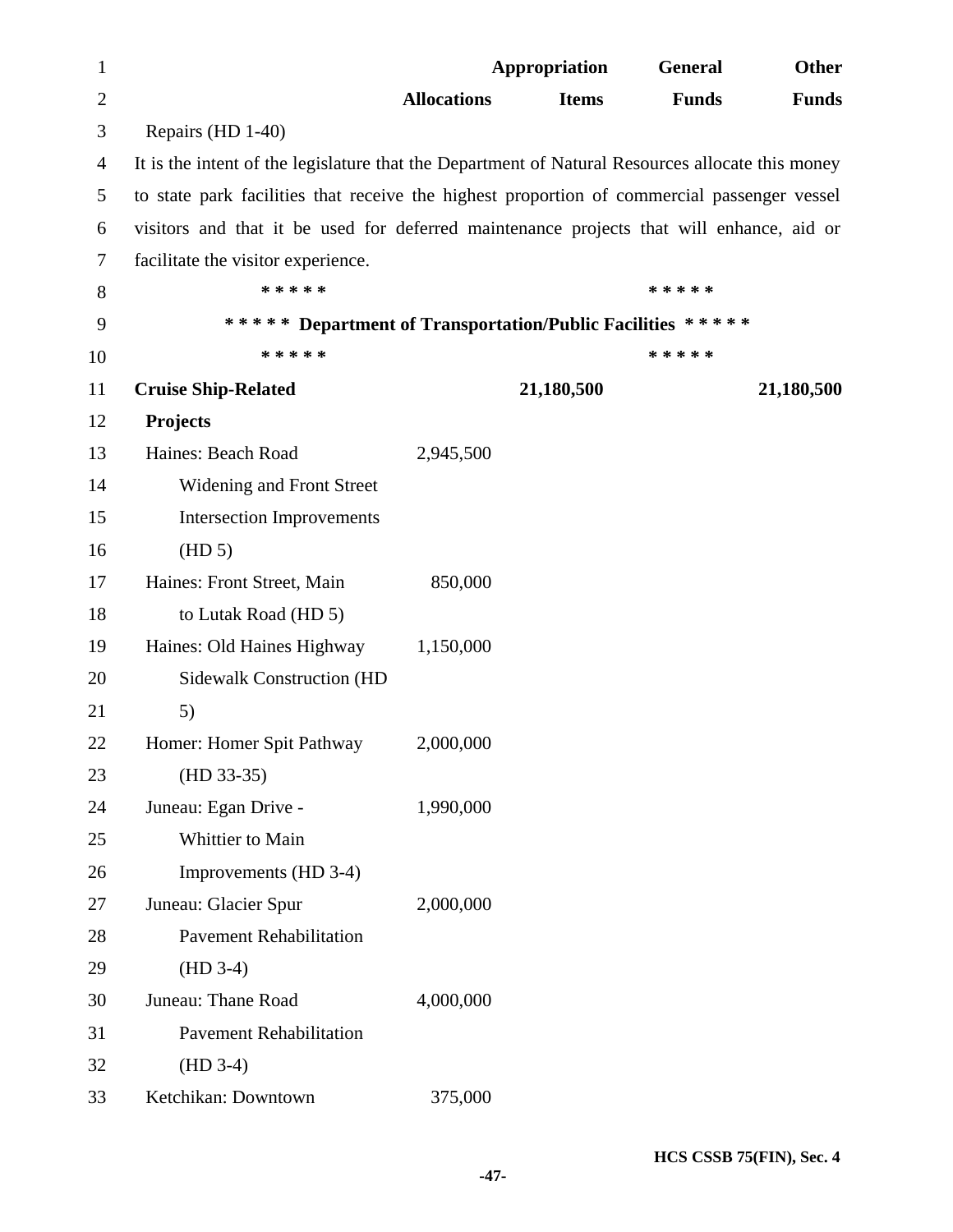| | Allocations | Appropriation Items | General Funds | Other Funds |
|---|---|---|---|---|
| Repairs (HD 1-40) | | | | |

It is the intent of the legislature that the Department of Natural Resources allocate this money to state park facilities that receive the highest proportion of commercial passenger vessel visitors and that it be used for deferred maintenance projects that will enhance, aid or facilitate the visitor experience.

**\* \* \* \* \*                    \* \* \* \* \***

**\* \* \* \* \* Department of Transportation/Public Facilities \* \* \* \* \***

**\* \* \* \* \*                    \* \* \* \* \***

| | Allocations | Appropriation Items | General Funds | Other Funds |
|---|---|---|---|---|
| **Cruise Ship-Related Projects** | | **21,180,500** | | **21,180,500** |
| Haines: Beach Road Widening and Front Street Intersection Improvements (HD 5) | 2,945,500 | | | |
| Haines: Front Street, Main to Lutak Road (HD 5) | 850,000 | | | |
| Haines: Old Haines Highway Sidewalk Construction (HD 5) | 1,150,000 | | | |
| Homer: Homer Spit Pathway (HD 33-35) | 2,000,000 | | | |
| Juneau: Egan Drive - Whittier to Main Improvements (HD 3-4) | 1,990,000 | | | |
| Juneau: Glacier Spur Pavement Rehabilitation (HD 3-4) | 2,000,000 | | | |
| Juneau: Thane Road Pavement Rehabilitation (HD 3-4) | 4,000,000 | | | |
| Ketchikan: Downtown | 375,000 | | | |

HCS CSSB 75(FIN), Sec. 4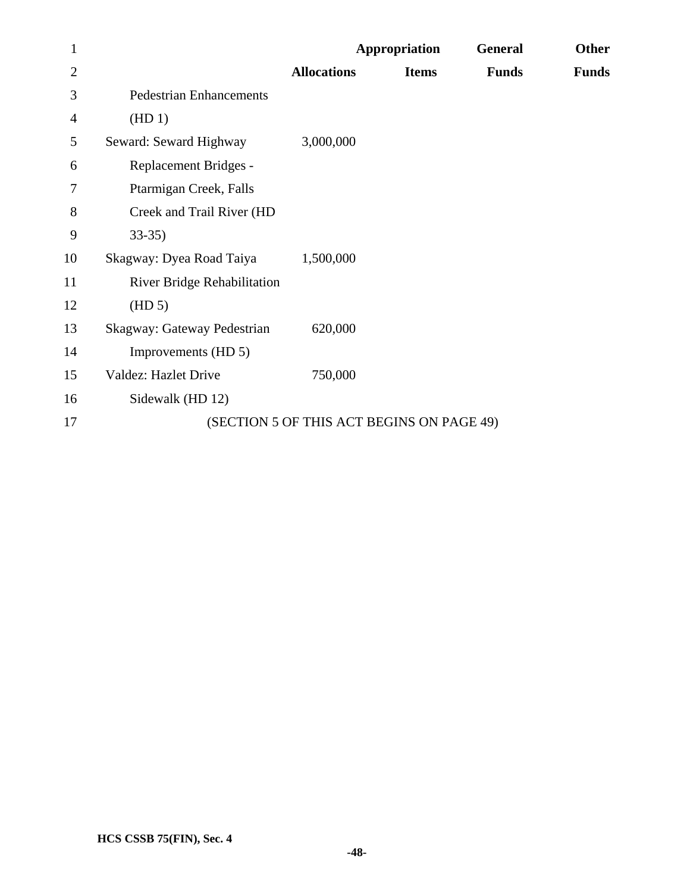| | Allocations | Appropriation Items | General Funds | Other Funds |
|---|---|---|---|---|
| Pedestrian Enhancements (HD 1) | | | | |
| Seward: Seward Highway Replacement Bridges - Ptarmigan Creek, Falls Creek and Trail River (HD 33-35) | 3,000,000 | | | |
| Skagway: Dyea Road Taiya River Bridge Rehabilitation (HD 5) | 1,500,000 | | | |
| Skagway: Gateway Pedestrian Improvements (HD 5) | 620,000 | | | |
| Valdez: Hazlet Drive Sidewalk (HD 12) | 750,000 | | | |

(SECTION 5 OF THIS ACT BEGINS ON PAGE 49)

HCS CSSB 75(FIN), Sec. 4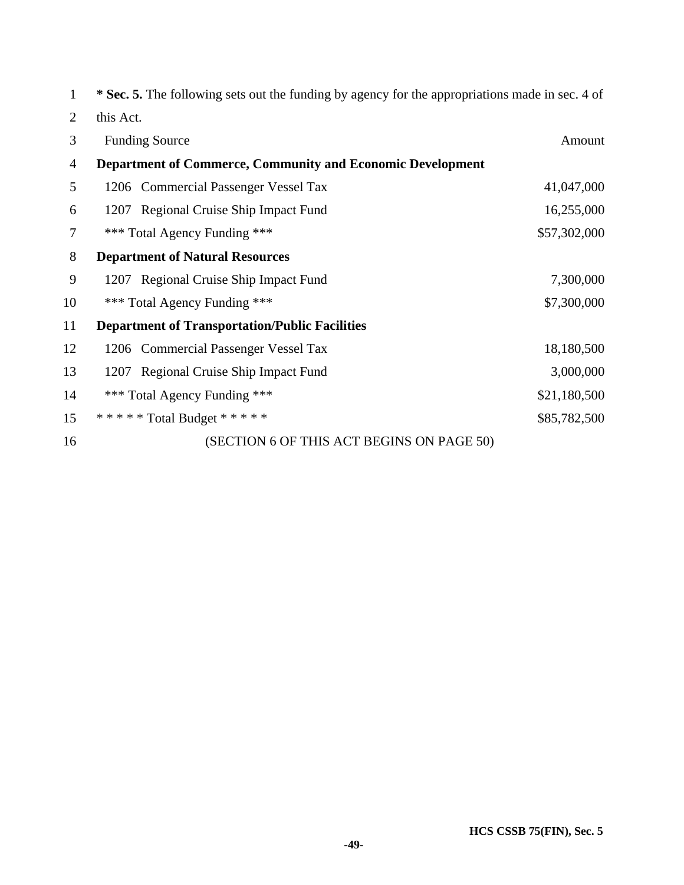**\* Sec. 5.** The following sets out the funding by agency for the appropriations made in sec. 4 of this Act.

| Funding Source | Amount |
|---|---|
| **Department of Commerce, Community and Economic Development** | |
| 1206 Commercial Passenger Vessel Tax | 41,047,000 |
| 1207 Regional Cruise Ship Impact Fund | 16,255,000 |
| *** Total Agency Funding *** | $57,302,000 |
| **Department of Natural Resources** | |
| 1207 Regional Cruise Ship Impact Fund | 7,300,000 |
| *** Total Agency Funding *** | $7,300,000 |
| **Department of Transportation/Public Facilities** | |
| 1206 Commercial Passenger Vessel Tax | 18,180,500 |
| 1207 Regional Cruise Ship Impact Fund | 3,000,000 |
| *** Total Agency Funding *** | $21,180,500 |
| * * * * * Total Budget * * * * * | $85,782,500 |

(SECTION 6 OF THIS ACT BEGINS ON PAGE 50)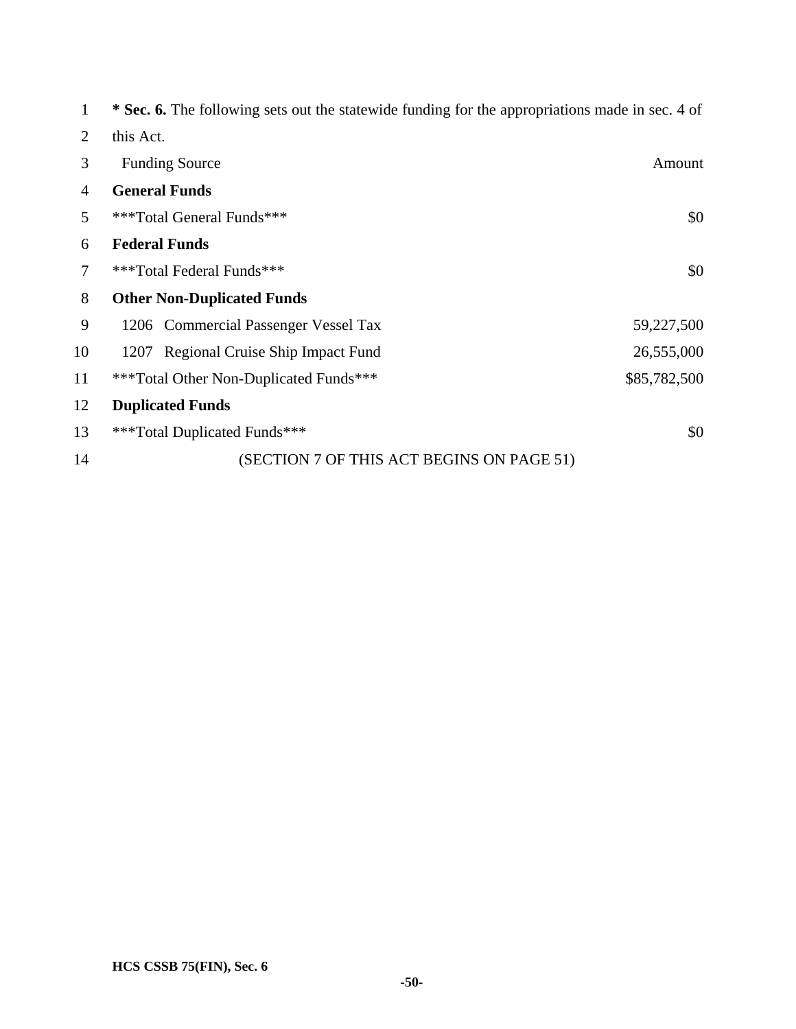**\* Sec. 6.** The following sets out the statewide funding for the appropriations made in sec. 4 of this Act.

| Funding Source | Amount |
|---|---|
| **General Funds** | |
| \*\*\*Total General Funds\*\*\* | $0 |
| **Federal Funds** | |
| \*\*\*Total Federal Funds\*\*\* | $0 |
| **Other Non-Duplicated Funds** | |
| 1206 Commercial Passenger Vessel Tax | 59,227,500 |
| 1207 Regional Cruise Ship Impact Fund | 26,555,000 |
| \*\*\*Total Other Non-Duplicated Funds\*\*\* | $85,782,500 |
| **Duplicated Funds** | |
| \*\*\*Total Duplicated Funds\*\*\* | $0 |

(SECTION 7 OF THIS ACT BEGINS ON PAGE 51)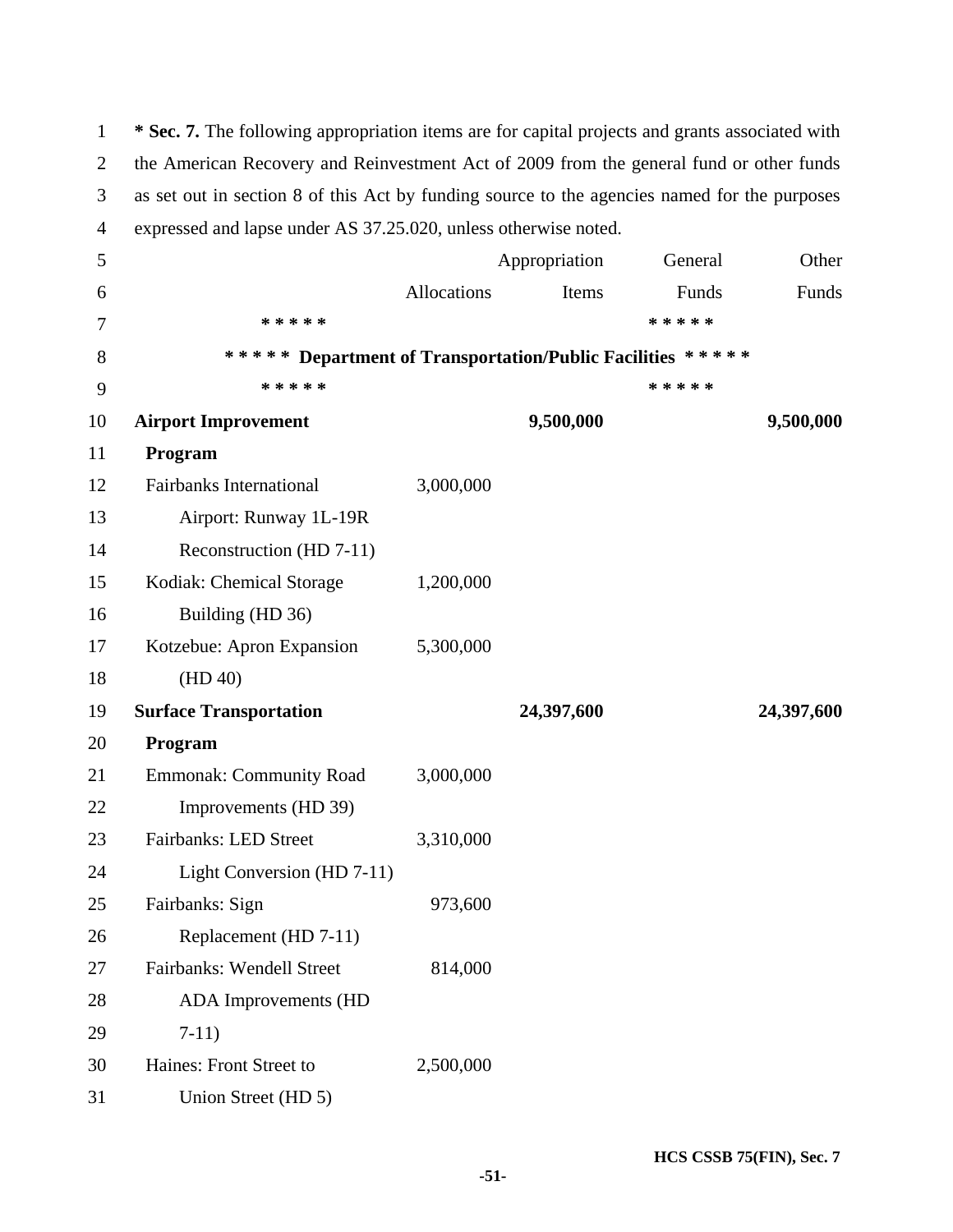**\* Sec. 7.** The following appropriation items are for capital projects and grants associated with the American Recovery and Reinvestment Act of 2009 from the general fund or other funds as set out in section 8 of this Act by funding source to the agencies named for the purposes expressed and lapse under AS 37.25.020, unless otherwise noted.

| | Allocations | Appropriation Items | General Funds | Other Funds |
|---|---|---|---|---|
| **\* \* \* \* \* Department of Transportation/Public Facilities \* \* \* \* \*** | | | | |
| **Airport Improvement Program** | | **9,500,000** | | **9,500,000** |
| Fairbanks International Airport: Runway 1L-19R Reconstruction (HD 7-11) | 3,000,000 | | | |
| Kodiak: Chemical Storage Building (HD 36) | 1,200,000 | | | |
| Kotzebue: Apron Expansion (HD 40) | 5,300,000 | | | |
| **Surface Transportation Program** | | **24,397,600** | | **24,397,600** |
| Emmonak: Community Road Improvements (HD 39) | 3,000,000 | | | |
| Fairbanks: LED Street Light Conversion (HD 7-11) | 3,310,000 | | | |
| Fairbanks: Sign Replacement (HD 7-11) | 973,600 | | | |
| Fairbanks: Wendell Street ADA Improvements (HD 7-11) | 814,000 | | | |
| Haines: Front Street to Union Street (HD 5) | 2,500,000 | | | |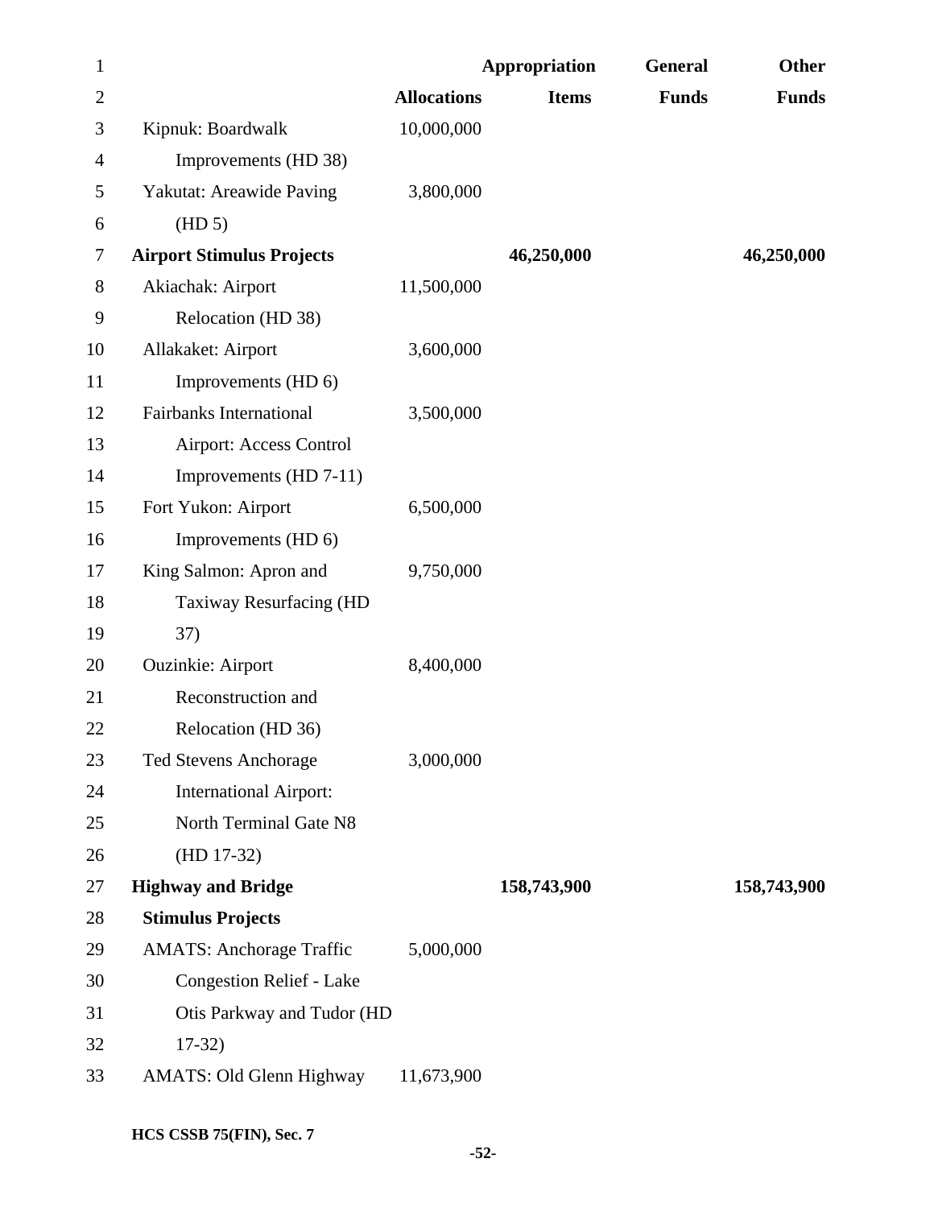| | Allocations | Appropriation Items | General Funds | Other Funds |
|---|---|---|---|---|
| Kipnuk: Boardwalk Improvements (HD 38) | 10,000,000 | | | |
| Yakutat: Areawide Paving (HD 5) | 3,800,000 | | | |
| **Airport Stimulus Projects** | | 46,250,000 | | 46,250,000 |
| Akiachak: Airport Relocation (HD 38) | 11,500,000 | | | |
| Allakaket: Airport Improvements (HD 6) | 3,600,000 | | | |
| Fairbanks International Airport: Access Control Improvements (HD 7-11) | 3,500,000 | | | |
| Fort Yukon: Airport Improvements (HD 6) | 6,500,000 | | | |
| King Salmon: Apron and Taxiway Resurfacing (HD 37) | 9,750,000 | | | |
| Ouzinkie: Airport Reconstruction and Relocation (HD 36) | 8,400,000 | | | |
| Ted Stevens Anchorage International Airport: North Terminal Gate N8 (HD 17-32) | 3,000,000 | | | |
| **Highway and Bridge Stimulus Projects** | | 158,743,900 | | 158,743,900 |
| AMATS: Anchorage Traffic Congestion Relief - Lake Otis Parkway and Tudor (HD 17-32) | 5,000,000 | | | |
| AMATS: Old Glenn Highway | 11,673,900 | | | |

HCS CSSB 75(FIN), Sec. 7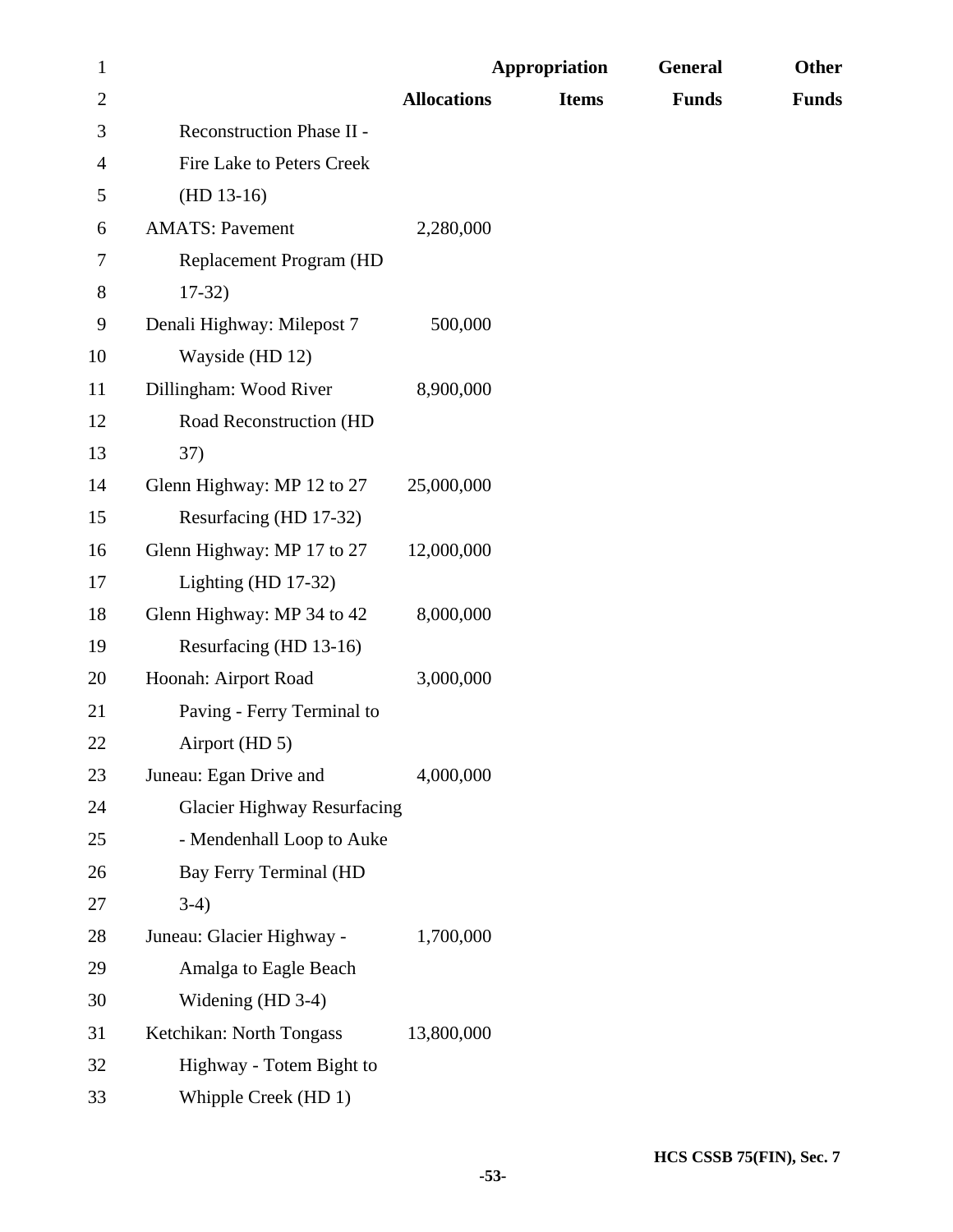| | Allocations | Appropriation Items | General Funds | Other Funds |
|---|---|---|---|---|
| Reconstruction Phase II - Fire Lake to Peters Creek (HD 13-16) | | | | |
| AMATS: Pavement Replacement Program (HD 17-32) | 2,280,000 | | | |
| Denali Highway: Milepost 7 Wayside (HD 12) | 500,000 | | | |
| Dillingham: Wood River Road Reconstruction (HD 37) | 8,900,000 | | | |
| Glenn Highway: MP 12 to 27 Resurfacing (HD 17-32) | 25,000,000 | | | |
| Glenn Highway: MP 17 to 27 Lighting (HD 17-32) | 12,000,000 | | | |
| Glenn Highway: MP 34 to 42 Resurfacing (HD 13-16) | 8,000,000 | | | |
| Hoonah: Airport Road Paving - Ferry Terminal to Airport (HD 5) | 3,000,000 | | | |
| Juneau: Egan Drive and Glacier Highway Resurfacing - Mendenhall Loop to Auke Bay Ferry Terminal (HD 3-4) | 4,000,000 | | | |
| Juneau: Glacier Highway - Amalga to Eagle Beach Widening (HD 3-4) | 1,700,000 | | | |
| Ketchikan: North Tongass Highway - Totem Bight to Whipple Creek (HD 1) | 13,800,000 | | | |

HCS CSSB 75(FIN), Sec. 7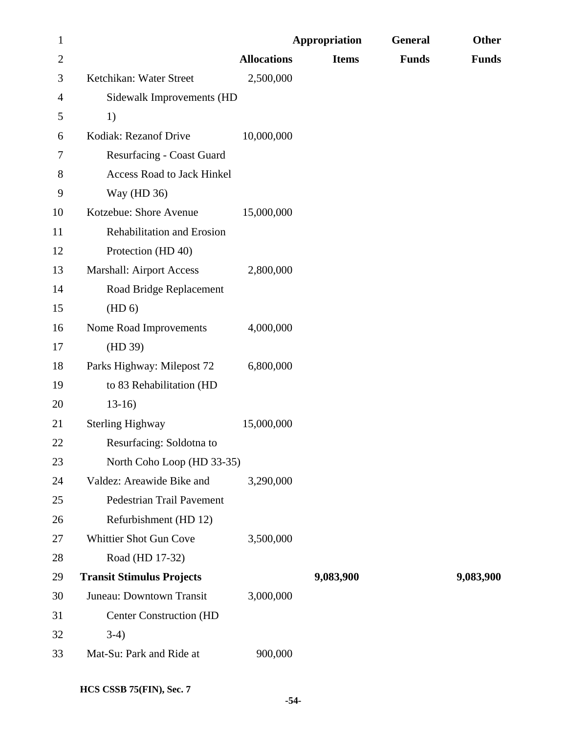| | Allocations | Appropriation Items | General Funds | Other Funds |
|---|---|---|---|---|
| Ketchikan: Water Street Sidewalk Improvements (HD 1) | 2,500,000 | | | |
| Kodiak: Rezanof Drive Resurfacing - Coast Guard Access Road to Jack Hinkel Way (HD 36) | 10,000,000 | | | |
| Kotzebue: Shore Avenue Rehabilitation and Erosion Protection (HD 40) | 15,000,000 | | | |
| Marshall: Airport Access Road Bridge Replacement (HD 6) | 2,800,000 | | | |
| Nome Road Improvements (HD 39) | 4,000,000 | | | |
| Parks Highway: Milepost 72 to 83 Rehabilitation (HD 13-16) | 6,800,000 | | | |
| Sterling Highway Resurfacing: Soldotna to North Coho Loop (HD 33-35) | 15,000,000 | | | |
| Valdez: Areawide Bike and Pedestrian Trail Pavement Refurbishment (HD 12) | 3,290,000 | | | |
| Whittier Shot Gun Cove Road (HD 17-32) | 3,500,000 | | | |
| **Transit Stimulus Projects** | | **9,083,900** | | **9,083,900** |
| Juneau: Downtown Transit Center Construction (HD 3-4) | 3,000,000 | | | |
| Mat-Su: Park and Ride at | 900,000 | | | |

**HCS CSSB 75(FIN), Sec. 7**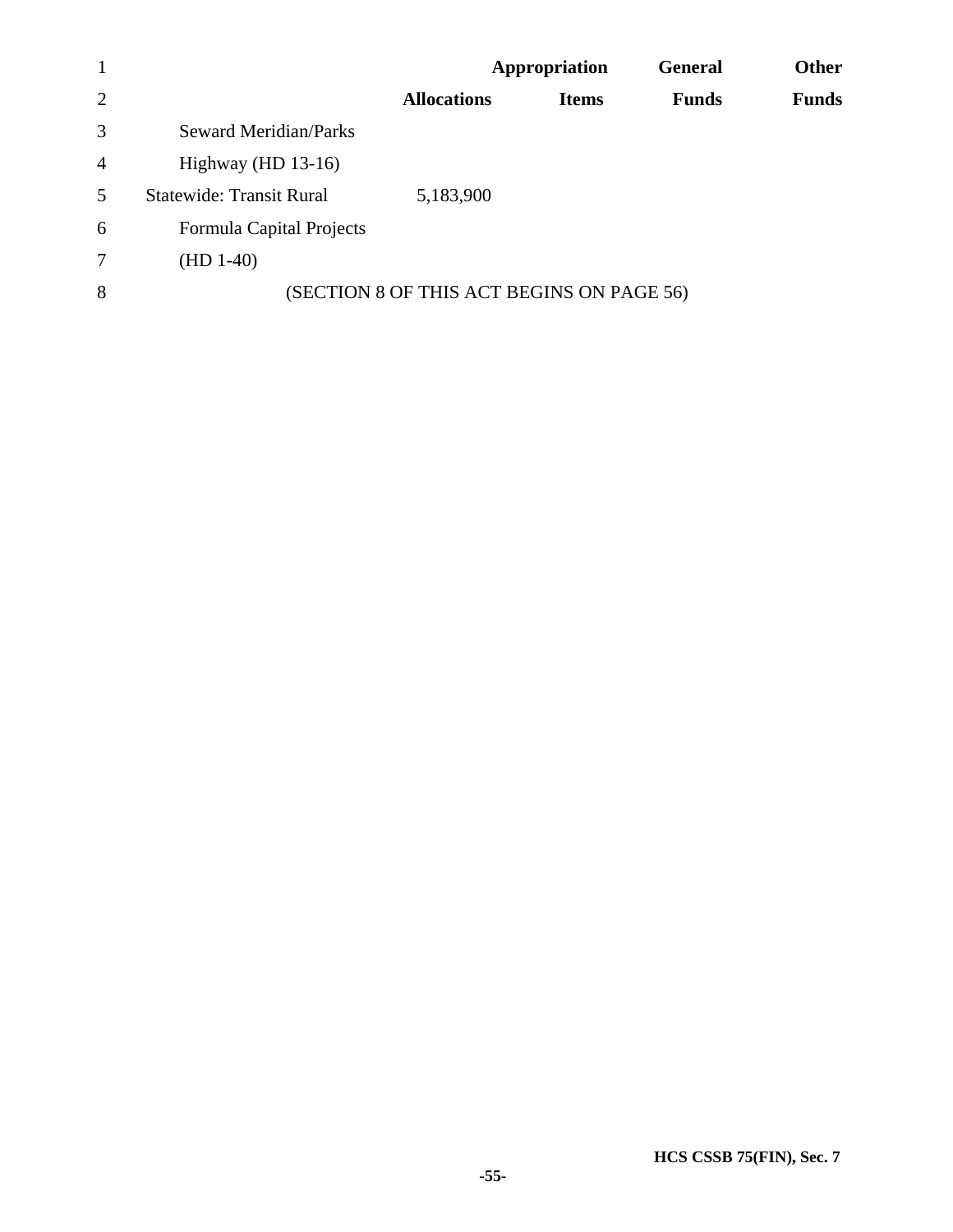| | Allocations | Appropriation Items | General Funds | Other Funds |
|---|---|---|---|---|
| Seward Meridian/Parks Highway (HD 13-16) | | | | |
| Statewide: Transit Rural Formula Capital Projects (HD 1-40) | 5,183,900 | | | |

(SECTION 8 OF THIS ACT BEGINS ON PAGE 56)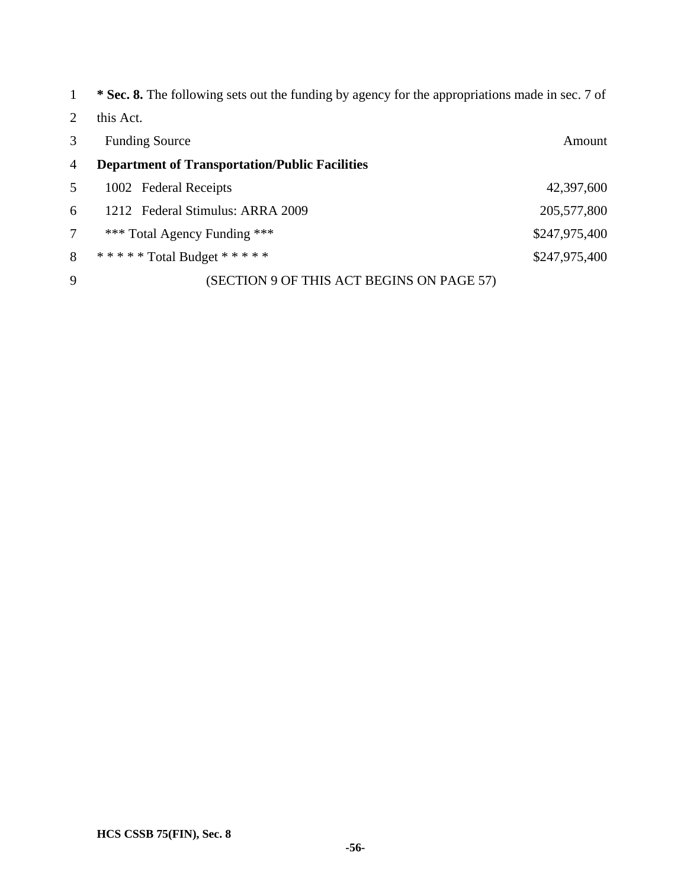**\* Sec. 8.** The following sets out the funding by agency for the appropriations made in sec. 7 of this Act.

| Funding Source | Amount |
| --- | --- |
| **Department of Transportation/Public Facilities** | |
| 1002 Federal Receipts | 42,397,600 |
| 1212 Federal Stimulus: ARRA 2009 | 205,577,800 |
| *** Total Agency Funding *** | $247,975,400 |
| * * * * * Total Budget * * * * * | $247,975,400 |

(SECTION 9 OF THIS ACT BEGINS ON PAGE 57)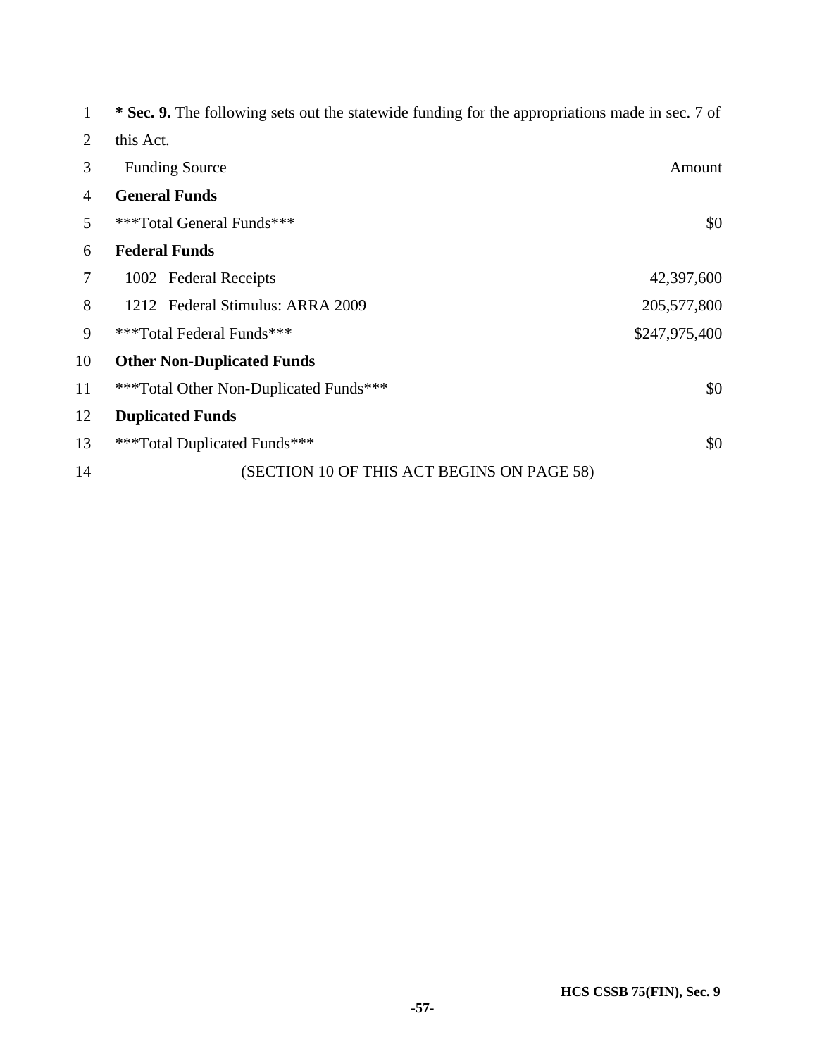**\* Sec. 9.** The following sets out the statewide funding for the appropriations made in sec. 7 of this Act.

| Funding Source | Amount |
|---|---|
| **General Funds** | |
| ***Total General Funds*** | $0 |
| **Federal Funds** | |
| 1002 Federal Receipts | 42,397,600 |
| 1212 Federal Stimulus: ARRA 2009 | 205,577,800 |
| ***Total Federal Funds*** | $247,975,400 |
| **Other Non-Duplicated Funds** | |
| ***Total Other Non-Duplicated Funds*** | $0 |
| **Duplicated Funds** | |
| ***Total Duplicated Funds*** | $0 |

(SECTION 10 OF THIS ACT BEGINS ON PAGE 58)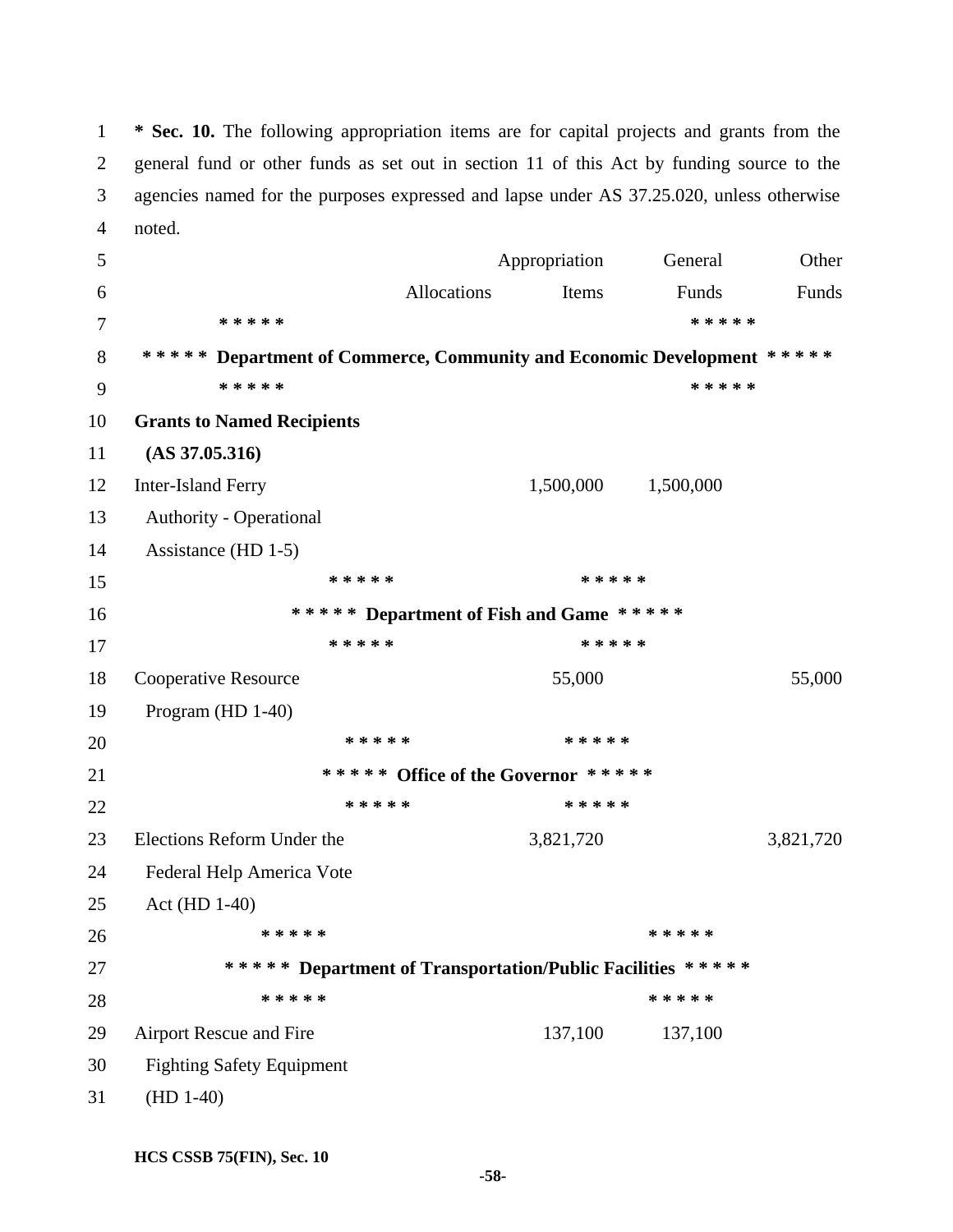**\* Sec. 10.** The following appropriation items are for capital projects and grants from the general fund or other funds as set out in section 11 of this Act by funding source to the agencies named for the purposes expressed and lapse under AS 37.25.020, unless otherwise noted.

| | Allocations | Appropriation Items | General Funds | Other Funds |
|---|---|---|---|---|
| **\* \* \* \* \* Department of Commerce, Community and Economic Development \* \* \* \* \*** | | | | |
| **Grants to Named Recipients (AS 37.05.316)** | | | | |
| Inter-Island Ferry Authority - Operational Assistance (HD 1-5) | | 1,500,000 | 1,500,000 | |
| **\* \* \* \* \* Department of Fish and Game \* \* \* \* \*** | | | | |
| Cooperative Resource Program (HD 1-40) | | 55,000 | | 55,000 |
| **\* \* \* \* \* Office of the Governor \* \* \* \* \*** | | | | |
| Elections Reform Under the Federal Help America Vote Act (HD 1-40) | | 3,821,720 | | 3,821,720 |
| **\* \* \* \* \* Department of Transportation/Public Facilities \* \* \* \* \*** | | | | |
| Airport Rescue and Fire Fighting Safety Equipment (HD 1-40) | | 137,100 | 137,100 | |

HCS CSSB 75(FIN), Sec. 10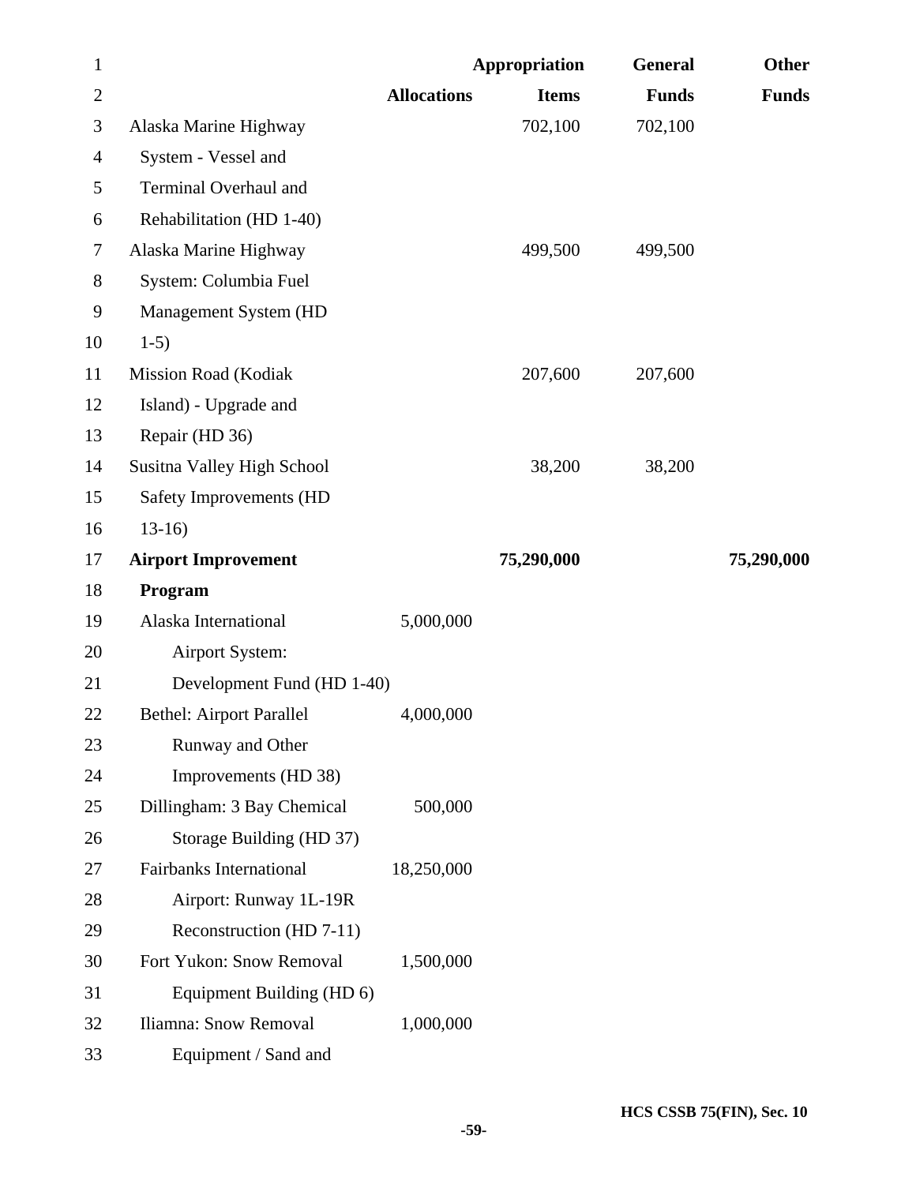| | Allocations | Appropriation Items | General Funds | Other Funds |
|---|---|---|---|---|
| Alaska Marine Highway System - Vessel and Terminal Overhaul and Rehabilitation (HD 1-40) | | 702,100 | 702,100 | |
| Alaska Marine Highway System: Columbia Fuel Management System (HD 1-5) | | 499,500 | 499,500 | |
| Mission Road (Kodiak Island) - Upgrade and Repair (HD 36) | | 207,600 | 207,600 | |
| Susitna Valley High School Safety Improvements (HD 13-16) | | 38,200 | 38,200 | |
| **Airport Improvement Program** | | **75,290,000** | | **75,290,000** |
| Alaska International Airport System: Development Fund (HD 1-40) | 5,000,000 | | | |
| Bethel: Airport Parallel Runway and Other Improvements (HD 38) | 4,000,000 | | | |
| Dillingham: 3 Bay Chemical Storage Building (HD 37) | 500,000 | | | |
| Fairbanks International Airport: Runway 1L-19R Reconstruction (HD 7-11) | 18,250,000 | | | |
| Fort Yukon: Snow Removal Equipment Building (HD 6) | 1,500,000 | | | |
| Iliamna: Snow Removal Equipment / Sand and | 1,000,000 | | | |

HCS CSSB 75(FIN), Sec. 10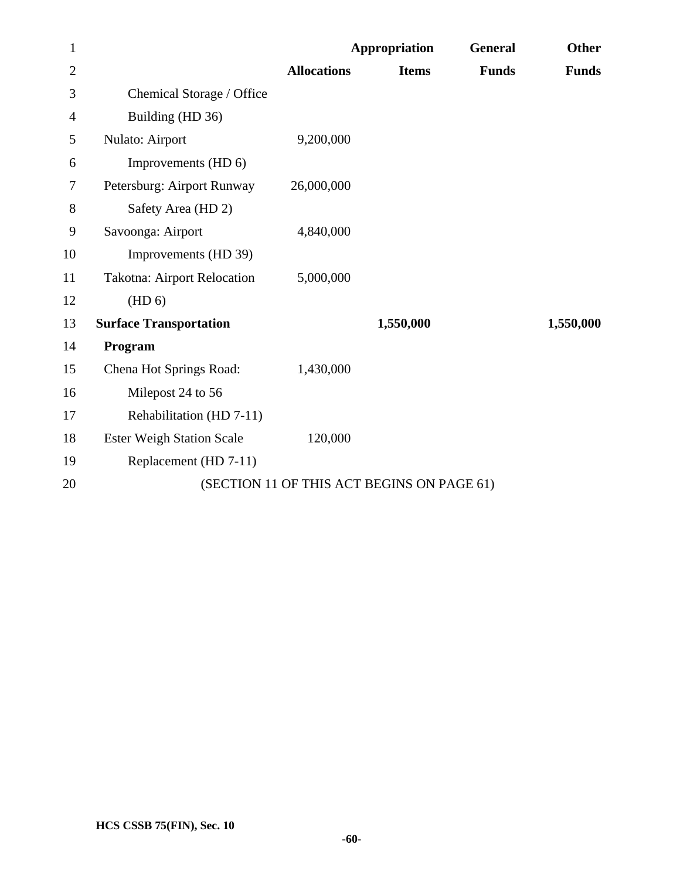| | Allocations | Appropriation Items | General Funds | Other Funds |
|---|---|---|---|---|
| Chemical Storage / Office Building (HD 36) | | | | |
| Nulato: Airport Improvements (HD 6) | 9,200,000 | | | |
| Petersburg: Airport Runway Safety Area (HD 2) | 26,000,000 | | | |
| Savoonga: Airport Improvements (HD 39) | 4,840,000 | | | |
| Takotna: Airport Relocation (HD 6) | 5,000,000 | | | |
| **Surface Transportation Program** | | **1,550,000** | | **1,550,000** |
| Chena Hot Springs Road: Milepost 24 to 56 Rehabilitation (HD 7-11) | 1,430,000 | | | |
| Ester Weigh Station Scale Replacement (HD 7-11) | 120,000 | | | |

(SECTION 11 OF THIS ACT BEGINS ON PAGE 61)

**HCS CSSB 75(FIN), Sec. 10**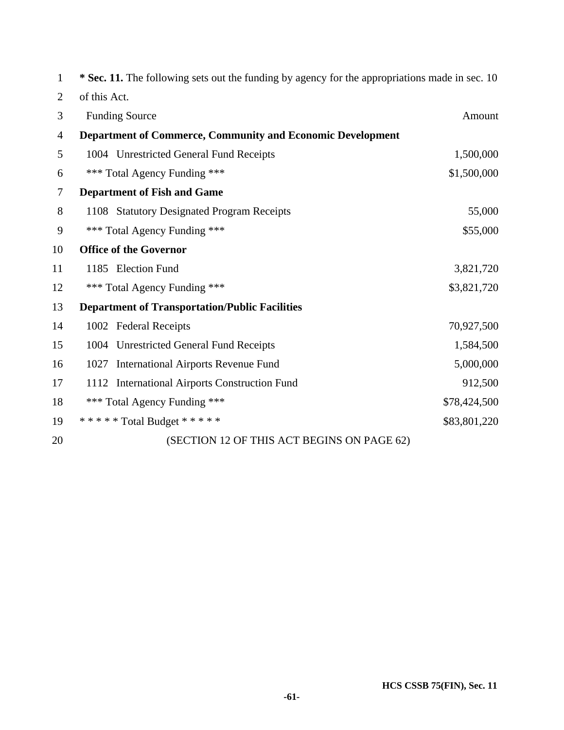**\* Sec. 11.** The following sets out the funding by agency for the appropriations made in sec. 10 of this Act.

| Funding Source | Amount |
|---|---|
| **Department of Commerce, Community and Economic Development** | |
| 1004 Unrestricted General Fund Receipts | 1,500,000 |
| *** Total Agency Funding *** | $1,500,000 |
| **Department of Fish and Game** | |
| 1108 Statutory Designated Program Receipts | 55,000 |
| *** Total Agency Funding *** | $55,000 |
| **Office of the Governor** | |
| 1185 Election Fund | 3,821,720 |
| *** Total Agency Funding *** | $3,821,720 |
| **Department of Transportation/Public Facilities** | |
| 1002 Federal Receipts | 70,927,500 |
| 1004 Unrestricted General Fund Receipts | 1,584,500 |
| 1027 International Airports Revenue Fund | 5,000,000 |
| 1112 International Airports Construction Fund | 912,500 |
| *** Total Agency Funding *** | $78,424,500 |
| * * * * * Total Budget * * * * * | $83,801,220 |

(SECTION 12 OF THIS ACT BEGINS ON PAGE 62)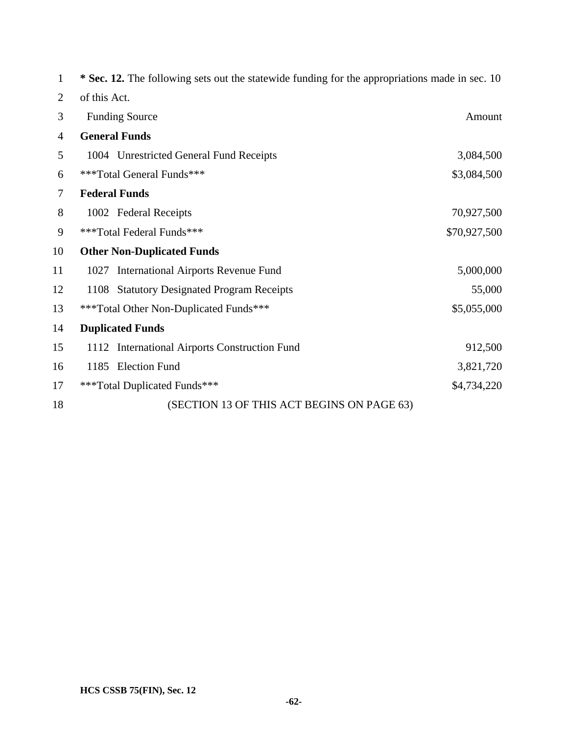**\* Sec. 12.** The following sets out the statewide funding for the appropriations made in sec. 10 of this Act.

| Funding Source | Amount |
|---|---|
| **General Funds** | |
| 1004 Unrestricted General Fund Receipts | 3,084,500 |
| \*\*\*Total General Funds\*\*\* | $3,084,500 |
| **Federal Funds** | |
| 1002 Federal Receipts | 70,927,500 |
| \*\*\*Total Federal Funds\*\*\* | $70,927,500 |
| **Other Non-Duplicated Funds** | |
| 1027 International Airports Revenue Fund | 5,000,000 |
| 1108 Statutory Designated Program Receipts | 55,000 |
| \*\*\*Total Other Non-Duplicated Funds\*\*\* | $5,055,000 |
| **Duplicated Funds** | |
| 1112 International Airports Construction Fund | 912,500 |
| 1185 Election Fund | 3,821,720 |
| \*\*\*Total Duplicated Funds\*\*\* | $4,734,220 |

(SECTION 13 OF THIS ACT BEGINS ON PAGE 63)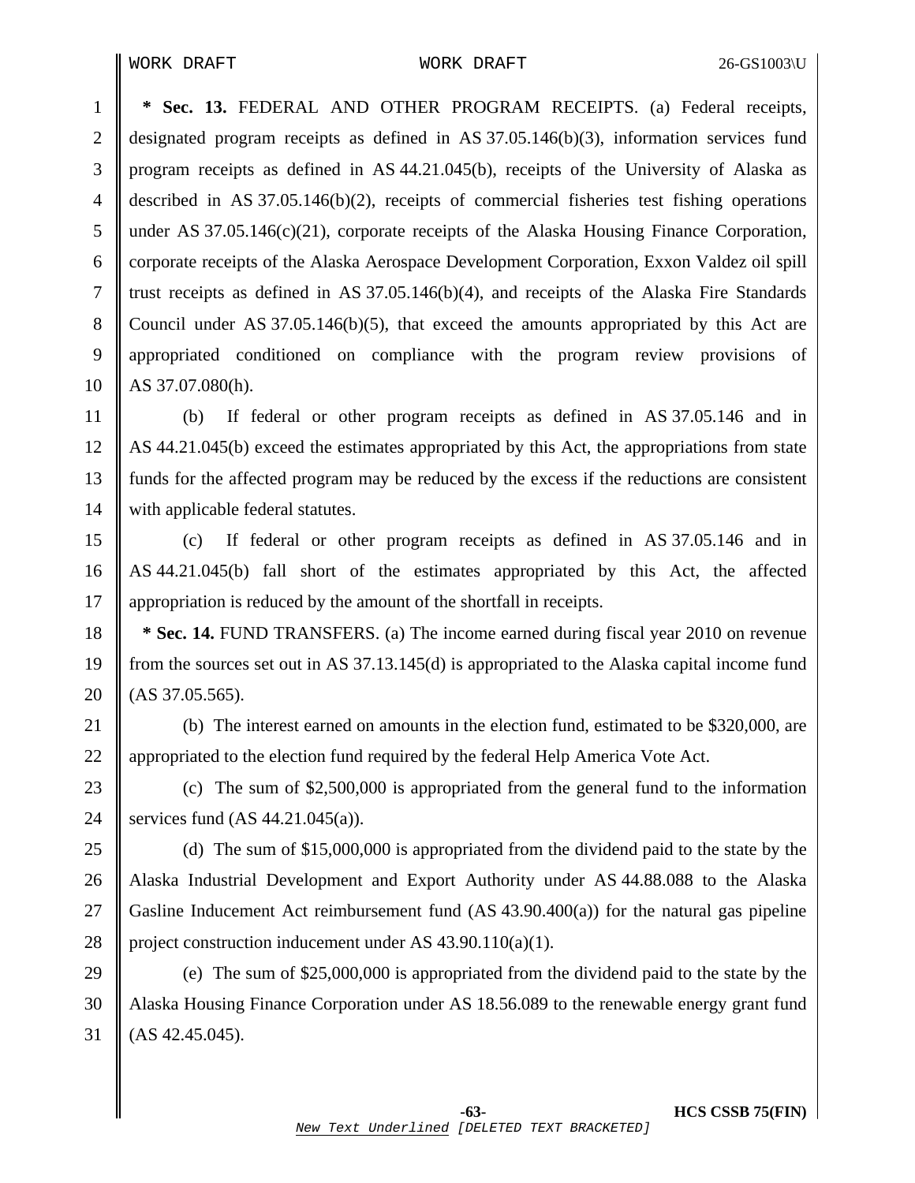**\* Sec. 13.** FEDERAL AND OTHER PROGRAM RECEIPTS. (a) Federal receipts, designated program receipts as defined in AS 37.05.146(b)(3), information services fund program receipts as defined in AS 44.21.045(b), receipts of the University of Alaska as described in AS 37.05.146(b)(2), receipts of commercial fisheries test fishing operations under AS 37.05.146(c)(21), corporate receipts of the Alaska Housing Finance Corporation, corporate receipts of the Alaska Aerospace Development Corporation, Exxon Valdez oil spill trust receipts as defined in AS 37.05.146(b)(4), and receipts of the Alaska Fire Standards Council under AS 37.05.146(b)(5), that exceed the amounts appropriated by this Act are appropriated conditioned on compliance with the program review provisions of AS 37.07.080(h).

(b) If federal or other program receipts as defined in AS 37.05.146 and in AS 44.21.045(b) exceed the estimates appropriated by this Act, the appropriations from state funds for the affected program may be reduced by the excess if the reductions are consistent with applicable federal statutes.

(c) If federal or other program receipts as defined in AS 37.05.146 and in AS 44.21.045(b) fall short of the estimates appropriated by this Act, the affected appropriation is reduced by the amount of the shortfall in receipts.

**\* Sec. 14.** FUND TRANSFERS. (a) The income earned during fiscal year 2010 on revenue from the sources set out in AS 37.13.145(d) is appropriated to the Alaska capital income fund (AS 37.05.565).

(b) The interest earned on amounts in the election fund, estimated to be $320,000, are appropriated to the election fund required by the federal Help America Vote Act.

(c) The sum of $2,500,000 is appropriated from the general fund to the information services fund (AS 44.21.045(a)).

(d) The sum of $15,000,000 is appropriated from the dividend paid to the state by the Alaska Industrial Development and Export Authority under AS 44.88.088 to the Alaska Gasline Inducement Act reimbursement fund (AS 43.90.400(a)) for the natural gas pipeline project construction inducement under AS 43.90.110(a)(1).

(e) The sum of $25,000,000 is appropriated from the dividend paid to the state by the Alaska Housing Finance Corporation under AS 18.56.089 to the renewable energy grant fund (AS 42.45.045).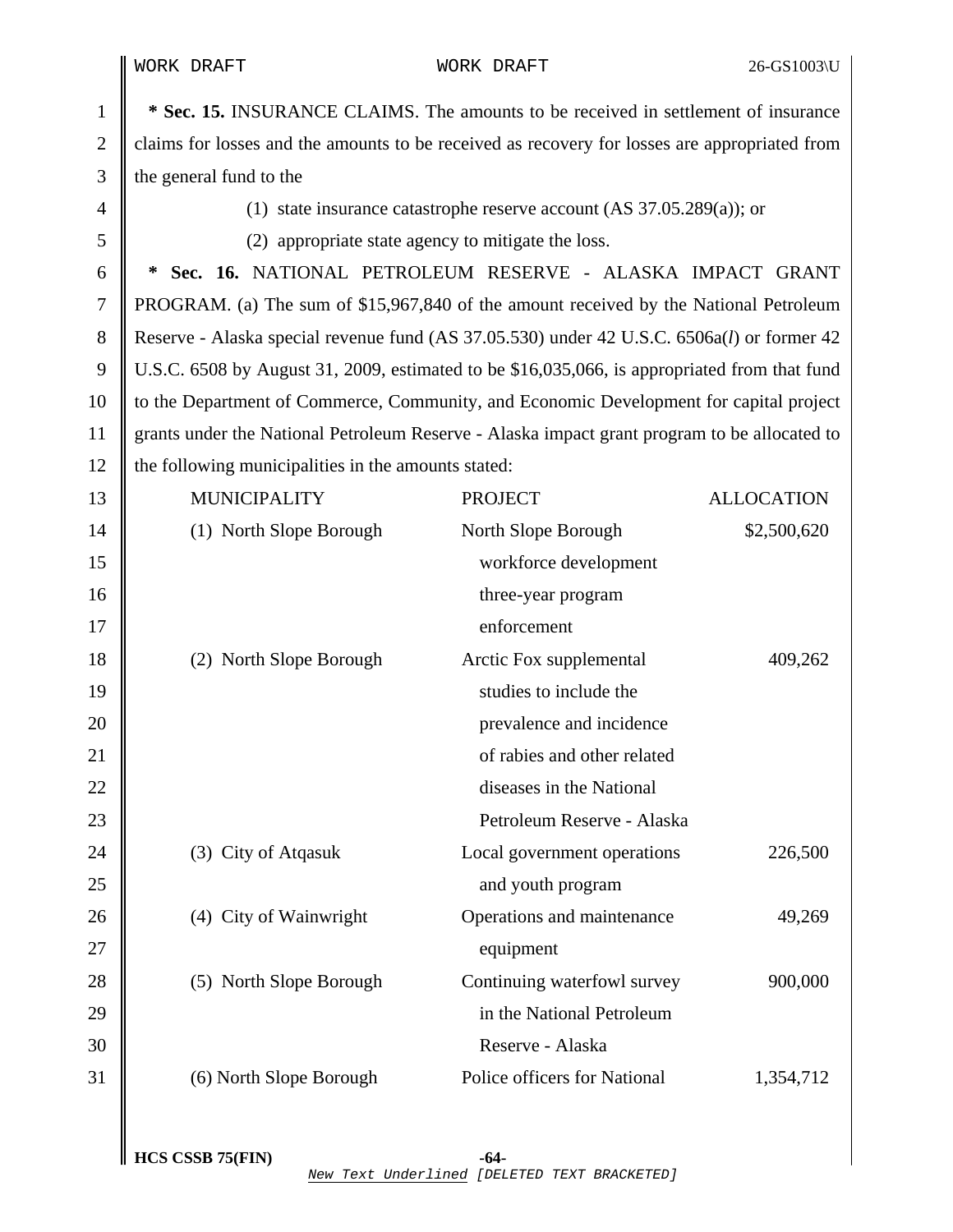**\* Sec. 15.** INSURANCE CLAIMS. The amounts to be received in settlement of insurance claims for losses and the amounts to be received as recovery for losses are appropriated from the general fund to the

(1) state insurance catastrophe reserve account (AS 37.05.289(a)); or

(2) appropriate state agency to mitigate the loss.

**\* Sec. 16.** NATIONAL PETROLEUM RESERVE - ALASKA IMPACT GRANT PROGRAM. (a) The sum of $15,967,840 of the amount received by the National Petroleum Reserve - Alaska special revenue fund (AS 37.05.530) under 42 U.S.C. 6506a(*l*) or former 42 U.S.C. 6508 by August 31, 2009, estimated to be $16,035,066, is appropriated from that fund to the Department of Commerce, Community, and Economic Development for capital project grants under the National Petroleum Reserve - Alaska impact grant program to be allocated to the following municipalities in the amounts stated:

| MUNICIPALITY | PROJECT | ALLOCATION |
|---|---|---|
| (1) North Slope Borough | North Slope Borough workforce development three-year program enforcement | $2,500,620 |
| (2) North Slope Borough | Arctic Fox supplemental studies to include the prevalence and incidence of rabies and other related diseases in the National Petroleum Reserve - Alaska | 409,262 |
| (3) City of Atqasuk | Local government operations and youth program | 226,500 |
| (4) City of Wainwright | Operations and maintenance equipment | 49,269 |
| (5) North Slope Borough | Continuing waterfowl survey in the National Petroleum Reserve - Alaska | 900,000 |
| (6) North Slope Borough | Police officers for National | 1,354,712 |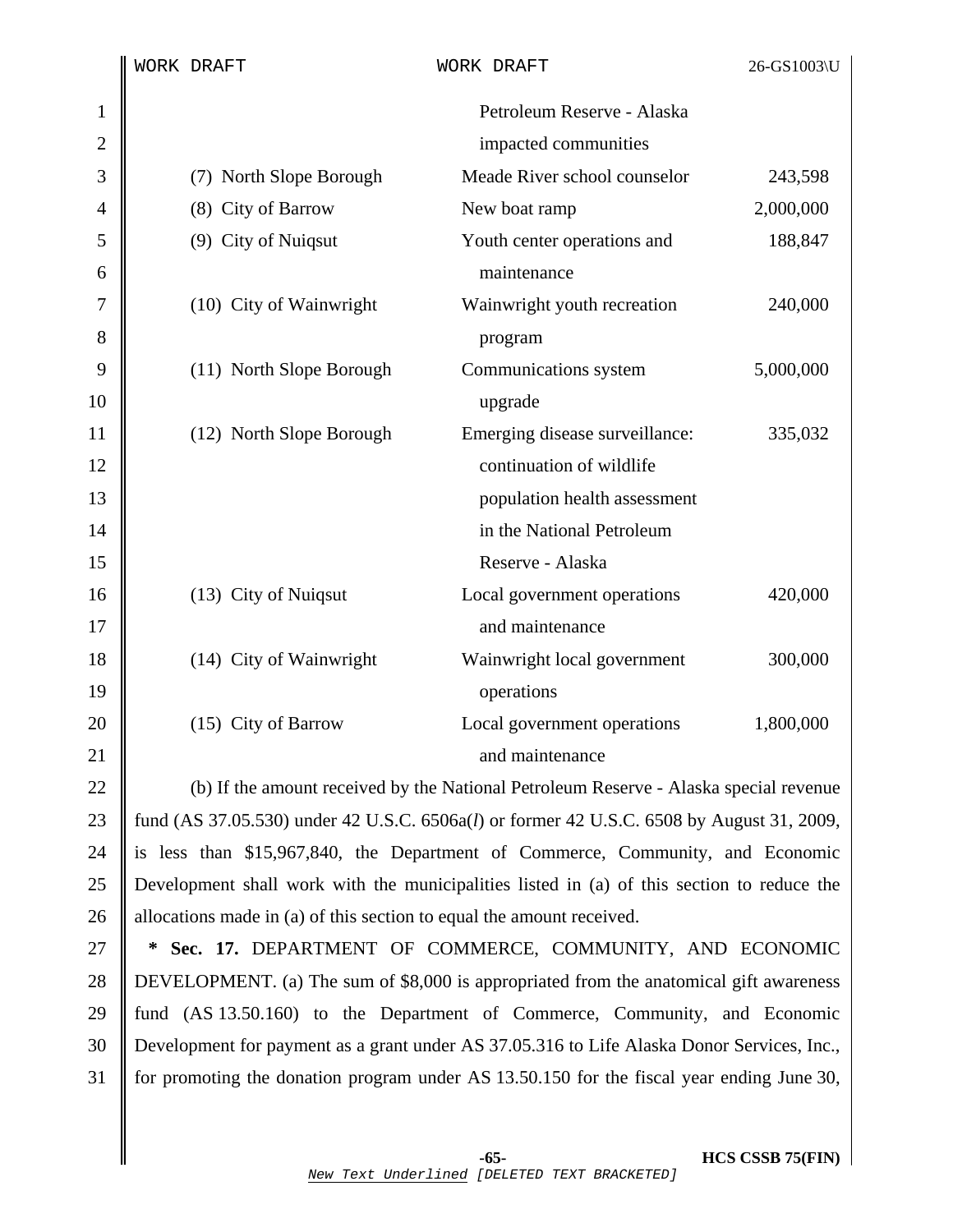| | | |
|---|---|---|
| | Petroleum Reserve - Alaska impacted communities | |
| (7) North Slope Borough | Meade River school counselor | 243,598 |
| (8) City of Barrow | New boat ramp | 2,000,000 |
| (9) City of Nuiqsut | Youth center operations and maintenance | 188,847 |
| (10) City of Wainwright | Wainwright youth recreation program | 240,000 |
| (11) North Slope Borough | Communications system upgrade | 5,000,000 |
| (12) North Slope Borough | Emerging disease surveillance: continuation of wildlife population health assessment in the National Petroleum Reserve - Alaska | 335,032 |
| (13) City of Nuiqsut | Local government operations and maintenance | 420,000 |
| (14) City of Wainwright | Wainwright local government operations | 300,000 |
| (15) City of Barrow | Local government operations and maintenance | 1,800,000 |

(b) If the amount received by the National Petroleum Reserve - Alaska special revenue fund (AS 37.05.530) under 42 U.S.C. 6506a(*l*) or former 42 U.S.C. 6508 by August 31, 2009, is less than $15,967,840, the Department of Commerce, Community, and Economic Development shall work with the municipalities listed in (a) of this section to reduce the allocations made in (a) of this section to equal the amount received.

**\* Sec. 17.** DEPARTMENT OF COMMERCE, COMMUNITY, AND ECONOMIC DEVELOPMENT. (a) The sum of $8,000 is appropriated from the anatomical gift awareness fund (AS 13.50.160) to the Department of Commerce, Community, and Economic Development for payment as a grant under AS 37.05.316 to Life Alaska Donor Services, Inc., for promoting the donation program under AS 13.50.150 for the fiscal year ending June 30,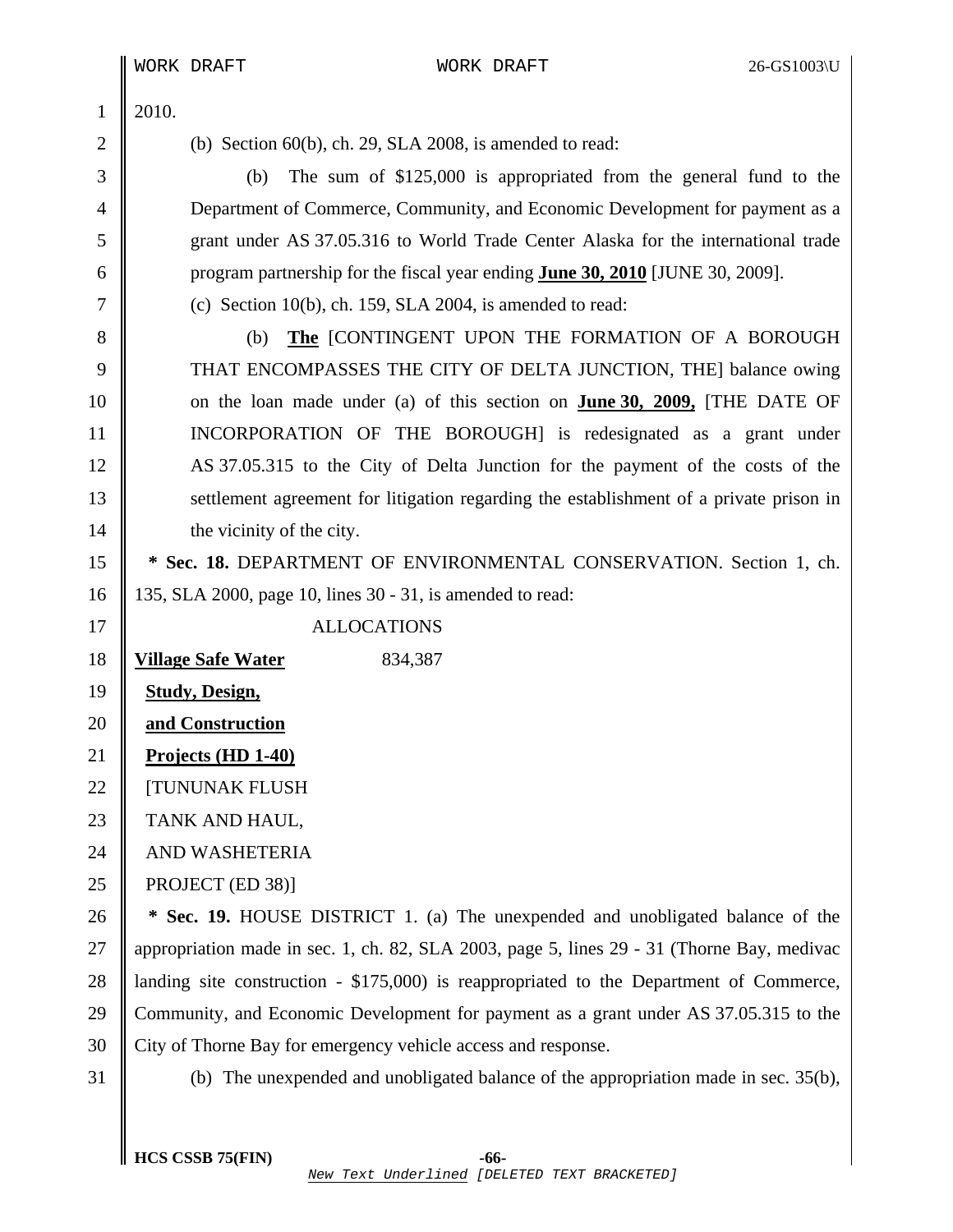2010.

(b) Section 60(b), ch. 29, SLA 2008, is amended to read:

(b) The sum of $125,000 is appropriated from the general fund to the Department of Commerce, Community, and Economic Development for payment as a grant under AS 37.05.316 to World Trade Center Alaska for the international trade program partnership for the fiscal year ending **June 30, 2010** [JUNE 30, 2009].

(c) Section 10(b), ch. 159, SLA 2004, is amended to read:

(b) **The** [CONTINGENT UPON THE FORMATION OF A BOROUGH THAT ENCOMPASSES THE CITY OF DELTA JUNCTION, THE] balance owing on the loan made under (a) of this section on **June 30, 2009,** [THE DATE OF INCORPORATION OF THE BOROUGH] is redesignated as a grant under AS 37.05.315 to the City of Delta Junction for the payment of the costs of the settlement agreement for litigation regarding the establishment of a private prison in the vicinity of the city.

**\* Sec. 18.** DEPARTMENT OF ENVIRONMENTAL CONSERVATION. Section 1, ch. 135, SLA 2000, page 10, lines 30 - 31, is amended to read:

| | ALLOCATIONS |
|---|---|
| **Village Safe Water Study, Design, and Construction Projects (HD 1-40)** [TUNUNAK FLUSH TANK AND HAUL, AND WASHETERIA PROJECT (ED 38)] | 834,387 |

**\* Sec. 19.** HOUSE DISTRICT 1. (a) The unexpended and unobligated balance of the appropriation made in sec. 1, ch. 82, SLA 2003, page 5, lines 29 - 31 (Thorne Bay, medivac landing site construction - $175,000) is reappropriated to the Department of Commerce, Community, and Economic Development for payment as a grant under AS 37.05.315 to the City of Thorne Bay for emergency vehicle access and response.

(b) The unexpended and unobligated balance of the appropriation made in sec. 35(b),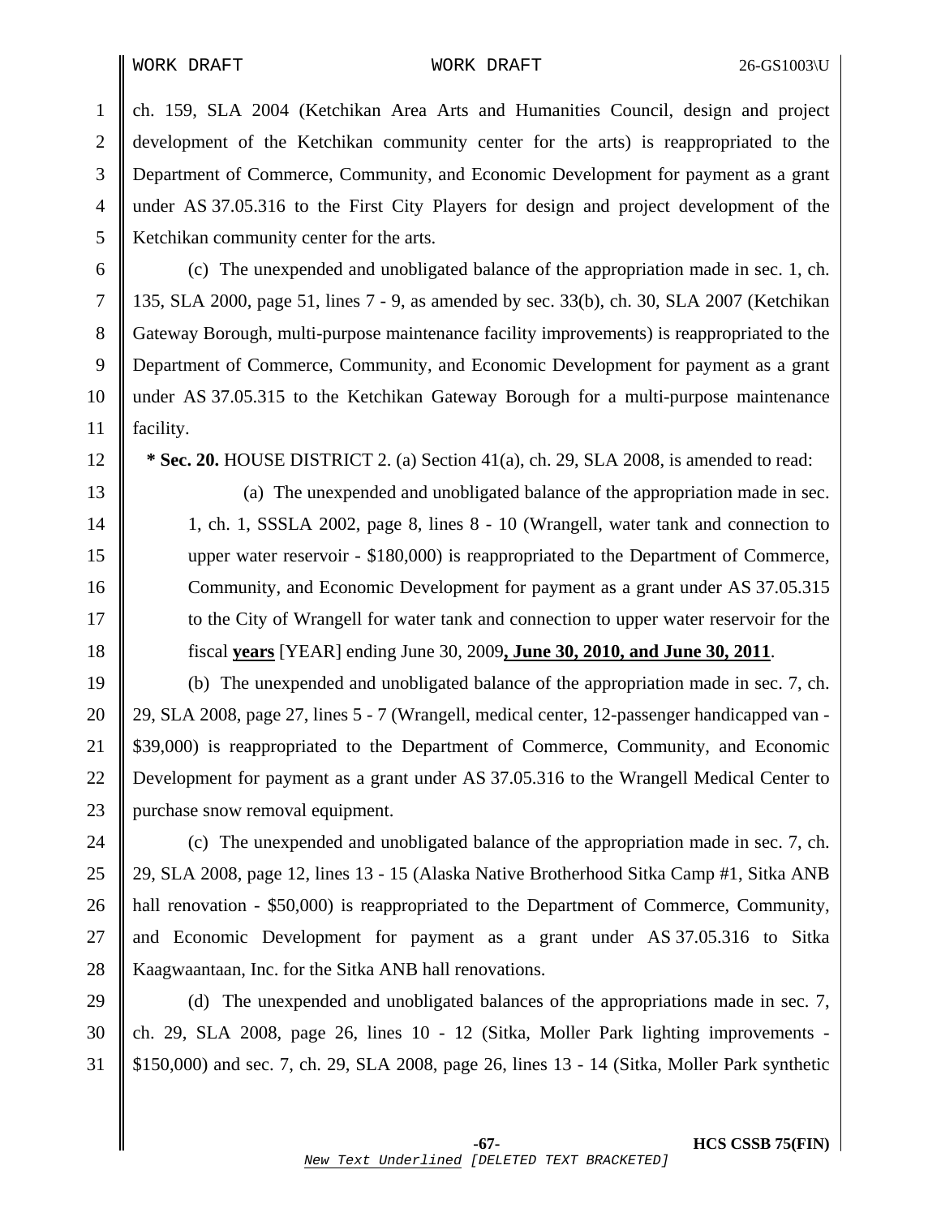ch. 159, SLA 2004 (Ketchikan Area Arts and Humanities Council, design and project development of the Ketchikan community center for the arts) is reappropriated to the Department of Commerce, Community, and Economic Development for payment as a grant under AS 37.05.316 to the First City Players for design and project development of the Ketchikan community center for the arts.

(c) The unexpended and unobligated balance of the appropriation made in sec. 1, ch. 135, SLA 2000, page 51, lines 7 - 9, as amended by sec. 33(b), ch. 30, SLA 2007 (Ketchikan Gateway Borough, multi-purpose maintenance facility improvements) is reappropriated to the Department of Commerce, Community, and Economic Development for payment as a grant under AS 37.05.315 to the Ketchikan Gateway Borough for a multi-purpose maintenance facility.

**\* Sec. 20.** HOUSE DISTRICT 2. (a) Section 41(a), ch. 29, SLA 2008, is amended to read:

> (a) The unexpended and unobligated balance of the appropriation made in sec. 1, ch. 1, SSSLA 2002, page 8, lines 8 - 10 (Wrangell, water tank and connection to upper water reservoir - $180,000) is reappropriated to the Department of Commerce, Community, and Economic Development for payment as a grant under AS 37.05.315 to the City of Wrangell for water tank and connection to upper water reservoir for the fiscal <u>**years**</u> [YEAR] ending June 30, 2009<u>**, June 30, 2010, and June 30, 2011**</u>.

(b) The unexpended and unobligated balance of the appropriation made in sec. 7, ch. 29, SLA 2008, page 27, lines 5 - 7 (Wrangell, medical center, 12-passenger handicapped van - $39,000) is reappropriated to the Department of Commerce, Community, and Economic Development for payment as a grant under AS 37.05.316 to the Wrangell Medical Center to purchase snow removal equipment.

(c) The unexpended and unobligated balance of the appropriation made in sec. 7, ch. 29, SLA 2008, page 12, lines 13 - 15 (Alaska Native Brotherhood Sitka Camp #1, Sitka ANB hall renovation - $50,000) is reappropriated to the Department of Commerce, Community, and Economic Development for payment as a grant under AS 37.05.316 to Sitka Kaagwaantaan, Inc. for the Sitka ANB hall renovations.

(d) The unexpended and unobligated balances of the appropriations made in sec. 7, ch. 29, SLA 2008, page 26, lines 10 - 12 (Sitka, Moller Park lighting improvements - $150,000) and sec. 7, ch. 29, SLA 2008, page 26, lines 13 - 14 (Sitka, Moller Park synthetic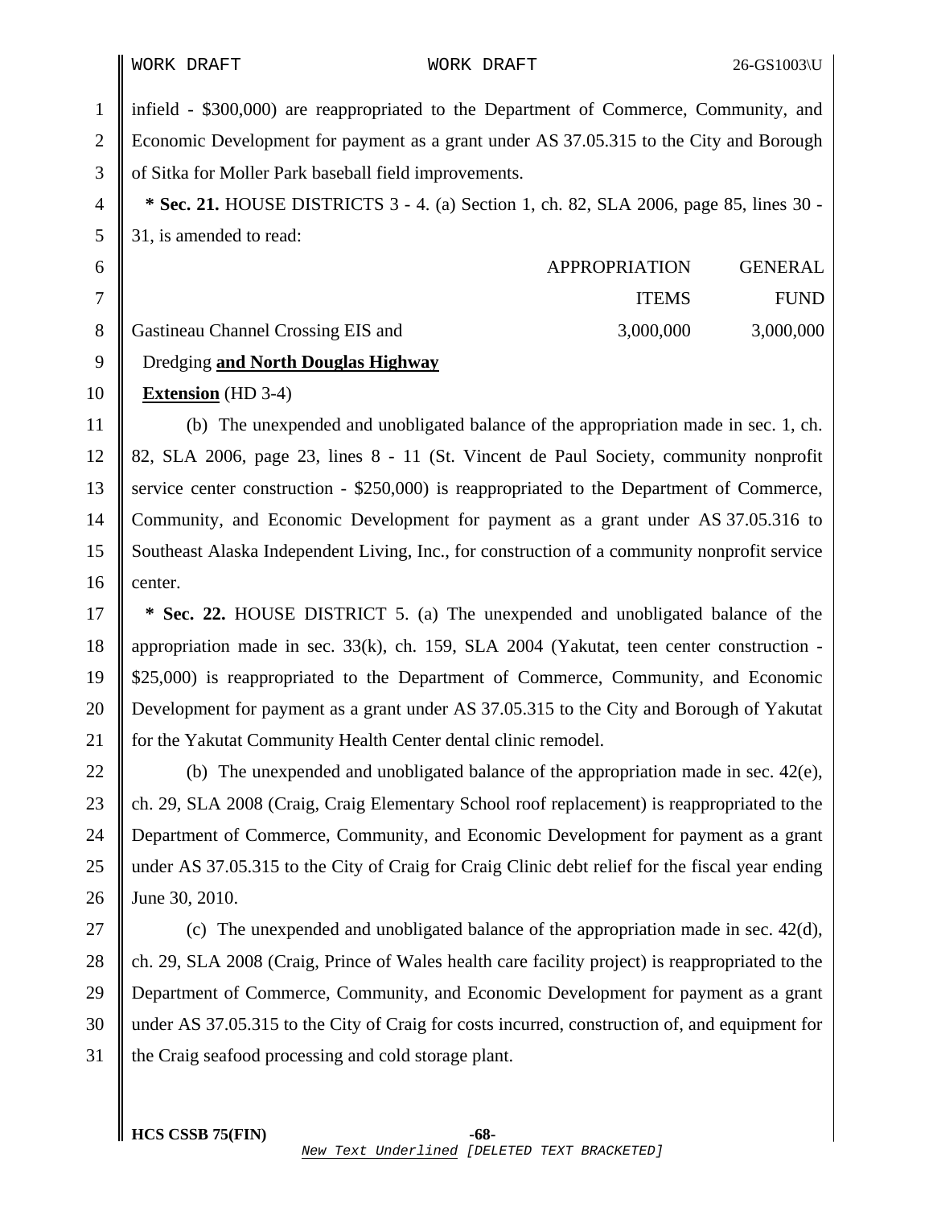infield - $300,000) are reappropriated to the Department of Commerce, Community, and Economic Development for payment as a grant under AS 37.05.315 to the City and Borough of Sitka for Moller Park baseball field improvements.

**\* Sec. 21.** HOUSE DISTRICTS 3 - 4. (a) Section 1, ch. 82, SLA 2006, page 85, lines 30 - 31, is amended to read:

| | APPROPRIATION ITEMS | GENERAL FUND |
|---|---|---|
| Gastineau Channel Crossing EIS and Dredging **and North Douglas Highway Extension** (HD 3-4) | 3,000,000 | 3,000,000 |

(b) The unexpended and unobligated balance of the appropriation made in sec. 1, ch. 82, SLA 2006, page 23, lines 8 - 11 (St. Vincent de Paul Society, community nonprofit service center construction - $250,000) is reappropriated to the Department of Commerce, Community, and Economic Development for payment as a grant under AS 37.05.316 to Southeast Alaska Independent Living, Inc., for construction of a community nonprofit service center.

**\* Sec. 22.** HOUSE DISTRICT 5. (a) The unexpended and unobligated balance of the appropriation made in sec. 33(k), ch. 159, SLA 2004 (Yakutat, teen center construction - $25,000) is reappropriated to the Department of Commerce, Community, and Economic Development for payment as a grant under AS 37.05.315 to the City and Borough of Yakutat for the Yakutat Community Health Center dental clinic remodel.

(b) The unexpended and unobligated balance of the appropriation made in sec. 42(e), ch. 29, SLA 2008 (Craig, Craig Elementary School roof replacement) is reappropriated to the Department of Commerce, Community, and Economic Development for payment as a grant under AS 37.05.315 to the City of Craig for Craig Clinic debt relief for the fiscal year ending June 30, 2010.

(c) The unexpended and unobligated balance of the appropriation made in sec. 42(d), ch. 29, SLA 2008 (Craig, Prince of Wales health care facility project) is reappropriated to the Department of Commerce, Community, and Economic Development for payment as a grant under AS 37.05.315 to the City of Craig for costs incurred, construction of, and equipment for the Craig seafood processing and cold storage plant.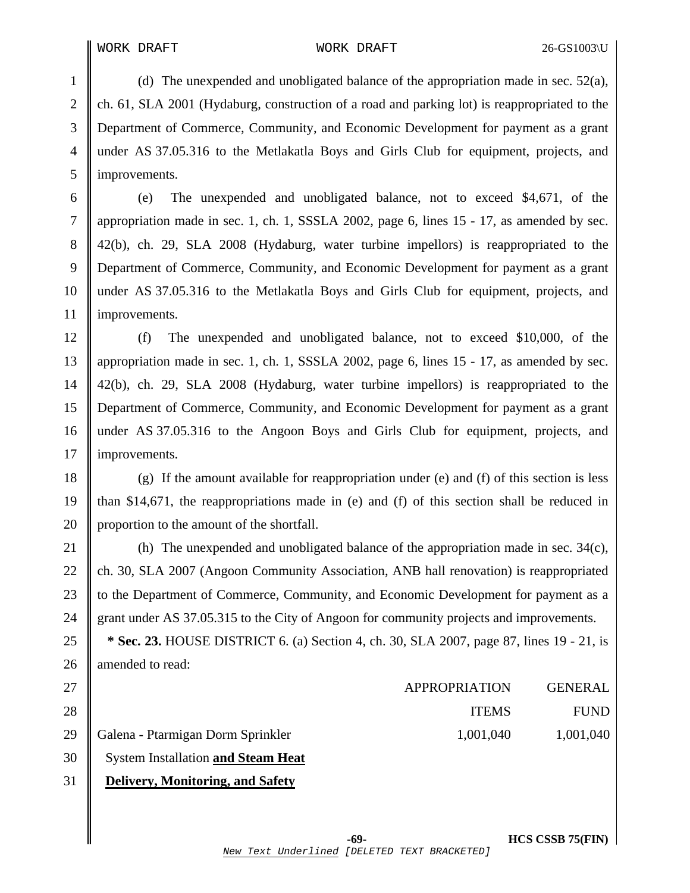(d) The unexpended and unobligated balance of the appropriation made in sec. 52(a), ch. 61, SLA 2001 (Hydaburg, construction of a road and parking lot) is reappropriated to the Department of Commerce, Community, and Economic Development for payment as a grant under AS 37.05.316 to the Metlakatla Boys and Girls Club for equipment, projects, and improvements.

(e) The unexpended and unobligated balance, not to exceed $4,671, of the appropriation made in sec. 1, ch. 1, SSSLA 2002, page 6, lines 15 - 17, as amended by sec. 42(b), ch. 29, SLA 2008 (Hydaburg, water turbine impellors) is reappropriated to the Department of Commerce, Community, and Economic Development for payment as a grant under AS 37.05.316 to the Metlakatla Boys and Girls Club for equipment, projects, and improvements.

(f) The unexpended and unobligated balance, not to exceed $10,000, of the appropriation made in sec. 1, ch. 1, SSSLA 2002, page 6, lines 15 - 17, as amended by sec. 42(b), ch. 29, SLA 2008 (Hydaburg, water turbine impellors) is reappropriated to the Department of Commerce, Community, and Economic Development for payment as a grant under AS 37.05.316 to the Angoon Boys and Girls Club for equipment, projects, and improvements.

(g) If the amount available for reappropriation under (e) and (f) of this section is less than $14,671, the reappropriations made in (e) and (f) of this section shall be reduced in proportion to the amount of the shortfall.

(h) The unexpended and unobligated balance of the appropriation made in sec. 34(c), ch. 30, SLA 2007 (Angoon Community Association, ANB hall renovation) is reappropriated to the Department of Commerce, Community, and Economic Development for payment as a grant under AS 37.05.315 to the City of Angoon for community projects and improvements.

**\* Sec. 23.** HOUSE DISTRICT 6. (a) Section 4, ch. 30, SLA 2007, page 87, lines 19 - 21, is amended to read:

| | APPROPRIATION ITEMS | GENERAL FUND |
|---|---|---|
| Galena - Ptarmigan Dorm Sprinkler System Installation **<u>and Steam Heat Delivery, Monitoring, and Safety</u>** | 1,001,040 | 1,001,040 |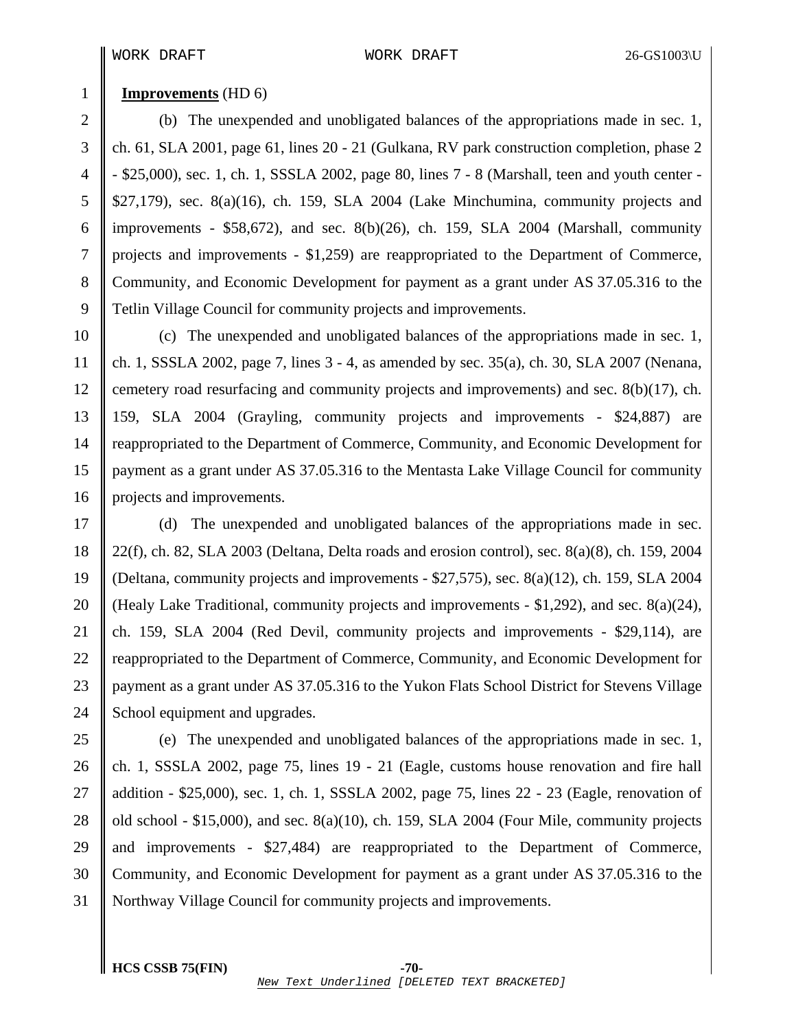**Improvements** (HD 6)

(b) The unexpended and unobligated balances of the appropriations made in sec. 1, ch. 61, SLA 2001, page 61, lines 20 - 21 (Gulkana, RV park construction completion, phase 2 - $25,000), sec. 1, ch. 1, SSSLA 2002, page 80, lines 7 - 8 (Marshall, teen and youth center - $27,179), sec. 8(a)(16), ch. 159, SLA 2004 (Lake Minchumina, community projects and improvements - $58,672), and sec. 8(b)(26), ch. 159, SLA 2004 (Marshall, community projects and improvements - $1,259) are reappropriated to the Department of Commerce, Community, and Economic Development for payment as a grant under AS 37.05.316 to the Tetlin Village Council for community projects and improvements.

(c) The unexpended and unobligated balances of the appropriations made in sec. 1, ch. 1, SSSLA 2002, page 7, lines 3 - 4, as amended by sec. 35(a), ch. 30, SLA 2007 (Nenana, cemetery road resurfacing and community projects and improvements) and sec. 8(b)(17), ch. 159, SLA 2004 (Grayling, community projects and improvements - $24,887) are reappropriated to the Department of Commerce, Community, and Economic Development for payment as a grant under AS 37.05.316 to the Mentasta Lake Village Council for community projects and improvements.

(d) The unexpended and unobligated balances of the appropriations made in sec. 22(f), ch. 82, SLA 2003 (Deltana, Delta roads and erosion control), sec. 8(a)(8), ch. 159, 2004 (Deltana, community projects and improvements - $27,575), sec. 8(a)(12), ch. 159, SLA 2004 (Healy Lake Traditional, community projects and improvements - $1,292), and sec. 8(a)(24), ch. 159, SLA 2004 (Red Devil, community projects and improvements - $29,114), are reappropriated to the Department of Commerce, Community, and Economic Development for payment as a grant under AS 37.05.316 to the Yukon Flats School District for Stevens Village School equipment and upgrades.

(e) The unexpended and unobligated balances of the appropriations made in sec. 1, ch. 1, SSSLA 2002, page 75, lines 19 - 21 (Eagle, customs house renovation and fire hall addition - $25,000), sec. 1, ch. 1, SSSLA 2002, page 75, lines 22 - 23 (Eagle, renovation of old school - $15,000), and sec. 8(a)(10), ch. 159, SLA 2004 (Four Mile, community projects and improvements - $27,484) are reappropriated to the Department of Commerce, Community, and Economic Development for payment as a grant under AS 37.05.316 to the Northway Village Council for community projects and improvements.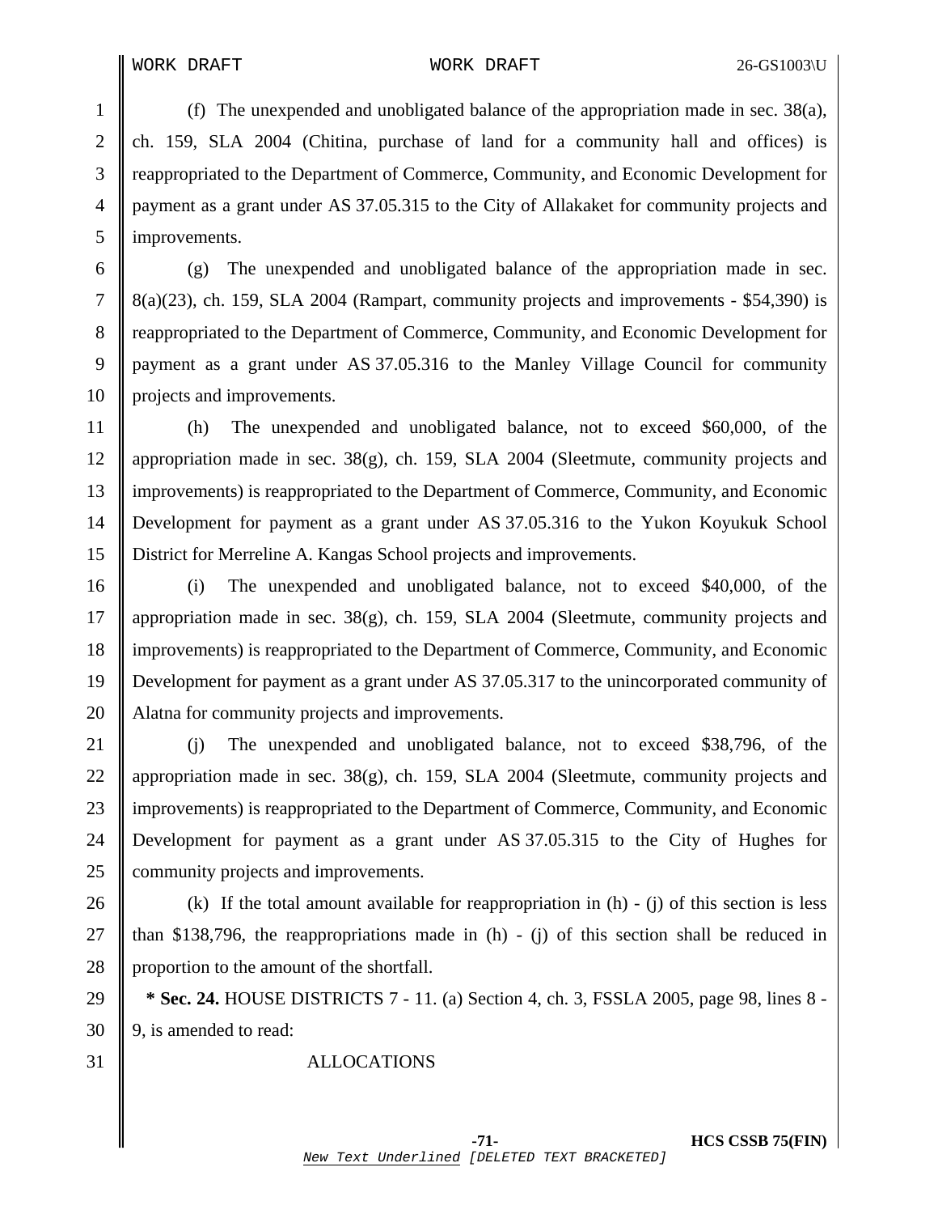(f) The unexpended and unobligated balance of the appropriation made in sec. 38(a), ch. 159, SLA 2004 (Chitina, purchase of land for a community hall and offices) is reappropriated to the Department of Commerce, Community, and Economic Development for payment as a grant under AS 37.05.315 to the City of Allakaket for community projects and improvements.

(g) The unexpended and unobligated balance of the appropriation made in sec. 8(a)(23), ch. 159, SLA 2004 (Rampart, community projects and improvements - $54,390) is reappropriated to the Department of Commerce, Community, and Economic Development for payment as a grant under AS 37.05.316 to the Manley Village Council for community projects and improvements.

(h) The unexpended and unobligated balance, not to exceed $60,000, of the appropriation made in sec. 38(g), ch. 159, SLA 2004 (Sleetmute, community projects and improvements) is reappropriated to the Department of Commerce, Community, and Economic Development for payment as a grant under AS 37.05.316 to the Yukon Koyukuk School District for Merreline A. Kangas School projects and improvements.

(i) The unexpended and unobligated balance, not to exceed $40,000, of the appropriation made in sec. 38(g), ch. 159, SLA 2004 (Sleetmute, community projects and improvements) is reappropriated to the Department of Commerce, Community, and Economic Development for payment as a grant under AS 37.05.317 to the unincorporated community of Alatna for community projects and improvements.

(j) The unexpended and unobligated balance, not to exceed $38,796, of the appropriation made in sec. 38(g), ch. 159, SLA 2004 (Sleetmute, community projects and improvements) is reappropriated to the Department of Commerce, Community, and Economic Development for payment as a grant under AS 37.05.315 to the City of Hughes for community projects and improvements.

(k) If the total amount available for reappropriation in (h) - (j) of this section is less than $138,796, the reappropriations made in (h) - (j) of this section shall be reduced in proportion to the amount of the shortfall.

**\* Sec. 24.** HOUSE DISTRICTS 7 - 11. (a) Section 4, ch. 3, FSSLA 2005, page 98, lines 8 - 9, is amended to read:

ALLOCATIONS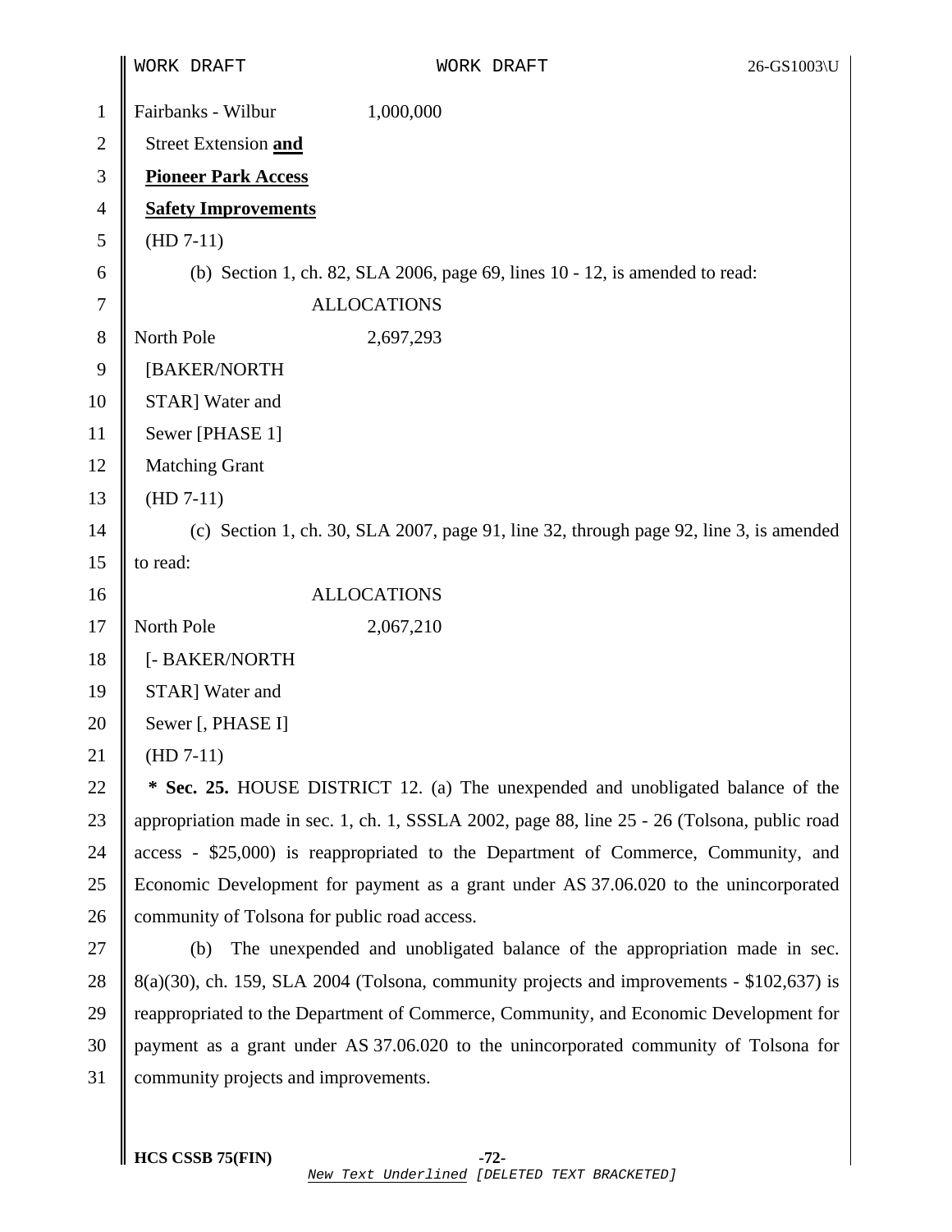Fairbanks - Wilbur 1,000,000
Street Extension **and**
**Pioneer Park Access**
**Safety Improvements**
(HD 7-11)

(b) Section 1, ch. 82, SLA 2006, page 69, lines 10 - 12, is amended to read:

ALLOCATIONS

North Pole 2,697,293
[BAKER/NORTH
STAR] Water and
Sewer [PHASE 1]
Matching Grant
(HD 7-11)

(c) Section 1, ch. 30, SLA 2007, page 91, line 32, through page 92, line 3, is amended to read:

ALLOCATIONS

North Pole 2,067,210
[- BAKER/NORTH
STAR] Water and
Sewer [, PHASE I]
(HD 7-11)

**\* Sec. 25.** HOUSE DISTRICT 12. (a) The unexpended and unobligated balance of the appropriation made in sec. 1, ch. 1, SSSLA 2002, page 88, line 25 - 26 (Tolsona, public road access - $25,000) is reappropriated to the Department of Commerce, Community, and Economic Development for payment as a grant under AS 37.06.020 to the unincorporated community of Tolsona for public road access.

(b) The unexpended and unobligated balance of the appropriation made in sec. 8(a)(30), ch. 159, SLA 2004 (Tolsona, community projects and improvements - $102,637) is reappropriated to the Department of Commerce, Community, and Economic Development for payment as a grant under AS 37.06.020 to the unincorporated community of Tolsona for community projects and improvements.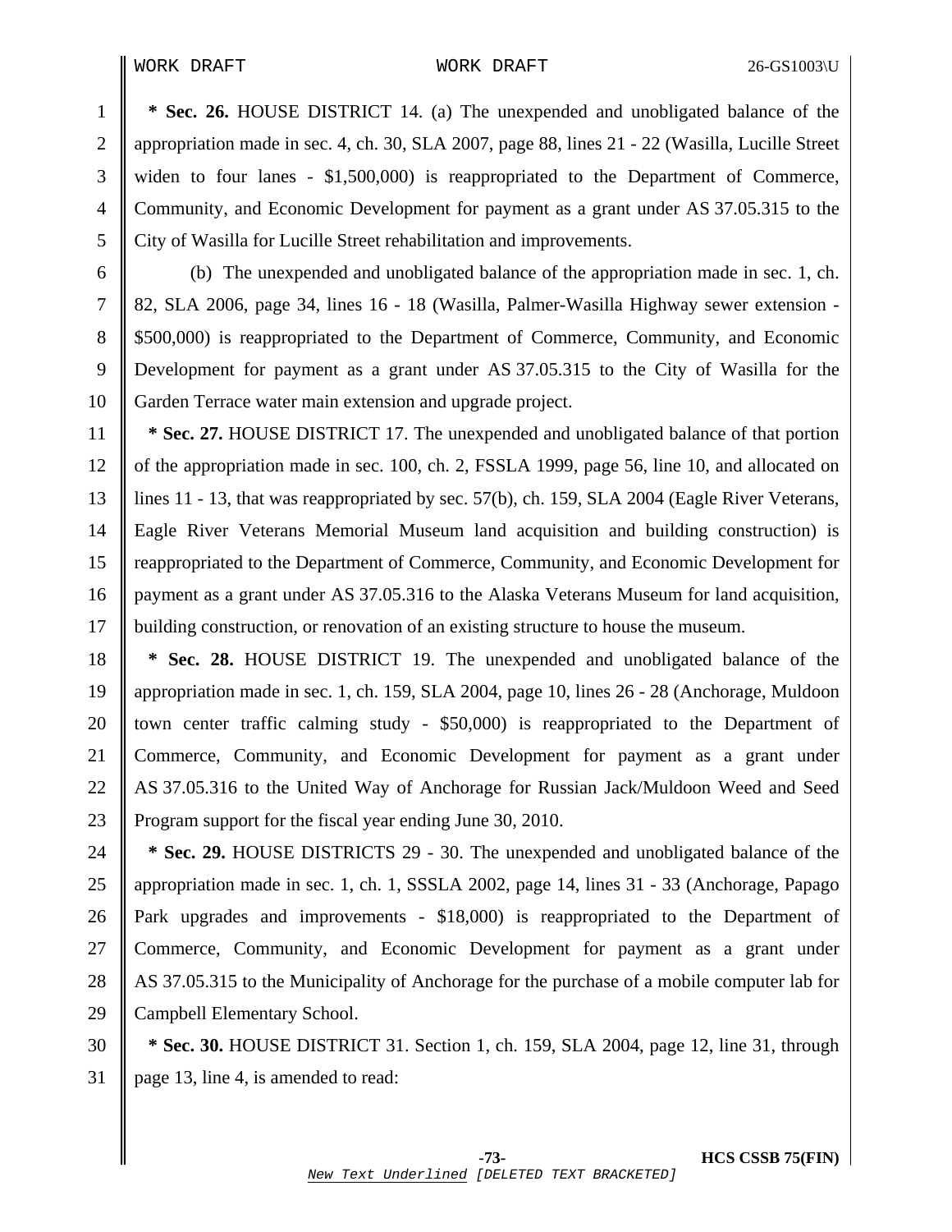**\* Sec. 26.** HOUSE DISTRICT 14. (a) The unexpended and unobligated balance of the appropriation made in sec. 4, ch. 30, SLA 2007, page 88, lines 21 - 22 (Wasilla, Lucille Street widen to four lanes - $1,500,000) is reappropriated to the Department of Commerce, Community, and Economic Development for payment as a grant under AS 37.05.315 to the City of Wasilla for Lucille Street rehabilitation and improvements.

(b) The unexpended and unobligated balance of the appropriation made in sec. 1, ch. 82, SLA 2006, page 34, lines 16 - 18 (Wasilla, Palmer-Wasilla Highway sewer extension - $500,000) is reappropriated to the Department of Commerce, Community, and Economic Development for payment as a grant under AS 37.05.315 to the City of Wasilla for the Garden Terrace water main extension and upgrade project.

**\* Sec. 27.** HOUSE DISTRICT 17. The unexpended and unobligated balance of that portion of the appropriation made in sec. 100, ch. 2, FSSLA 1999, page 56, line 10, and allocated on lines 11 - 13, that was reappropriated by sec. 57(b), ch. 159, SLA 2004 (Eagle River Veterans, Eagle River Veterans Memorial Museum land acquisition and building construction) is reappropriated to the Department of Commerce, Community, and Economic Development for payment as a grant under AS 37.05.316 to the Alaska Veterans Museum for land acquisition, building construction, or renovation of an existing structure to house the museum.

**\* Sec. 28.** HOUSE DISTRICT 19. The unexpended and unobligated balance of the appropriation made in sec. 1, ch. 159, SLA 2004, page 10, lines 26 - 28 (Anchorage, Muldoon town center traffic calming study - $50,000) is reappropriated to the Department of Commerce, Community, and Economic Development for payment as a grant under AS 37.05.316 to the United Way of Anchorage for Russian Jack/Muldoon Weed and Seed Program support for the fiscal year ending June 30, 2010.

**\* Sec. 29.** HOUSE DISTRICTS 29 - 30. The unexpended and unobligated balance of the appropriation made in sec. 1, ch. 1, SSSLA 2002, page 14, lines 31 - 33 (Anchorage, Papago Park upgrades and improvements - $18,000) is reappropriated to the Department of Commerce, Community, and Economic Development for payment as a grant under AS 37.05.315 to the Municipality of Anchorage for the purchase of a mobile computer lab for Campbell Elementary School.

**\* Sec. 30.** HOUSE DISTRICT 31. Section 1, ch. 159, SLA 2004, page 12, line 31, through page 13, line 4, is amended to read: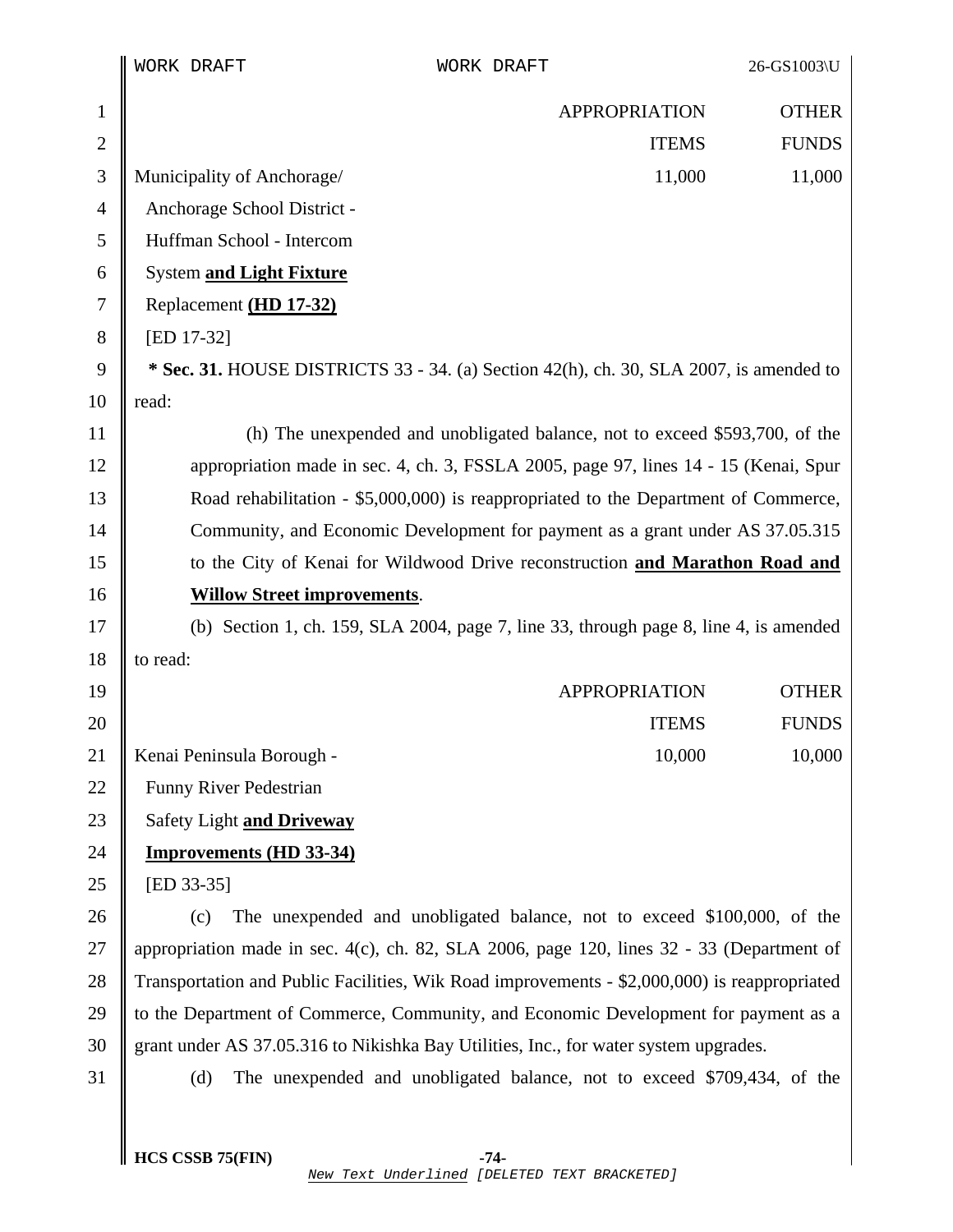| | APPROPRIATION ITEMS | OTHER FUNDS |
|---|---|---|
| Municipality of Anchorage/ Anchorage School District - Huffman School - Intercom System **and Light Fixture** Replacement **(HD 17-32)** [ED 17-32] | 11,000 | 11,000 |

**\* Sec. 31.** HOUSE DISTRICTS 33 - 34. (a) Section 42(h), ch. 30, SLA 2007, is amended to read:

(h) The unexpended and unobligated balance, not to exceed $593,700, of the appropriation made in sec. 4, ch. 3, FSSLA 2005, page 97, lines 14 - 15 (Kenai, Spur Road rehabilitation - $5,000,000) is reappropriated to the Department of Commerce, Community, and Economic Development for payment as a grant under AS 37.05.315 to the City of Kenai for Wildwood Drive reconstruction **and Marathon Road and Willow Street improvements**.

(b) Section 1, ch. 159, SLA 2004, page 7, line 33, through page 8, line 4, is amended to read:

| | APPROPRIATION ITEMS | OTHER FUNDS |
|---|---|---|
| Kenai Peninsula Borough - Funny River Pedestrian Safety Light **and Driveway Improvements (HD 33-34)** [ED 33-35] | 10,000 | 10,000 |

(c) The unexpended and unobligated balance, not to exceed $100,000, of the appropriation made in sec. 4(c), ch. 82, SLA 2006, page 120, lines 32 - 33 (Department of Transportation and Public Facilities, Wik Road improvements - $2,000,000) is reappropriated to the Department of Commerce, Community, and Economic Development for payment as a grant under AS 37.05.316 to Nikishka Bay Utilities, Inc., for water system upgrades.

(d) The unexpended and unobligated balance, not to exceed $709,434, of the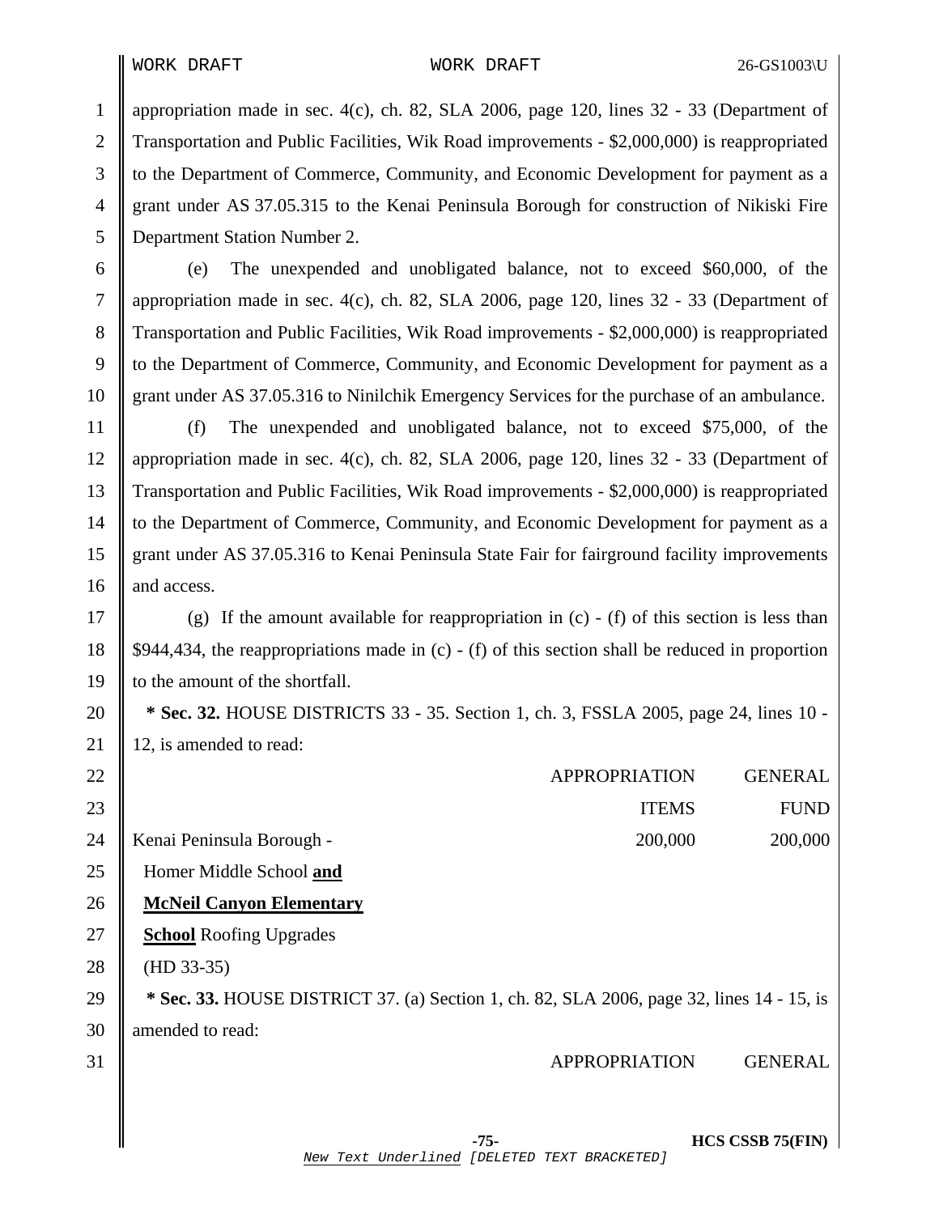appropriation made in sec. 4(c), ch. 82, SLA 2006, page 120, lines 32 - 33 (Department of Transportation and Public Facilities, Wik Road improvements - $2,000,000) is reappropriated to the Department of Commerce, Community, and Economic Development for payment as a grant under AS 37.05.315 to the Kenai Peninsula Borough for construction of Nikiski Fire Department Station Number 2.

(e) The unexpended and unobligated balance, not to exceed $60,000, of the appropriation made in sec. 4(c), ch. 82, SLA 2006, page 120, lines 32 - 33 (Department of Transportation and Public Facilities, Wik Road improvements - $2,000,000) is reappropriated to the Department of Commerce, Community, and Economic Development for payment as a grant under AS 37.05.316 to Ninilchik Emergency Services for the purchase of an ambulance.

(f) The unexpended and unobligated balance, not to exceed $75,000, of the appropriation made in sec. 4(c), ch. 82, SLA 2006, page 120, lines 32 - 33 (Department of Transportation and Public Facilities, Wik Road improvements - $2,000,000) is reappropriated to the Department of Commerce, Community, and Economic Development for payment as a grant under AS 37.05.316 to Kenai Peninsula State Fair for fairground facility improvements and access.

(g) If the amount available for reappropriation in (c) - (f) of this section is less than $944,434, the reappropriations made in (c) - (f) of this section shall be reduced in proportion to the amount of the shortfall.

**\* Sec. 32.** HOUSE DISTRICTS 33 - 35. Section 1, ch. 3, FSSLA 2005, page 24, lines 10 - 12, is amended to read:

| | APPROPRIATION ITEMS | GENERAL FUND |
|---|---|---|
| Kenai Peninsula Borough - Homer Middle School **and McNeil Canyon Elementary School** Roofing Upgrades (HD 33-35) | 200,000 | 200,000 |

**\* Sec. 33.** HOUSE DISTRICT 37. (a) Section 1, ch. 82, SLA 2006, page 32, lines 14 - 15, is amended to read:

APPROPRIATION GENERAL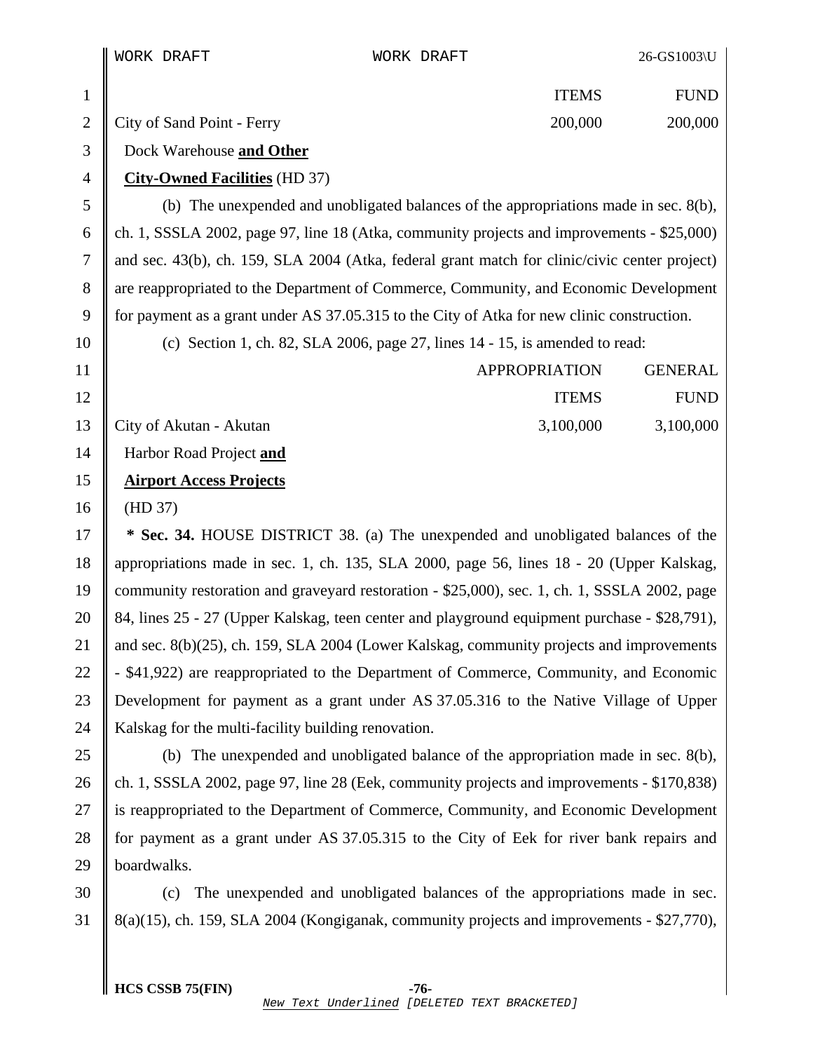| | ITEMS | FUND |
|---|---|---|
| City of Sand Point - Ferry Dock Warehouse **and Other City-Owned Facilities** (HD 37) | 200,000 | 200,000 |

(b) The unexpended and unobligated balances of the appropriations made in sec. 8(b), ch. 1, SSSLA 2002, page 97, line 18 (Atka, community projects and improvements - $25,000) and sec. 43(b), ch. 159, SLA 2004 (Atka, federal grant match for clinic/civic center project) are reappropriated to the Department of Commerce, Community, and Economic Development for payment as a grant under AS 37.05.315 to the City of Atka for new clinic construction.

(c) Section 1, ch. 82, SLA 2006, page 27, lines 14 - 15, is amended to read:

| | APPROPRIATION ITEMS | GENERAL FUND |
|---|---|---|
| City of Akutan - Akutan Harbor Road Project **and Airport Access Projects** (HD 37) | 3,100,000 | 3,100,000 |

**\* Sec. 34.** HOUSE DISTRICT 38. (a) The unexpended and unobligated balances of the appropriations made in sec. 1, ch. 135, SLA 2000, page 56, lines 18 - 20 (Upper Kalskag, community restoration and graveyard restoration - $25,000), sec. 1, ch. 1, SSSLA 2002, page 84, lines 25 - 27 (Upper Kalskag, teen center and playground equipment purchase - $28,791), and sec. 8(b)(25), ch. 159, SLA 2004 (Lower Kalskag, community projects and improvements - $41,922) are reappropriated to the Department of Commerce, Community, and Economic Development for payment as a grant under AS 37.05.316 to the Native Village of Upper Kalskag for the multi-facility building renovation.

(b) The unexpended and unobligated balance of the appropriation made in sec. 8(b), ch. 1, SSSLA 2002, page 97, line 28 (Eek, community projects and improvements - $170,838) is reappropriated to the Department of Commerce, Community, and Economic Development for payment as a grant under AS 37.05.315 to the City of Eek for river bank repairs and boardwalks.

(c) The unexpended and unobligated balances of the appropriations made in sec. 8(a)(15), ch. 159, SLA 2004 (Kongiganak, community projects and improvements - $27,770),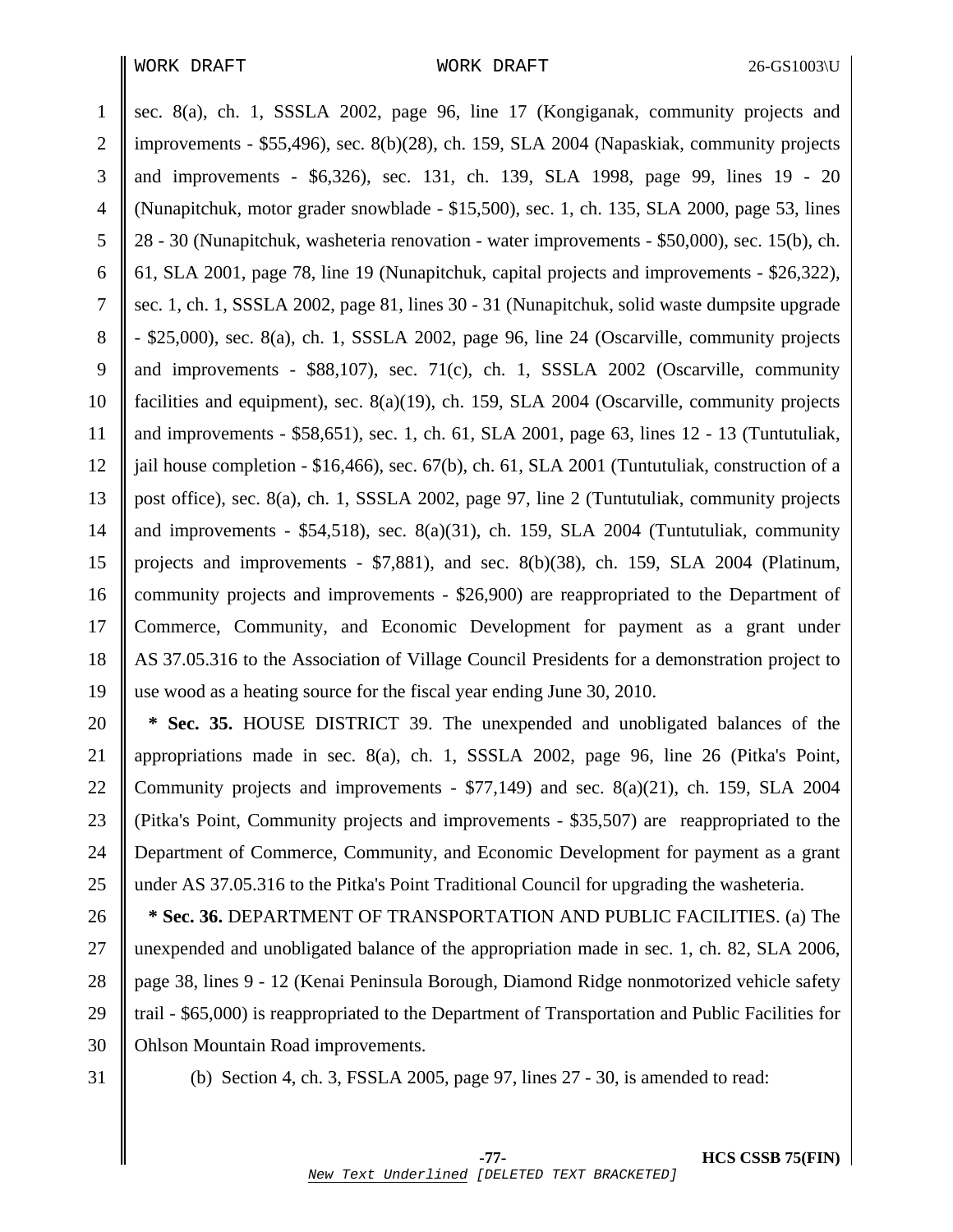sec. 8(a), ch. 1, SSSLA 2002, page 96, line 17 (Kongiganak, community projects and improvements - $55,496), sec. 8(b)(28), ch. 159, SLA 2004 (Napaskiak, community projects and improvements - $6,326), sec. 131, ch. 139, SLA 1998, page 99, lines 19 - 20 (Nunapitchuk, motor grader snowblade - $15,500), sec. 1, ch. 135, SLA 2000, page 53, lines 28 - 30 (Nunapitchuk, washeteria renovation - water improvements - $50,000), sec. 15(b), ch. 61, SLA 2001, page 78, line 19 (Nunapitchuk, capital projects and improvements - $26,322), sec. 1, ch. 1, SSSLA 2002, page 81, lines 30 - 31 (Nunapitchuk, solid waste dumpsite upgrade - $25,000), sec. 8(a), ch. 1, SSSLA 2002, page 96, line 24 (Oscarville, community projects and improvements - $88,107), sec. 71(c), ch. 1, SSSLA 2002 (Oscarville, community facilities and equipment), sec. 8(a)(19), ch. 159, SLA 2004 (Oscarville, community projects and improvements - $58,651), sec. 1, ch. 61, SLA 2001, page 63, lines 12 - 13 (Tuntutuliak, jail house completion - $16,466), sec. 67(b), ch. 61, SLA 2001 (Tuntutuliak, construction of a post office), sec. 8(a), ch. 1, SSSLA 2002, page 97, line 2 (Tuntutuliak, community projects and improvements - $54,518), sec. 8(a)(31), ch. 159, SLA 2004 (Tuntutuliak, community projects and improvements - $7,881), and sec. 8(b)(38), ch. 159, SLA 2004 (Platinum, community projects and improvements - $26,900) are reappropriated to the Department of Commerce, Community, and Economic Development for payment as a grant under AS 37.05.316 to the Association of Village Council Presidents for a demonstration project to use wood as a heating source for the fiscal year ending June 30, 2010.

**\* Sec. 35.** HOUSE DISTRICT 39. The unexpended and unobligated balances of the appropriations made in sec. 8(a), ch. 1, SSSLA 2002, page 96, line 26 (Pitka's Point, Community projects and improvements - $77,149) and sec. 8(a)(21), ch. 159, SLA 2004 (Pitka's Point, Community projects and improvements - $35,507) are reappropriated to the Department of Commerce, Community, and Economic Development for payment as a grant under AS 37.05.316 to the Pitka's Point Traditional Council for upgrading the washeteria.

**\* Sec. 36.** DEPARTMENT OF TRANSPORTATION AND PUBLIC FACILITIES. (a) The unexpended and unobligated balance of the appropriation made in sec. 1, ch. 82, SLA 2006, page 38, lines 9 - 12 (Kenai Peninsula Borough, Diamond Ridge nonmotorized vehicle safety trail - $65,000) is reappropriated to the Department of Transportation and Public Facilities for Ohlson Mountain Road improvements.

(b) Section 4, ch. 3, FSSLA 2005, page 97, lines 27 - 30, is amended to read: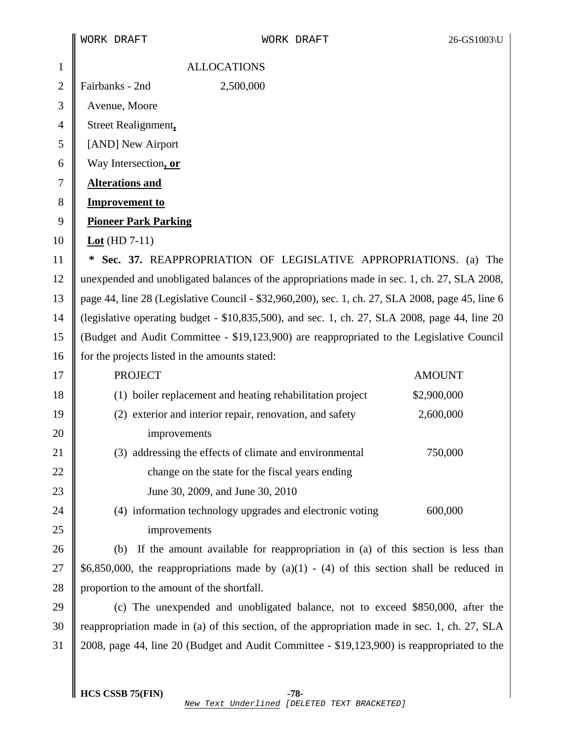ALLOCATIONS

Fairbanks - 2nd Avenue, Moore Street Realignment<u>,</u> [AND] New Airport Way Intersection<u>**, or Alterations and Improvement to Pioneer Park Parking Lot**</u> (HD 7-11) — 2,500,000

**\* Sec. 37.** REAPPROPRIATION OF LEGISLATIVE APPROPRIATIONS. (a) The unexpended and unobligated balances of the appropriations made in sec. 1, ch. 27, SLA 2008, page 44, line 28 (Legislative Council - $32,960,200), sec. 1, ch. 27, SLA 2008, page 45, line 6 (legislative operating budget - $10,835,500), and sec. 1, ch. 27, SLA 2008, page 44, line 20 (Budget and Audit Committee - $19,123,900) are reappropriated to the Legislative Council for the projects listed in the amounts stated:

| PROJECT | AMOUNT |
|---|---|
| (1) boiler replacement and heating rehabilitation project | $2,900,000 |
| (2) exterior and interior repair, renovation, and safety improvements | 2,600,000 |
| (3) addressing the effects of climate and environmental change on the state for the fiscal years ending June 30, 2009, and June 30, 2010 | 750,000 |
| (4) information technology upgrades and electronic voting improvements | 600,000 |

(b) If the amount available for reappropriation in (a) of this section is less than $6,850,000, the reappropriations made by (a)(1) - (4) of this section shall be reduced in proportion to the amount of the shortfall.

(c) The unexpended and unobligated balance, not to exceed $850,000, after the reappropriation made in (a) of this section, of the appropriation made in sec. 1, ch. 27, SLA 2008, page 44, line 20 (Budget and Audit Committee - $19,123,900) is reappropriated to the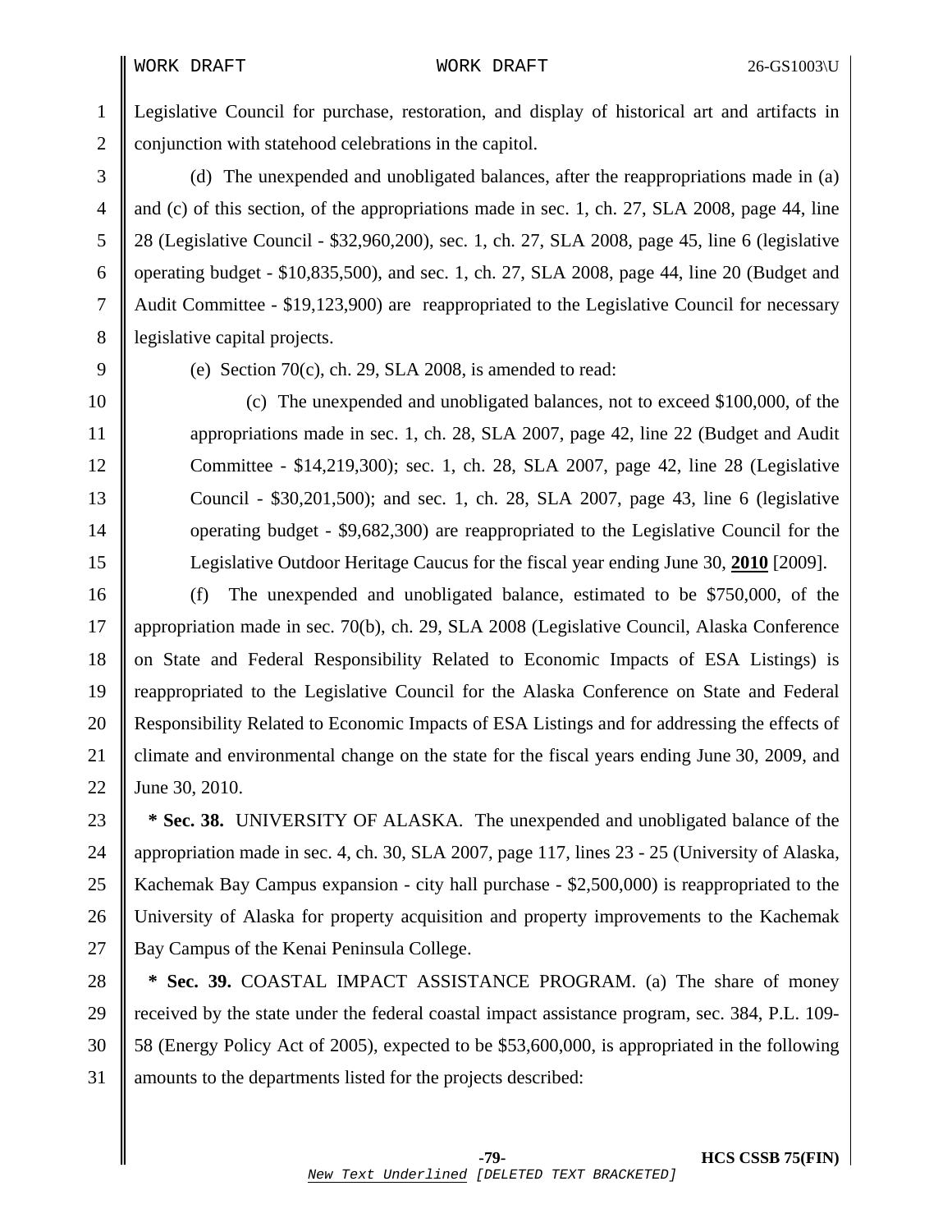Legislative Council for purchase, restoration, and display of historical art and artifacts in conjunction with statehood celebrations in the capitol.

(d) The unexpended and unobligated balances, after the reappropriations made in (a) and (c) of this section, of the appropriations made in sec. 1, ch. 27, SLA 2008, page 44, line 28 (Legislative Council - $32,960,200), sec. 1, ch. 27, SLA 2008, page 45, line 6 (legislative operating budget - $10,835,500), and sec. 1, ch. 27, SLA 2008, page 44, line 20 (Budget and Audit Committee - $19,123,900) are reappropriated to the Legislative Council for necessary legislative capital projects.

(e) Section 70(c), ch. 29, SLA 2008, is amended to read:

> (c) The unexpended and unobligated balances, not to exceed $100,000, of the appropriations made in sec. 1, ch. 28, SLA 2007, page 42, line 22 (Budget and Audit Committee - $14,219,300); sec. 1, ch. 28, SLA 2007, page 42, line 28 (Legislative Council - $30,201,500); and sec. 1, ch. 28, SLA 2007, page 43, line 6 (legislative operating budget - $9,682,300) are reappropriated to the Legislative Council for the Legislative Outdoor Heritage Caucus for the fiscal year ending June 30, **2010** [2009].

(f) The unexpended and unobligated balance, estimated to be $750,000, of the appropriation made in sec. 70(b), ch. 29, SLA 2008 (Legislative Council, Alaska Conference on State and Federal Responsibility Related to Economic Impacts of ESA Listings) is reappropriated to the Legislative Council for the Alaska Conference on State and Federal Responsibility Related to Economic Impacts of ESA Listings and for addressing the effects of climate and environmental change on the state for the fiscal years ending June 30, 2009, and June 30, 2010.

**\* Sec. 38.** UNIVERSITY OF ALASKA. The unexpended and unobligated balance of the appropriation made in sec. 4, ch. 30, SLA 2007, page 117, lines 23 - 25 (University of Alaska, Kachemak Bay Campus expansion - city hall purchase - $2,500,000) is reappropriated to the University of Alaska for property acquisition and property improvements to the Kachemak Bay Campus of the Kenai Peninsula College.

**\* Sec. 39.** COASTAL IMPACT ASSISTANCE PROGRAM. (a) The share of money received by the state under the federal coastal impact assistance program, sec. 384, P.L. 109-58 (Energy Policy Act of 2005), expected to be $53,600,000, is appropriated in the following amounts to the departments listed for the projects described: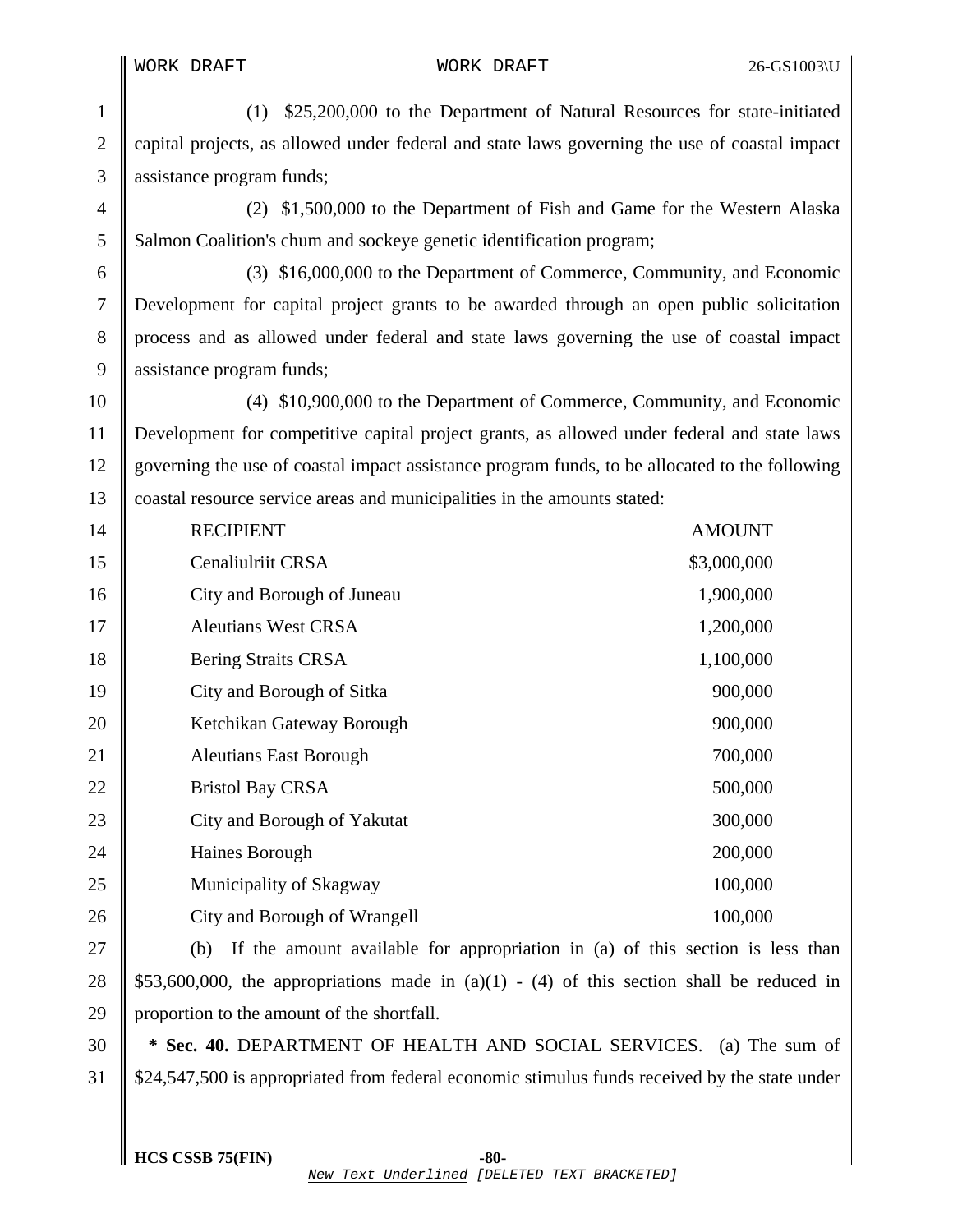(1) $25,200,000 to the Department of Natural Resources for state-initiated capital projects, as allowed under federal and state laws governing the use of coastal impact assistance program funds;

(2) $1,500,000 to the Department of Fish and Game for the Western Alaska Salmon Coalition's chum and sockeye genetic identification program;

(3) $16,000,000 to the Department of Commerce, Community, and Economic Development for capital project grants to be awarded through an open public solicitation process and as allowed under federal and state laws governing the use of coastal impact assistance program funds;

(4) $10,900,000 to the Department of Commerce, Community, and Economic Development for competitive capital project grants, as allowed under federal and state laws governing the use of coastal impact assistance program funds, to be allocated to the following coastal resource service areas and municipalities in the amounts stated:

| RECIPIENT | AMOUNT |
|---|---|
| Cenaliulriit CRSA | $3,000,000 |
| City and Borough of Juneau | 1,900,000 |
| Aleutians West CRSA | 1,200,000 |
| Bering Straits CRSA | 1,100,000 |
| City and Borough of Sitka | 900,000 |
| Ketchikan Gateway Borough | 900,000 |
| Aleutians East Borough | 700,000 |
| Bristol Bay CRSA | 500,000 |
| City and Borough of Yakutat | 300,000 |
| Haines Borough | 200,000 |
| Municipality of Skagway | 100,000 |
| City and Borough of Wrangell | 100,000 |

(b) If the amount available for appropriation in (a) of this section is less than $53,600,000, the appropriations made in (a)(1) - (4) of this section shall be reduced in proportion to the amount of the shortfall.

**\* Sec. 40.** DEPARTMENT OF HEALTH AND SOCIAL SERVICES. (a) The sum of $24,547,500 is appropriated from federal economic stimulus funds received by the state under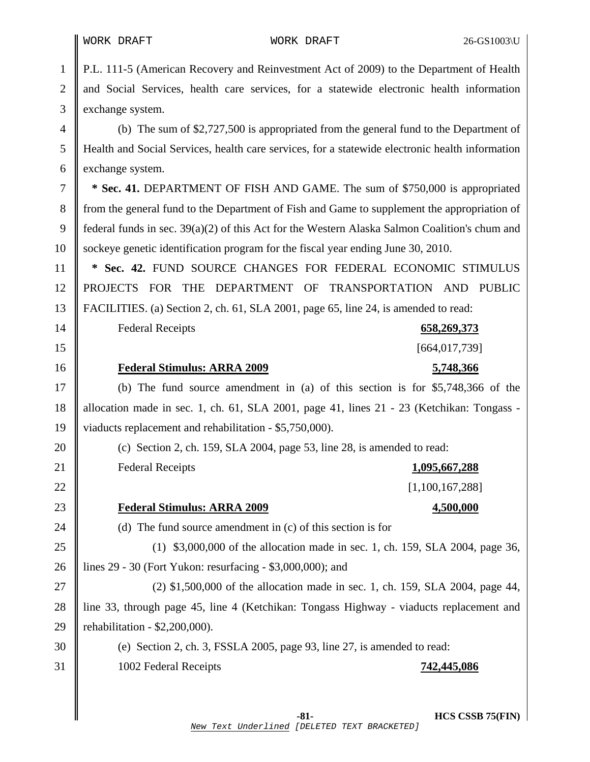P.L. 111-5 (American Recovery and Reinvestment Act of 2009) to the Department of Health and Social Services, health care services, for a statewide electronic health information exchange system.

(b) The sum of $2,727,500 is appropriated from the general fund to the Department of Health and Social Services, health care services, for a statewide electronic health information exchange system.

* **Sec. 41.** DEPARTMENT OF FISH AND GAME. The sum of $750,000 is appropriated from the general fund to the Department of Fish and Game to supplement the appropriation of federal funds in sec. 39(a)(2) of this Act for the Western Alaska Salmon Coalition's chum and sockeye genetic identification program for the fiscal year ending June 30, 2010.

* **Sec. 42.** FUND SOURCE CHANGES FOR FEDERAL ECONOMIC STIMULUS PROJECTS FOR THE DEPARTMENT OF TRANSPORTATION AND PUBLIC FACILITIES. (a) Section 2, ch. 61, SLA 2001, page 65, line 24, is amended to read:

| | |
|---|---|
| Federal Receipts | **658,269,373** |
| | [664,017,739] |
| **Federal Stimulus: ARRA 2009** | **5,748,366** |

(b) The fund source amendment in (a) of this section is for $5,748,366 of the allocation made in sec. 1, ch. 61, SLA 2001, page 41, lines 21 - 23 (Ketchikan: Tongass - viaducts replacement and rehabilitation - $5,750,000).

(c) Section 2, ch. 159, SLA 2004, page 53, line 28, is amended to read:

| | |
|---|---|
| Federal Receipts | **1,095,667,288** |
| | [1,100,167,288] |
| **Federal Stimulus: ARRA 2009** | **4,500,000** |

(d) The fund source amendment in (c) of this section is for

(1) $3,000,000 of the allocation made in sec. 1, ch. 159, SLA 2004, page 36, lines 29 - 30 (Fort Yukon: resurfacing - $3,000,000); and

(2) $1,500,000 of the allocation made in sec. 1, ch. 159, SLA 2004, page 44, line 33, through page 45, line 4 (Ketchikan: Tongass Highway - viaducts replacement and rehabilitation - $2,200,000).

(e) Section 2, ch. 3, FSSLA 2005, page 93, line 27, is amended to read:

| | |
|---|---|
| 1002 Federal Receipts | **742,445,086** |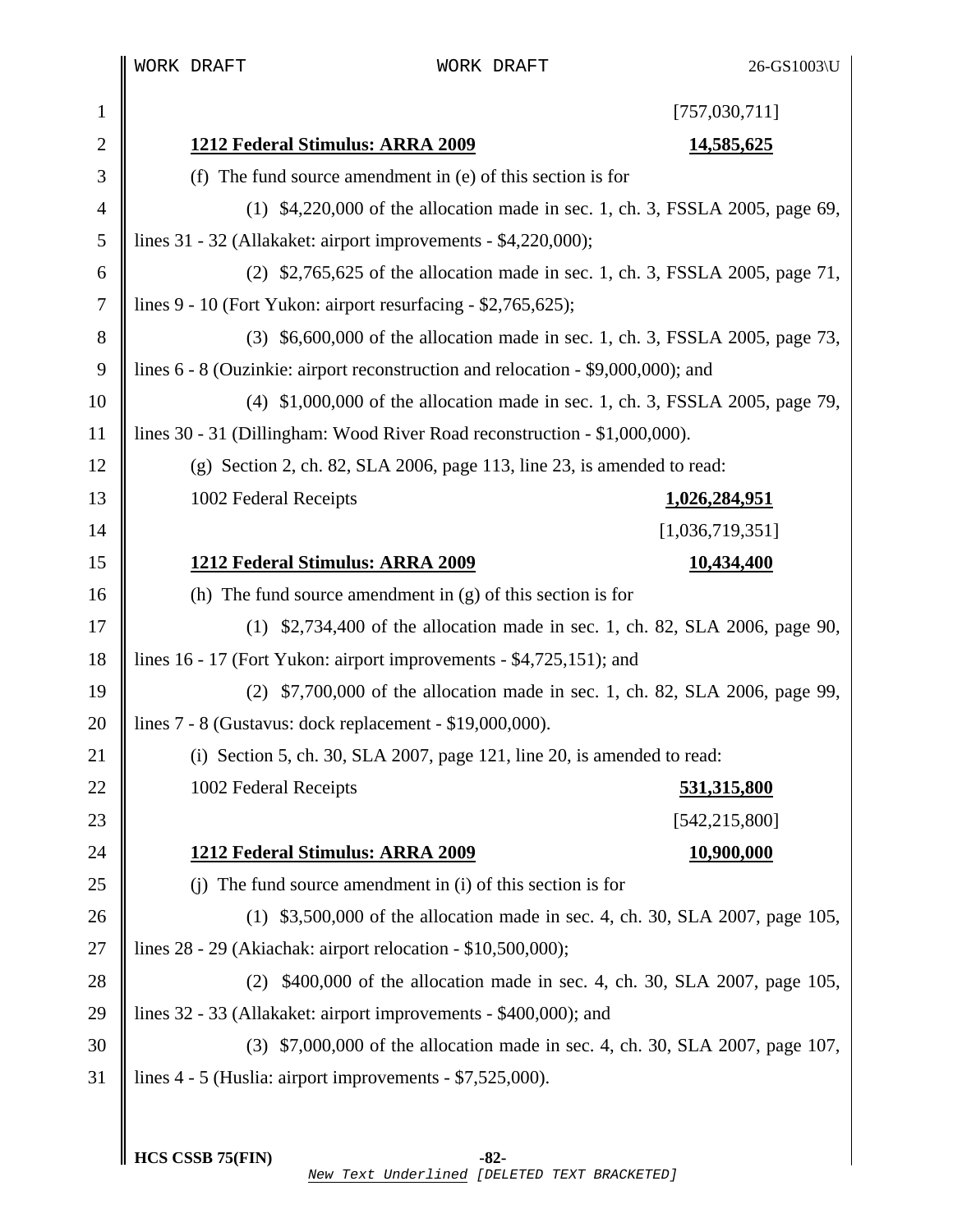[757,030,711]

<u>**1212 Federal Stimulus: ARRA 2009**</u> <u>**14,585,625**</u>

(f) The fund source amendment in (e) of this section is for

(1) $4,220,000 of the allocation made in sec. 1, ch. 3, FSSLA 2005, page 69, lines 31 - 32 (Allakaket: airport improvements - $4,220,000);

(2) $2,765,625 of the allocation made in sec. 1, ch. 3, FSSLA 2005, page 71, lines 9 - 10 (Fort Yukon: airport resurfacing - $2,765,625);

(3) $6,600,000 of the allocation made in sec. 1, ch. 3, FSSLA 2005, page 73, lines 6 - 8 (Ouzinkie: airport reconstruction and relocation - $9,000,000); and

(4) $1,000,000 of the allocation made in sec. 1, ch. 3, FSSLA 2005, page 79, lines 30 - 31 (Dillingham: Wood River Road reconstruction - $1,000,000).

(g) Section 2, ch. 82, SLA 2006, page 113, line 23, is amended to read:

1002 Federal Receipts <u>**1,026,284,951**</u>

[1,036,719,351]

<u>**1212 Federal Stimulus: ARRA 2009**</u> <u>**10,434,400**</u>

(h) The fund source amendment in (g) of this section is for

(1) $2,734,400 of the allocation made in sec. 1, ch. 82, SLA 2006, page 90, lines 16 - 17 (Fort Yukon: airport improvements - $4,725,151); and

(2) $7,700,000 of the allocation made in sec. 1, ch. 82, SLA 2006, page 99, lines 7 - 8 (Gustavus: dock replacement - $19,000,000).

(i) Section 5, ch. 30, SLA 2007, page 121, line 20, is amended to read:

1002 Federal Receipts <u>**531,315,800**</u>

[542,215,800]

<u>**1212 Federal Stimulus: ARRA 2009**</u> <u>**10,900,000**</u>

(j) The fund source amendment in (i) of this section is for

(1) $3,500,000 of the allocation made in sec. 4, ch. 30, SLA 2007, page 105, lines 28 - 29 (Akiachak: airport relocation - $10,500,000);

(2) $400,000 of the allocation made in sec. 4, ch. 30, SLA 2007, page 105, lines 32 - 33 (Allakaket: airport improvements - $400,000); and

(3) $7,000,000 of the allocation made in sec. 4, ch. 30, SLA 2007, page 107, lines 4 - 5 (Huslia: airport improvements - $7,525,000).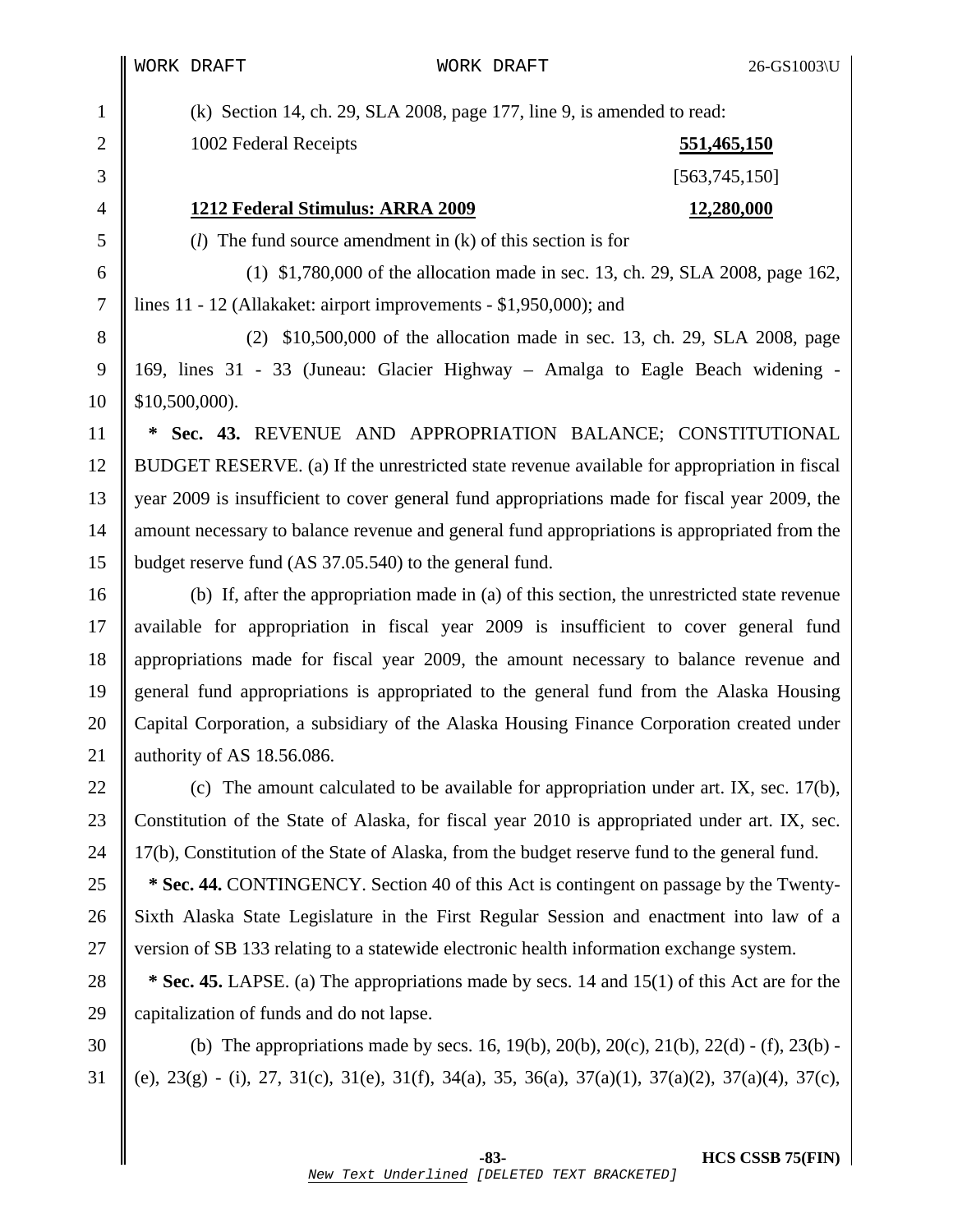(k) Section 14, ch. 29, SLA 2008, page 177, line 9, is amended to read:

1002 Federal Receipts **551,465,150**

[563,745,150]

**1212 Federal Stimulus: ARRA 2009** **12,280,000**

(*l*) The fund source amendment in (k) of this section is for

(1) $1,780,000 of the allocation made in sec. 13, ch. 29, SLA 2008, page 162, lines 11 - 12 (Allakaket: airport improvements - $1,950,000); and

(2) $10,500,000 of the allocation made in sec. 13, ch. 29, SLA 2008, page 169, lines 31 - 33 (Juneau: Glacier Highway – Amalga to Eagle Beach widening - $10,500,000).

**\* Sec. 43.** REVENUE AND APPROPRIATION BALANCE; CONSTITUTIONAL BUDGET RESERVE. (a) If the unrestricted state revenue available for appropriation in fiscal year 2009 is insufficient to cover general fund appropriations made for fiscal year 2009, the amount necessary to balance revenue and general fund appropriations is appropriated from the budget reserve fund (AS 37.05.540) to the general fund.

(b) If, after the appropriation made in (a) of this section, the unrestricted state revenue available for appropriation in fiscal year 2009 is insufficient to cover general fund appropriations made for fiscal year 2009, the amount necessary to balance revenue and general fund appropriations is appropriated to the general fund from the Alaska Housing Capital Corporation, a subsidiary of the Alaska Housing Finance Corporation created under authority of AS 18.56.086.

(c) The amount calculated to be available for appropriation under art. IX, sec. 17(b), Constitution of the State of Alaska, for fiscal year 2010 is appropriated under art. IX, sec. 17(b), Constitution of the State of Alaska, from the budget reserve fund to the general fund.

**\* Sec. 44.** CONTINGENCY. Section 40 of this Act is contingent on passage by the Twenty-Sixth Alaska State Legislature in the First Regular Session and enactment into law of a version of SB 133 relating to a statewide electronic health information exchange system.

**\* Sec. 45.** LAPSE. (a) The appropriations made by secs. 14 and 15(1) of this Act are for the capitalization of funds and do not lapse.

(b) The appropriations made by secs. 16, 19(b), 20(b), 20(c), 21(b), 22(d) - (f), 23(b) - (e), 23(g) - (i), 27, 31(c), 31(e), 31(f), 34(a), 35, 36(a), 37(a)(1), 37(a)(2), 37(a)(4), 37(c),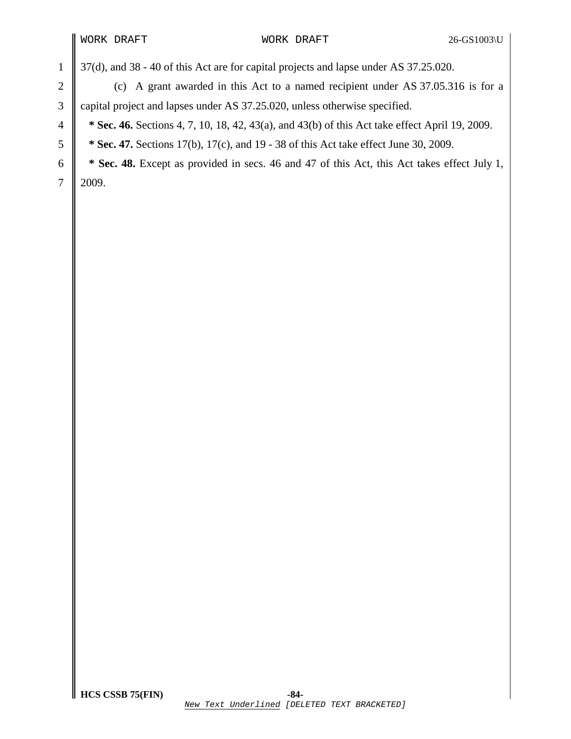37(d), and 38 - 40 of this Act are for capital projects and lapse under AS 37.25.020.

(c) A grant awarded in this Act to a named recipient under AS 37.05.316 is for a capital project and lapses under AS 37.25.020, unless otherwise specified.

**\* Sec. 46.** Sections 4, 7, 10, 18, 42, 43(a), and 43(b) of this Act take effect April 19, 2009.

**\* Sec. 47.** Sections 17(b), 17(c), and 19 - 38 of this Act take effect June 30, 2009.

**\* Sec. 48.** Except as provided in secs. 46 and 47 of this Act, this Act takes effect July 1, 2009.